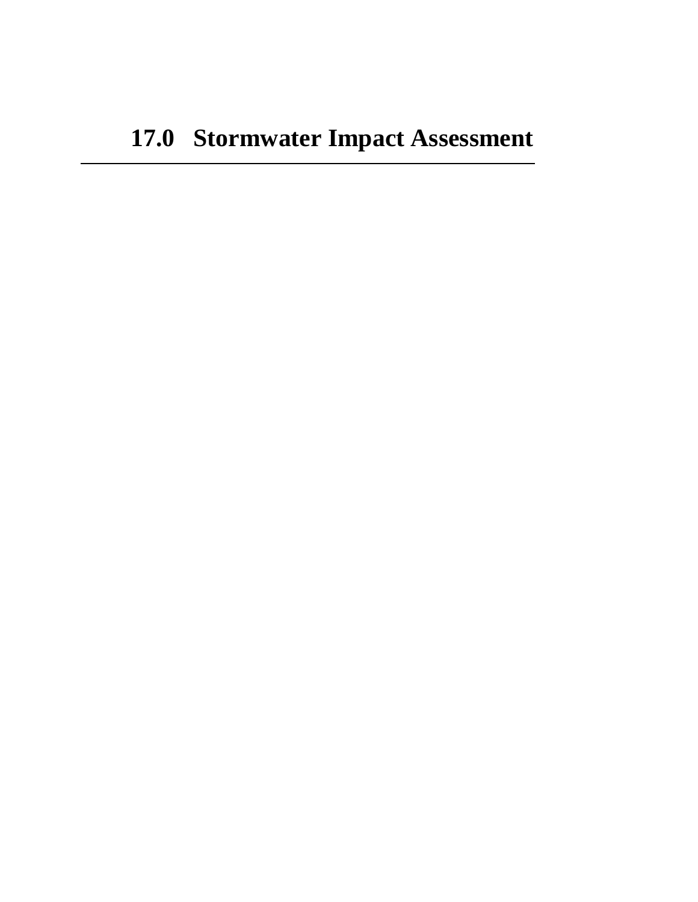# 17.0 Stormwater Impact Assessment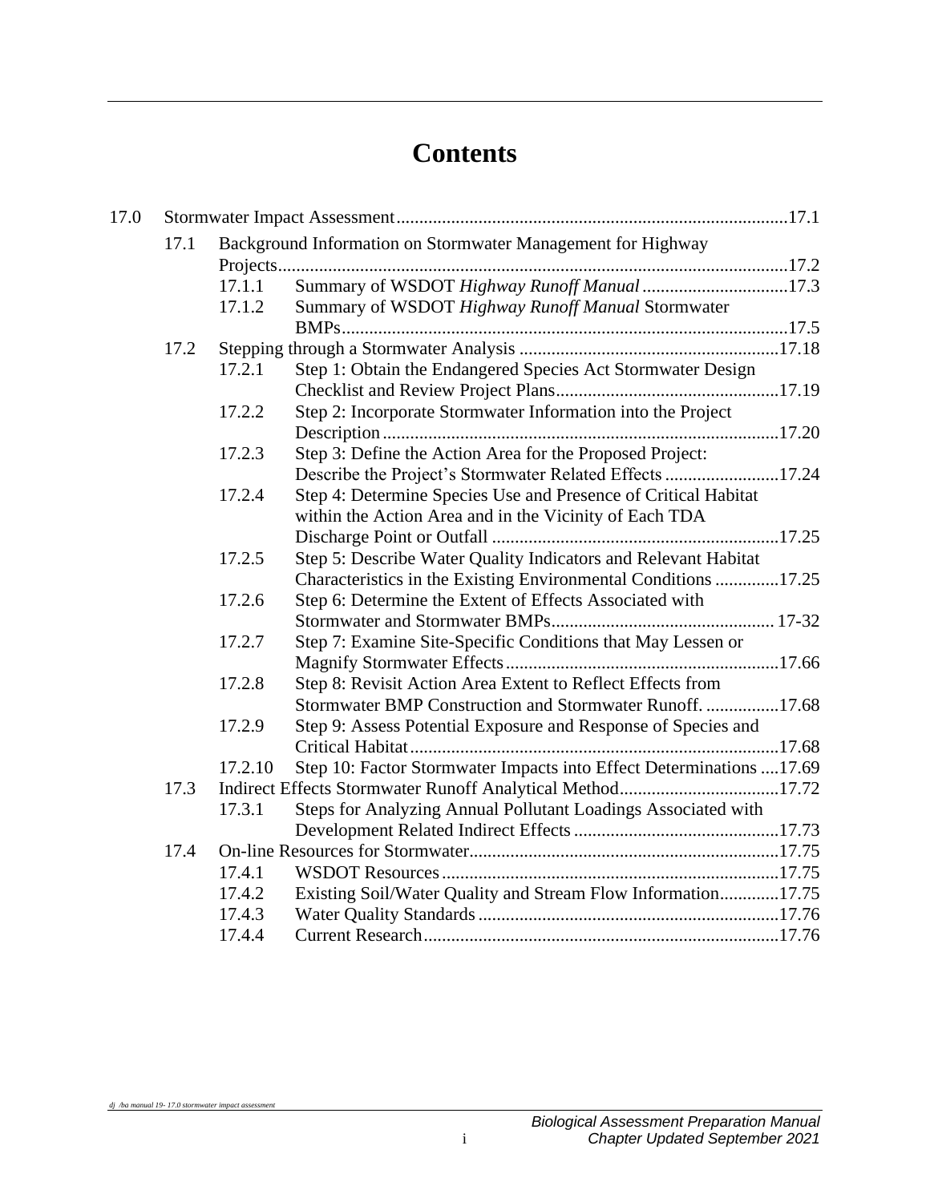# Contents

- 17.0 Stormwater Impact Assessment ....................................................................................17.1
  - 17.1 Background Information on Stormwater Management for Highway Projects..............................................................................................................17.2
    - 17.1.1 Summary of WSDOT *Highway Runoff Manual* ...............................17.3
    - 17.1.2 Summary of WSDOT *Highway Runoff Manual* Stormwater BMPs...............................................................................................17.5
  - 17.2 Stepping through a Stormwater Analysis ........................................................17.18
    - 17.2.1 Step 1: Obtain the Endangered Species Act Stormwater Design Checklist and Review Project Plans................................................17.19
    - 17.2.2 Step 2: Incorporate Stormwater Information into the Project Description ......................................................................................17.20
    - 17.2.3 Step 3: Define the Action Area for the Proposed Project: Describe the Project's Stormwater Related Effects .........................17.24
    - 17.2.4 Step 4: Determine Species Use and Presence of Critical Habitat within the Action Area and in the Vicinity of Each TDA Discharge Point or Outfall ..............................................................17.25
    - 17.2.5 Step 5: Describe Water Quality Indicators and Relevant Habitat Characteristics in the Existing Environmental Conditions .............17.25
    - 17.2.6 Step 6: Determine the Extent of Effects Associated with Stormwater and Stormwater BMPs................................................ 17-32
    - 17.2.7 Step 7: Examine Site-Specific Conditions that May Lessen or Magnify Stormwater Effects...........................................................17.66
    - 17.2.8 Step 8: Revisit Action Area Extent to Reflect Effects from Stormwater BMP Construction and Stormwater Runoff. ................17.68
    - 17.2.9 Step 9: Assess Potential Exposure and Response of Species and Critical Habitat................................................................................17.68
    - 17.2.10 Step 10: Factor Stormwater Impacts into Effect Determinations ....17.69
  - 17.3 Indirect Effects Stormwater Runoff Analytical Method..................................17.72
    - 17.3.1 Steps for Analyzing Annual Pollutant Loadings Associated with Development Related Indirect Effects .............................................17.73
  - 17.4 On-line Resources for Stormwater...................................................................17.75
    - 17.4.1 WSDOT Resources..........................................................................17.75
    - 17.4.2 Existing Soil/Water Quality and Stream Flow Information.............17.75
    - 17.4.3 Water Quality Standards .................................................................17.76
    - 17.4.4 Current Research..............................................................................17.76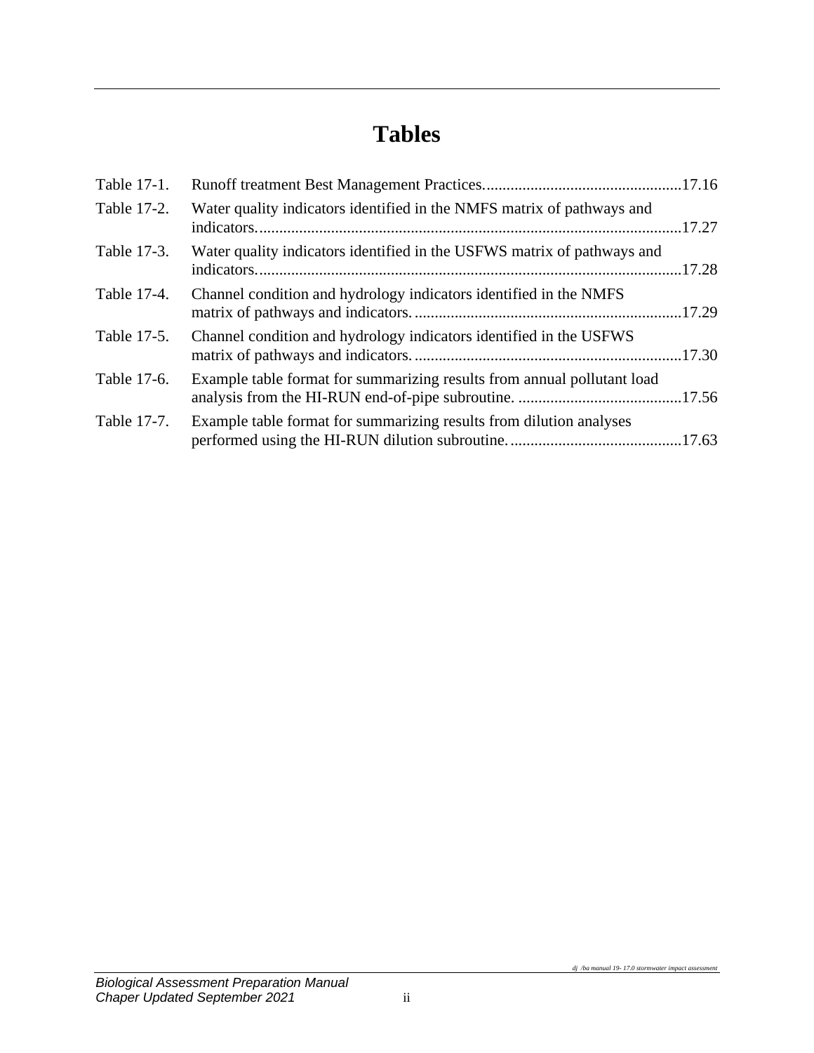# Tables

| | | |
|---|---|---|
| Table 17-1. | Runoff treatment Best Management Practices. | 17.16 |
| Table 17-2. | Water quality indicators identified in the NMFS matrix of pathways and indicators. | 17.27 |
| Table 17-3. | Water quality indicators identified in the USFWS matrix of pathways and indicators. | 17.28 |
| Table 17-4. | Channel condition and hydrology indicators identified in the NMFS matrix of pathways and indicators. | 17.29 |
| Table 17-5. | Channel condition and hydrology indicators identified in the USFWS matrix of pathways and indicators. | 17.30 |
| Table 17-6. | Example table format for summarizing results from annual pollutant load analysis from the HI-RUN end-of-pipe subroutine. | 17.56 |
| Table 17-7. | Example table format for summarizing results from dilution analyses performed using the HI-RUN dilution subroutine. | 17.63 |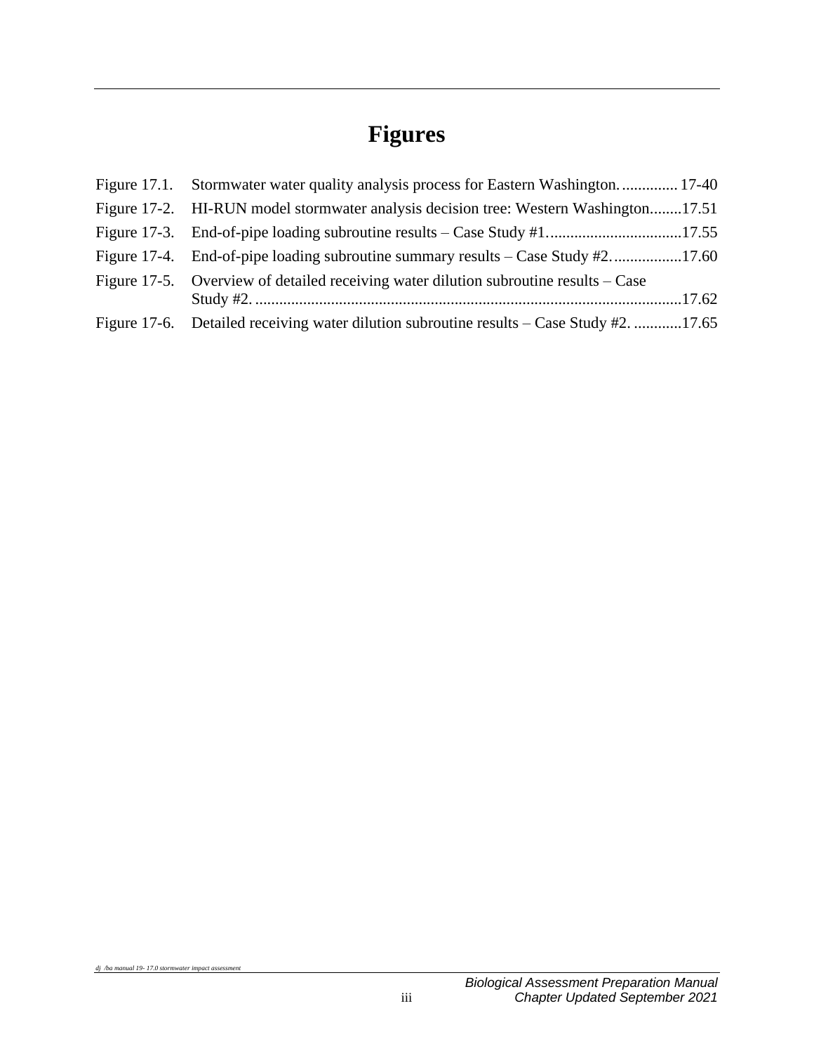# Figures

| | | |
|---|---|---|
| Figure 17.1. | Stormwater water quality analysis process for Eastern Washington. | 17-40 |
| Figure 17-2. | HI-RUN model stormwater analysis decision tree: Western Washington | 17.51 |
| Figure 17-3. | End-of-pipe loading subroutine results – Case Study #1 | 17.55 |
| Figure 17-4. | End-of-pipe loading subroutine summary results – Case Study #2. | 17.60 |
| Figure 17-5. | Overview of detailed receiving water dilution subroutine results – Case Study #2. | 17.62 |
| Figure 17-6. | Detailed receiving water dilution subroutine results – Case Study #2. | 17.65 |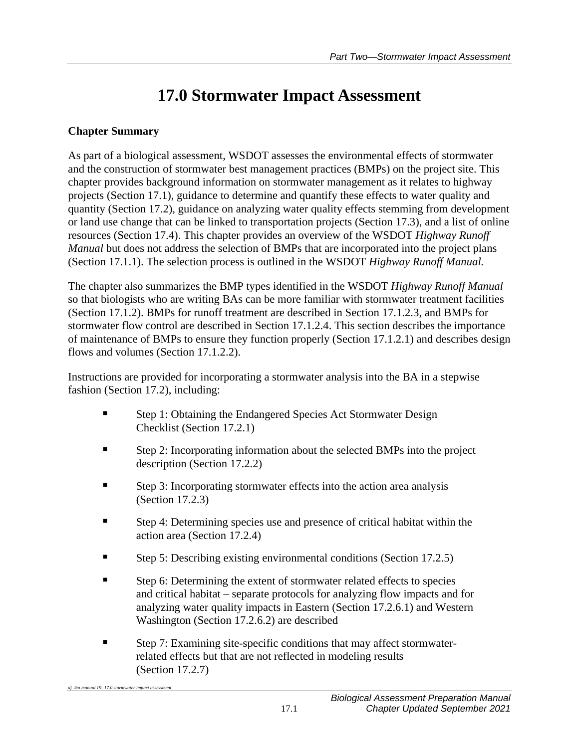# 17.0 Stormwater Impact Assessment

**Chapter Summary**

As part of a biological assessment, WSDOT assesses the environmental effects of stormwater and the construction of stormwater best management practices (BMPs) on the project site. This chapter provides background information on stormwater management as it relates to highway projects (Section 17.1), guidance to determine and quantify these effects to water quality and quantity (Section 17.2), guidance on analyzing water quality effects stemming from development or land use change that can be linked to transportation projects (Section 17.3), and a list of online resources (Section 17.4). This chapter provides an overview of the WSDOT *Highway Runoff Manual* but does not address the selection of BMPs that are incorporated into the project plans (Section 17.1.1). The selection process is outlined in the WSDOT *Highway Runoff Manual.*

The chapter also summarizes the BMP types identified in the WSDOT *Highway Runoff Manual* so that biologists who are writing BAs can be more familiar with stormwater treatment facilities (Section 17.1.2). BMPs for runoff treatment are described in Section 17.1.2.3, and BMPs for stormwater flow control are described in Section 17.1.2.4. This section describes the importance of maintenance of BMPs to ensure they function properly (Section 17.1.2.1) and describes design flows and volumes (Section 17.1.2.2).

Instructions are provided for incorporating a stormwater analysis into the BA in a stepwise fashion (Section 17.2), including:

- Step 1: Obtaining the Endangered Species Act Stormwater Design Checklist (Section 17.2.1)
- Step 2: Incorporating information about the selected BMPs into the project description (Section 17.2.2)
- Step 3: Incorporating stormwater effects into the action area analysis (Section 17.2.3)
- Step 4: Determining species use and presence of critical habitat within the action area (Section 17.2.4)
- Step 5: Describing existing environmental conditions (Section 17.2.5)
- Step 6: Determining the extent of stormwater related effects to species and critical habitat – separate protocols for analyzing flow impacts and for analyzing water quality impacts in Eastern (Section 17.2.6.1) and Western Washington (Section 17.2.6.2) are described
- Step 7: Examining site-specific conditions that may affect stormwater-related effects but that are not reflected in modeling results (Section 17.2.7)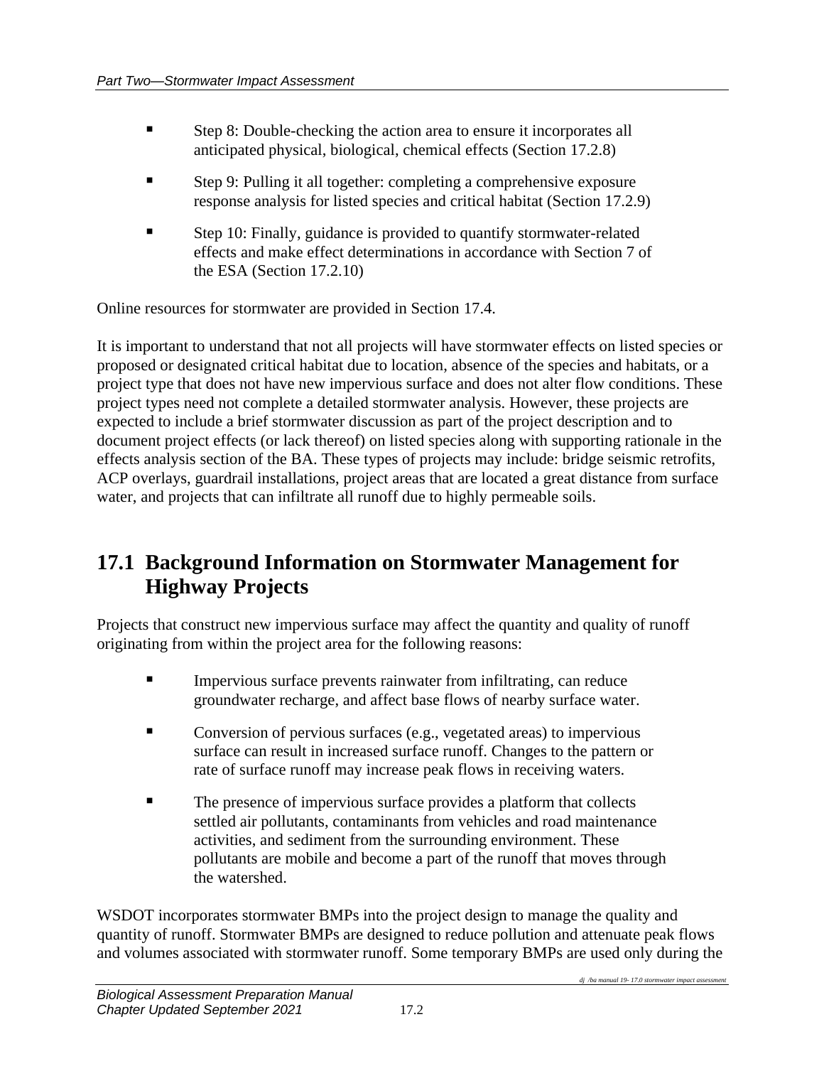- Step 8: Double-checking the action area to ensure it incorporates all anticipated physical, biological, chemical effects (Section 17.2.8)
- Step 9: Pulling it all together: completing a comprehensive exposure response analysis for listed species and critical habitat (Section 17.2.9)
- Step 10: Finally, guidance is provided to quantify stormwater-related effects and make effect determinations in accordance with Section 7 of the ESA (Section 17.2.10)

Online resources for stormwater are provided in Section 17.4.

It is important to understand that not all projects will have stormwater effects on listed species or proposed or designated critical habitat due to location, absence of the species and habitats, or a project type that does not have new impervious surface and does not alter flow conditions. These project types need not complete a detailed stormwater analysis. However, these projects are expected to include a brief stormwater discussion as part of the project description and to document project effects (or lack thereof) on listed species along with supporting rationale in the effects analysis section of the BA. These types of projects may include: bridge seismic retrofits, ACP overlays, guardrail installations, project areas that are located a great distance from surface water, and projects that can infiltrate all runoff due to highly permeable soils.

## 17.1 Background Information on Stormwater Management for Highway Projects

Projects that construct new impervious surface may affect the quantity and quality of runoff originating from within the project area for the following reasons:

- Impervious surface prevents rainwater from infiltrating, can reduce groundwater recharge, and affect base flows of nearby surface water.
- Conversion of pervious surfaces (e.g., vegetated areas) to impervious surface can result in increased surface runoff. Changes to the pattern or rate of surface runoff may increase peak flows in receiving waters.
- The presence of impervious surface provides a platform that collects settled air pollutants, contaminants from vehicles and road maintenance activities, and sediment from the surrounding environment. These pollutants are mobile and become a part of the runoff that moves through the watershed.

WSDOT incorporates stormwater BMPs into the project design to manage the quality and quantity of runoff. Stormwater BMPs are designed to reduce pollution and attenuate peak flows and volumes associated with stormwater runoff. Some temporary BMPs are used only during the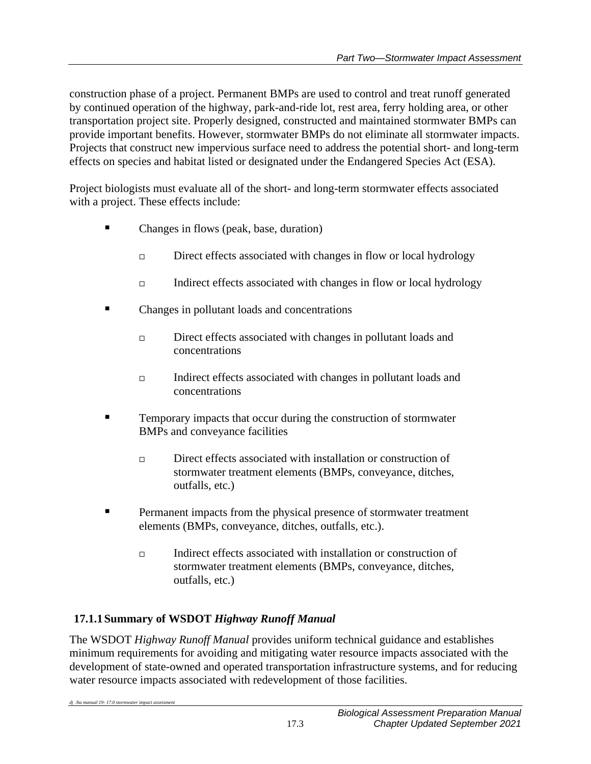construction phase of a project. Permanent BMPs are used to control and treat runoff generated by continued operation of the highway, park-and-ride lot, rest area, ferry holding area, or other transportation project site. Properly designed, constructed and maintained stormwater BMPs can provide important benefits. However, stormwater BMPs do not eliminate all stormwater impacts. Projects that construct new impervious surface need to address the potential short- and long-term effects on species and habitat listed or designated under the Endangered Species Act (ESA).

Project biologists must evaluate all of the short- and long-term stormwater effects associated with a project. These effects include:

- Changes in flows (peak, base, duration)
  - Direct effects associated with changes in flow or local hydrology
  - Indirect effects associated with changes in flow or local hydrology
- Changes in pollutant loads and concentrations
  - Direct effects associated with changes in pollutant loads and concentrations
  - Indirect effects associated with changes in pollutant loads and concentrations
- Temporary impacts that occur during the construction of stormwater BMPs and conveyance facilities
  - Direct effects associated with installation or construction of stormwater treatment elements (BMPs, conveyance, ditches, outfalls, etc.)
- Permanent impacts from the physical presence of stormwater treatment elements (BMPs, conveyance, ditches, outfalls, etc.).
  - Indirect effects associated with installation or construction of stormwater treatment elements (BMPs, conveyance, ditches, outfalls, etc.)

### 17.1.1 Summary of WSDOT *Highway Runoff Manual*

The WSDOT *Highway Runoff Manual* provides uniform technical guidance and establishes minimum requirements for avoiding and mitigating water resource impacts associated with the development of state-owned and operated transportation infrastructure systems, and for reducing water resource impacts associated with redevelopment of those facilities.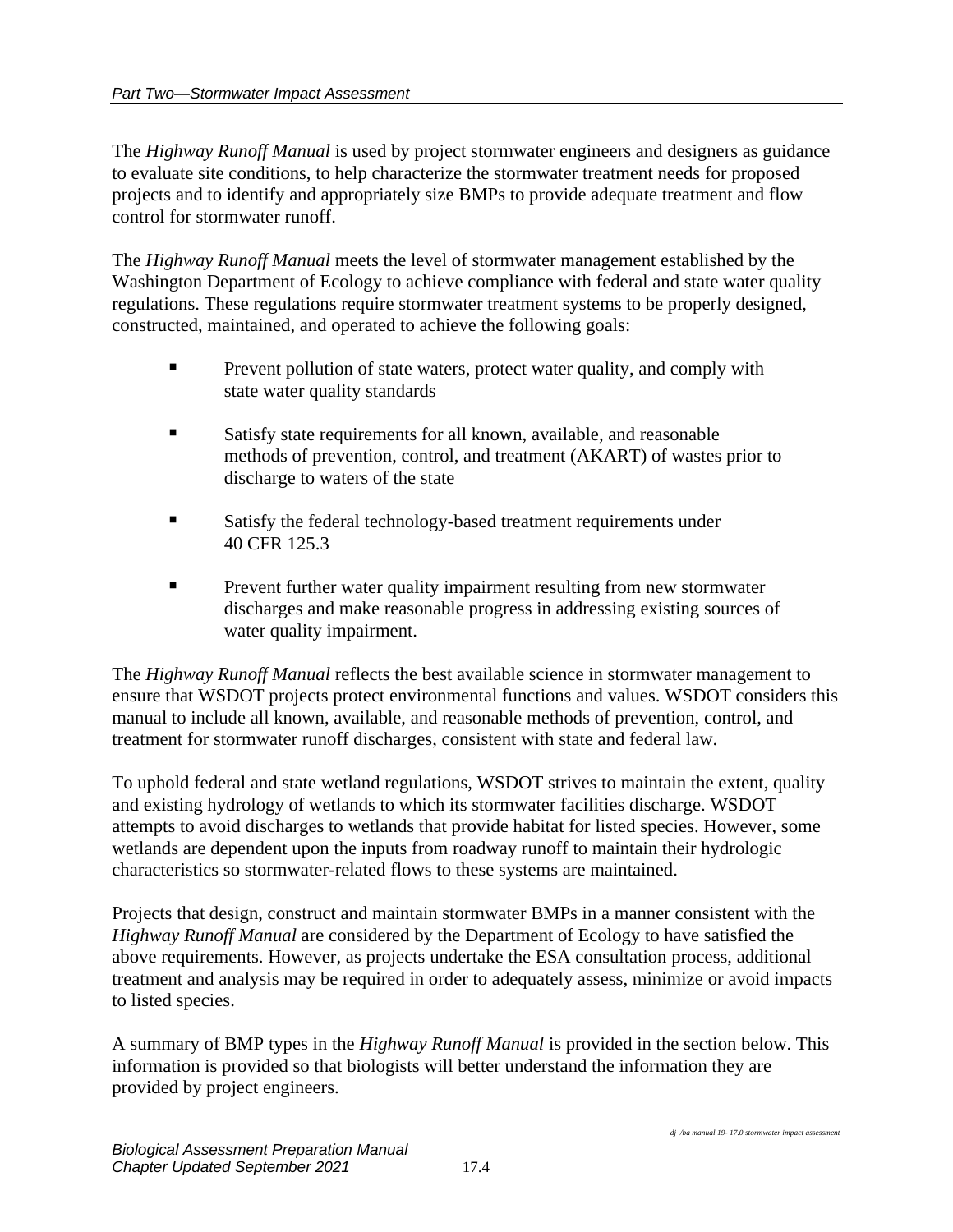The *Highway Runoff Manual* is used by project stormwater engineers and designers as guidance to evaluate site conditions, to help characterize the stormwater treatment needs for proposed projects and to identify and appropriately size BMPs to provide adequate treatment and flow control for stormwater runoff.

The *Highway Runoff Manual* meets the level of stormwater management established by the Washington Department of Ecology to achieve compliance with federal and state water quality regulations. These regulations require stormwater treatment systems to be properly designed, constructed, maintained, and operated to achieve the following goals:

- Prevent pollution of state waters, protect water quality, and comply with state water quality standards
- Satisfy state requirements for all known, available, and reasonable methods of prevention, control, and treatment (AKART) of wastes prior to discharge to waters of the state
- Satisfy the federal technology-based treatment requirements under 40 CFR 125.3
- Prevent further water quality impairment resulting from new stormwater discharges and make reasonable progress in addressing existing sources of water quality impairment.

The *Highway Runoff Manual* reflects the best available science in stormwater management to ensure that WSDOT projects protect environmental functions and values. WSDOT considers this manual to include all known, available, and reasonable methods of prevention, control, and treatment for stormwater runoff discharges, consistent with state and federal law.

To uphold federal and state wetland regulations, WSDOT strives to maintain the extent, quality and existing hydrology of wetlands to which its stormwater facilities discharge. WSDOT attempts to avoid discharges to wetlands that provide habitat for listed species. However, some wetlands are dependent upon the inputs from roadway runoff to maintain their hydrologic characteristics so stormwater-related flows to these systems are maintained.

Projects that design, construct and maintain stormwater BMPs in a manner consistent with the *Highway Runoff Manual* are considered by the Department of Ecology to have satisfied the above requirements. However, as projects undertake the ESA consultation process, additional treatment and analysis may be required in order to adequately assess, minimize or avoid impacts to listed species.

A summary of BMP types in the *Highway Runoff Manual* is provided in the section below. This information is provided so that biologists will better understand the information they are provided by project engineers.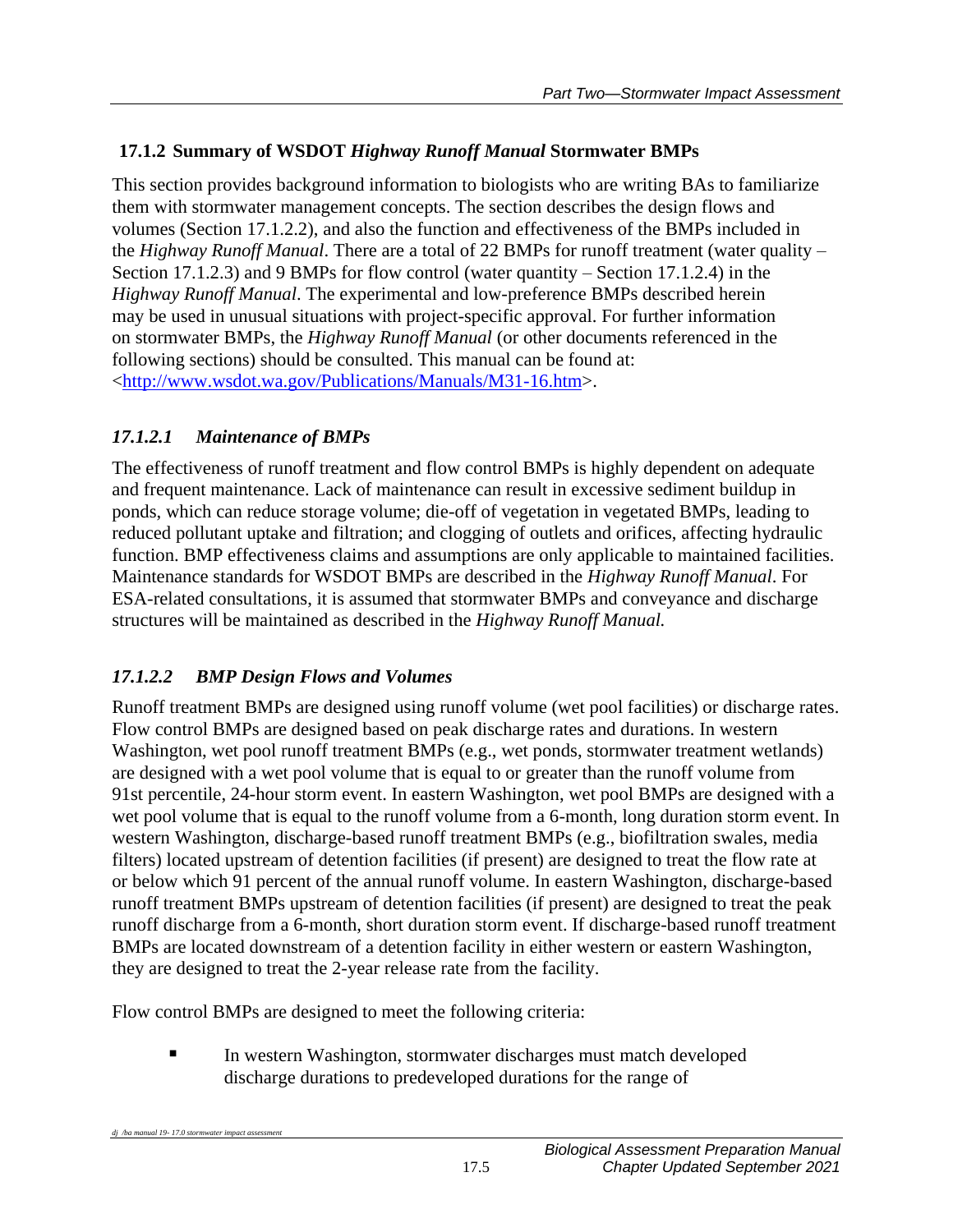### 17.1.2 Summary of WSDOT *Highway Runoff Manual* Stormwater BMPs

This section provides background information to biologists who are writing BAs to familiarize them with stormwater management concepts. The section describes the design flows and volumes (Section 17.1.2.2), and also the function and effectiveness of the BMPs included in the *Highway Runoff Manual*. There are a total of 22 BMPs for runoff treatment (water quality – Section 17.1.2.3) and 9 BMPs for flow control (water quantity – Section 17.1.2.4) in the *Highway Runoff Manual*. The experimental and low-preference BMPs described herein may be used in unusual situations with project-specific approval. For further information on stormwater BMPs, the *Highway Runoff Manual* (or other documents referenced in the following sections) should be consulted. This manual can be found at: <http://www.wsdot.wa.gov/Publications/Manuals/M31-16.htm>.

#### *17.1.2.1 Maintenance of BMPs*

The effectiveness of runoff treatment and flow control BMPs is highly dependent on adequate and frequent maintenance. Lack of maintenance can result in excessive sediment buildup in ponds, which can reduce storage volume; die-off of vegetation in vegetated BMPs, leading to reduced pollutant uptake and filtration; and clogging of outlets and orifices, affecting hydraulic function. BMP effectiveness claims and assumptions are only applicable to maintained facilities. Maintenance standards for WSDOT BMPs are described in the *Highway Runoff Manual*. For ESA-related consultations, it is assumed that stormwater BMPs and conveyance and discharge structures will be maintained as described in the *Highway Runoff Manual.*

#### *17.1.2.2 BMP Design Flows and Volumes*

Runoff treatment BMPs are designed using runoff volume (wet pool facilities) or discharge rates. Flow control BMPs are designed based on peak discharge rates and durations. In western Washington, wet pool runoff treatment BMPs (e.g., wet ponds, stormwater treatment wetlands) are designed with a wet pool volume that is equal to or greater than the runoff volume from 91st percentile, 24-hour storm event. In eastern Washington, wet pool BMPs are designed with a wet pool volume that is equal to the runoff volume from a 6-month, long duration storm event. In western Washington, discharge-based runoff treatment BMPs (e.g., biofiltration swales, media filters) located upstream of detention facilities (if present) are designed to treat the flow rate at or below which 91 percent of the annual runoff volume. In eastern Washington, discharge-based runoff treatment BMPs upstream of detention facilities (if present) are designed to treat the peak runoff discharge from a 6-month, short duration storm event. If discharge-based runoff treatment BMPs are located downstream of a detention facility in either western or eastern Washington, they are designed to treat the 2-year release rate from the facility.

Flow control BMPs are designed to meet the following criteria:

- In western Washington, stormwater discharges must match developed discharge durations to predeveloped durations for the range of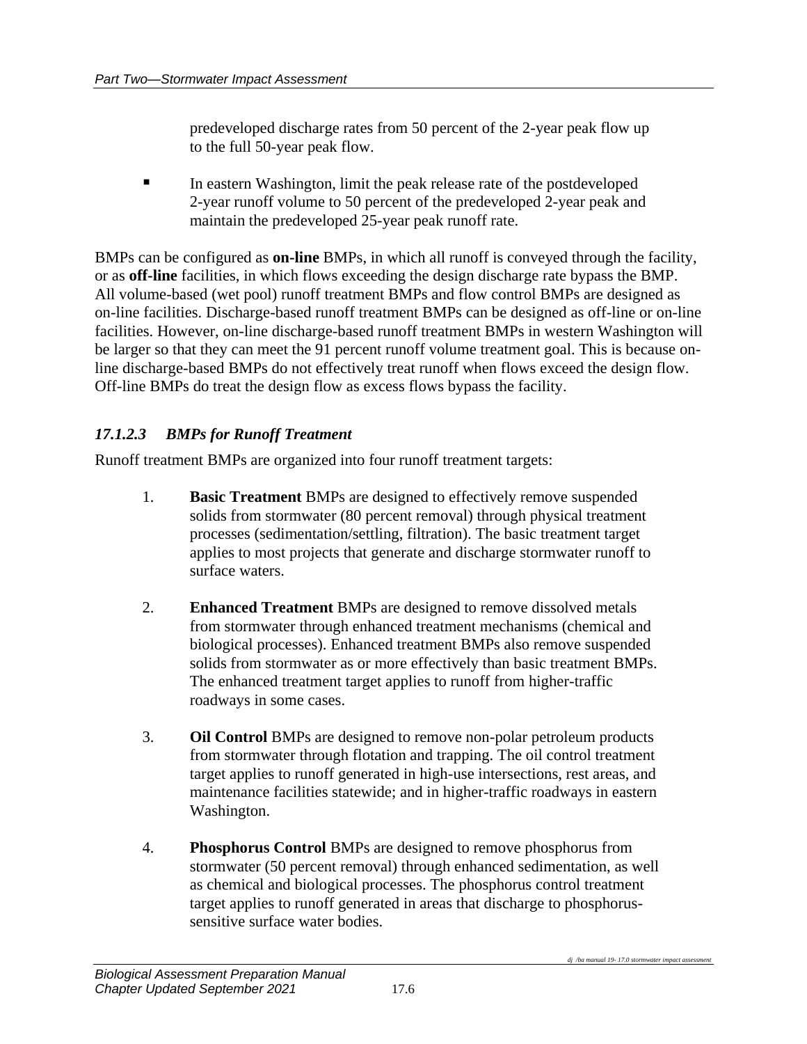predeveloped discharge rates from 50 percent of the 2-year peak flow up to the full 50-year peak flow.

- In eastern Washington, limit the peak release rate of the postdeveloped 2-year runoff volume to 50 percent of the predeveloped 2-year peak and maintain the predeveloped 25-year peak runoff rate.

BMPs can be configured as **on-line** BMPs, in which all runoff is conveyed through the facility, or as **off-line** facilities, in which flows exceeding the design discharge rate bypass the BMP. All volume-based (wet pool) runoff treatment BMPs and flow control BMPs are designed as on-line facilities. Discharge-based runoff treatment BMPs can be designed as off-line or on-line facilities. However, on-line discharge-based runoff treatment BMPs in western Washington will be larger so that they can meet the 91 percent runoff volume treatment goal. This is because on-line discharge-based BMPs do not effectively treat runoff when flows exceed the design flow. Off-line BMPs do treat the design flow as excess flows bypass the facility.

#### *17.1.2.3 BMPs for Runoff Treatment*

Runoff treatment BMPs are organized into four runoff treatment targets:

1. **Basic Treatment** BMPs are designed to effectively remove suspended solids from stormwater (80 percent removal) through physical treatment processes (sedimentation/settling, filtration). The basic treatment target applies to most projects that generate and discharge stormwater runoff to surface waters.

2. **Enhanced Treatment** BMPs are designed to remove dissolved metals from stormwater through enhanced treatment mechanisms (chemical and biological processes). Enhanced treatment BMPs also remove suspended solids from stormwater as or more effectively than basic treatment BMPs. The enhanced treatment target applies to runoff from higher-traffic roadways in some cases.

3. **Oil Control** BMPs are designed to remove non-polar petroleum products from stormwater through flotation and trapping. The oil control treatment target applies to runoff generated in high-use intersections, rest areas, and maintenance facilities statewide; and in higher-traffic roadways in eastern Washington.

4. **Phosphorus Control** BMPs are designed to remove phosphorus from stormwater (50 percent removal) through enhanced sedimentation, as well as chemical and biological processes. The phosphorus control treatment target applies to runoff generated in areas that discharge to phosphorus-sensitive surface water bodies.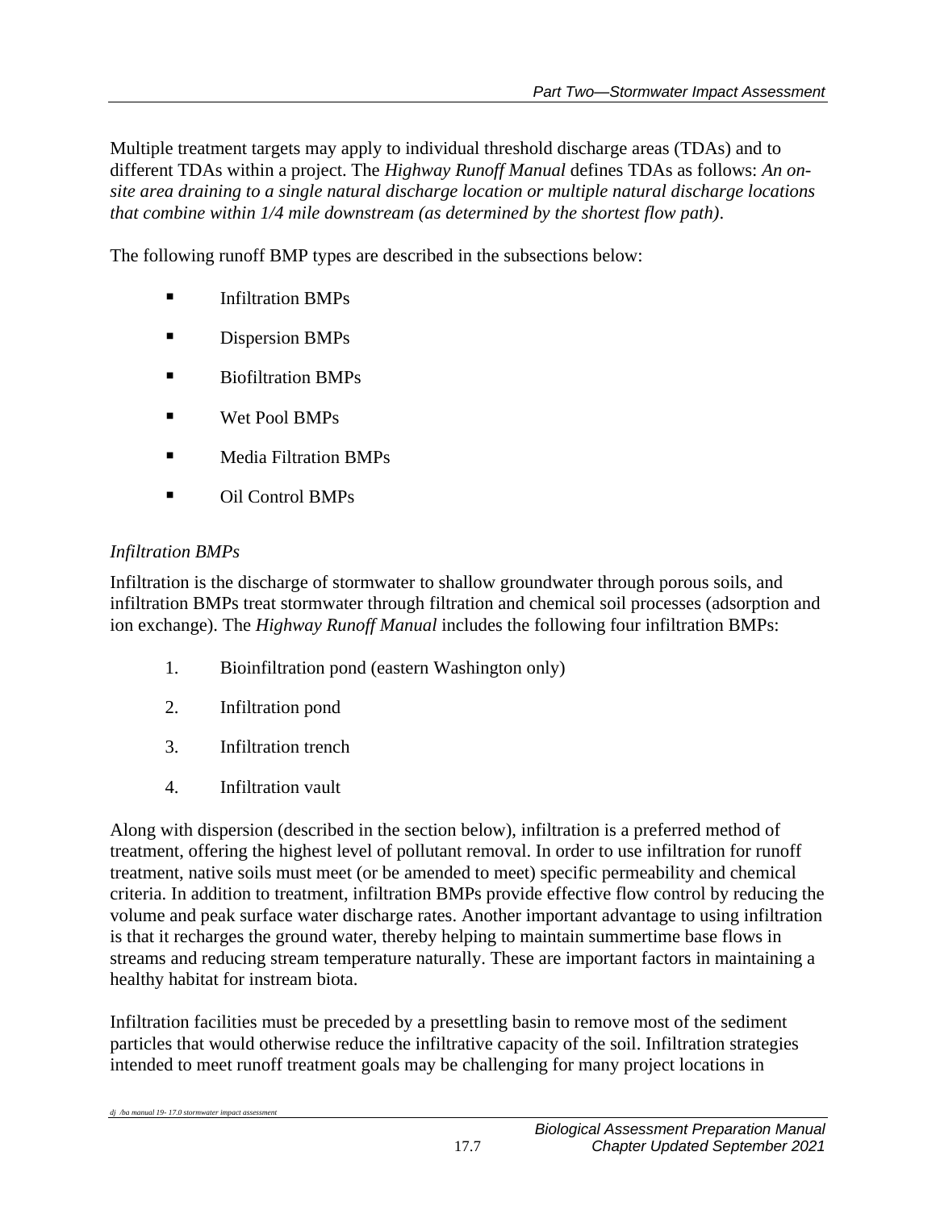Multiple treatment targets may apply to individual threshold discharge areas (TDAs) and to different TDAs within a project. The *Highway Runoff Manual* defines TDAs as follows: *An on-site area draining to a single natural discharge location or multiple natural discharge locations that combine within 1/4 mile downstream (as determined by the shortest flow path)*.

The following runoff BMP types are described in the subsections below:

- Infiltration BMPs
- Dispersion BMPs
- Biofiltration BMPs
- Wet Pool BMPs
- Media Filtration BMPs
- Oil Control BMPs

### *Infiltration BMPs*

Infiltration is the discharge of stormwater to shallow groundwater through porous soils, and infiltration BMPs treat stormwater through filtration and chemical soil processes (adsorption and ion exchange). The *Highway Runoff Manual* includes the following four infiltration BMPs:

1. Bioinfiltration pond (eastern Washington only)
2. Infiltration pond
3. Infiltration trench
4. Infiltration vault

Along with dispersion (described in the section below), infiltration is a preferred method of treatment, offering the highest level of pollutant removal. In order to use infiltration for runoff treatment, native soils must meet (or be amended to meet) specific permeability and chemical criteria. In addition to treatment, infiltration BMPs provide effective flow control by reducing the volume and peak surface water discharge rates. Another important advantage to using infiltration is that it recharges the ground water, thereby helping to maintain summertime base flows in streams and reducing stream temperature naturally. These are important factors in maintaining a healthy habitat for instream biota.

Infiltration facilities must be preceded by a presettling basin to remove most of the sediment particles that would otherwise reduce the infiltrative capacity of the soil. Infiltration strategies intended to meet runoff treatment goals may be challenging for many project locations in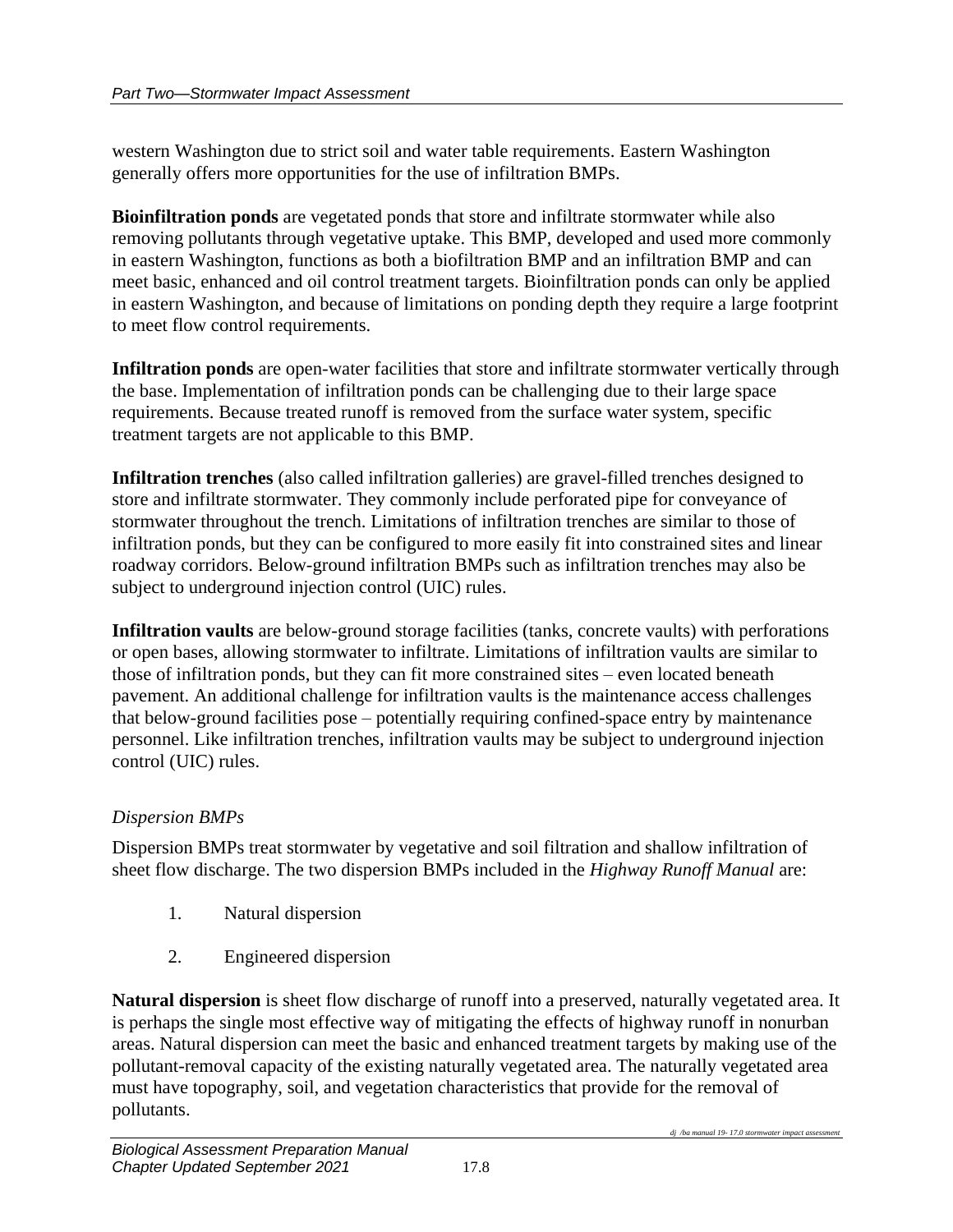western Washington due to strict soil and water table requirements. Eastern Washington generally offers more opportunities for the use of infiltration BMPs.

**Bioinfiltration ponds** are vegetated ponds that store and infiltrate stormwater while also removing pollutants through vegetative uptake. This BMP, developed and used more commonly in eastern Washington, functions as both a biofiltration BMP and an infiltration BMP and can meet basic, enhanced and oil control treatment targets. Bioinfiltration ponds can only be applied in eastern Washington, and because of limitations on ponding depth they require a large footprint to meet flow control requirements.

**Infiltration ponds** are open-water facilities that store and infiltrate stormwater vertically through the base. Implementation of infiltration ponds can be challenging due to their large space requirements. Because treated runoff is removed from the surface water system, specific treatment targets are not applicable to this BMP.

**Infiltration trenches** (also called infiltration galleries) are gravel-filled trenches designed to store and infiltrate stormwater. They commonly include perforated pipe for conveyance of stormwater throughout the trench. Limitations of infiltration trenches are similar to those of infiltration ponds, but they can be configured to more easily fit into constrained sites and linear roadway corridors. Below-ground infiltration BMPs such as infiltration trenches may also be subject to underground injection control (UIC) rules.

**Infiltration vaults** are below-ground storage facilities (tanks, concrete vaults) with perforations or open bases, allowing stormwater to infiltrate. Limitations of infiltration vaults are similar to those of infiltration ponds, but they can fit more constrained sites – even located beneath pavement. An additional challenge for infiltration vaults is the maintenance access challenges that below-ground facilities pose – potentially requiring confined-space entry by maintenance personnel. Like infiltration trenches, infiltration vaults may be subject to underground injection control (UIC) rules.

*Dispersion BMPs*

Dispersion BMPs treat stormwater by vegetative and soil filtration and shallow infiltration of sheet flow discharge. The two dispersion BMPs included in the *Highway Runoff Manual* are:

1. Natural dispersion
2. Engineered dispersion

**Natural dispersion** is sheet flow discharge of runoff into a preserved, naturally vegetated area. It is perhaps the single most effective way of mitigating the effects of highway runoff in nonurban areas. Natural dispersion can meet the basic and enhanced treatment targets by making use of the pollutant-removal capacity of the existing naturally vegetated area. The naturally vegetated area must have topography, soil, and vegetation characteristics that provide for the removal of pollutants.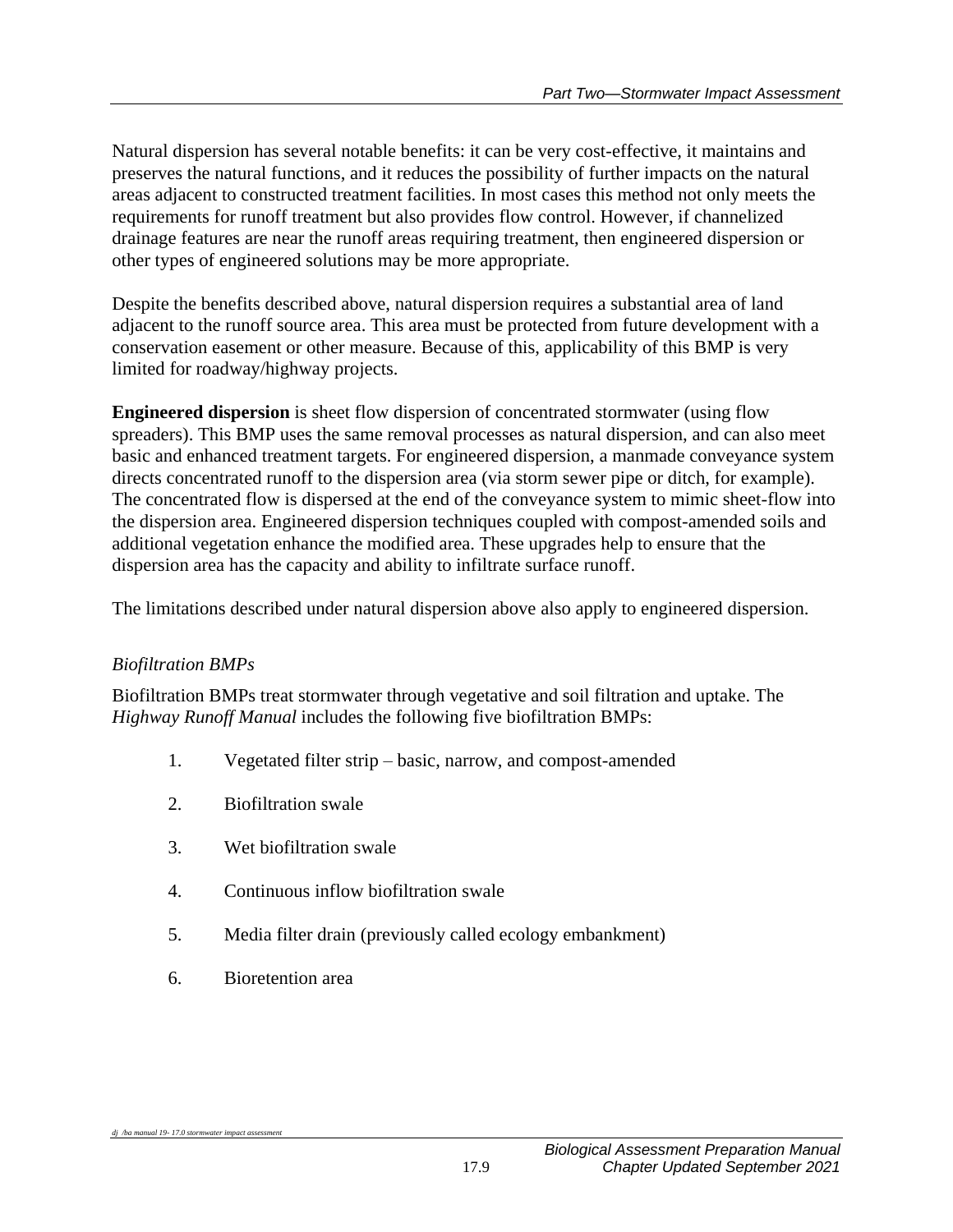Natural dispersion has several notable benefits: it can be very cost-effective, it maintains and preserves the natural functions, and it reduces the possibility of further impacts on the natural areas adjacent to constructed treatment facilities. In most cases this method not only meets the requirements for runoff treatment but also provides flow control. However, if channelized drainage features are near the runoff areas requiring treatment, then engineered dispersion or other types of engineered solutions may be more appropriate.

Despite the benefits described above, natural dispersion requires a substantial area of land adjacent to the runoff source area. This area must be protected from future development with a conservation easement or other measure. Because of this, applicability of this BMP is very limited for roadway/highway projects.

**Engineered dispersion** is sheet flow dispersion of concentrated stormwater (using flow spreaders). This BMP uses the same removal processes as natural dispersion, and can also meet basic and enhanced treatment targets. For engineered dispersion, a manmade conveyance system directs concentrated runoff to the dispersion area (via storm sewer pipe or ditch, for example). The concentrated flow is dispersed at the end of the conveyance system to mimic sheet-flow into the dispersion area. Engineered dispersion techniques coupled with compost-amended soils and additional vegetation enhance the modified area. These upgrades help to ensure that the dispersion area has the capacity and ability to infiltrate surface runoff.

The limitations described under natural dispersion above also apply to engineered dispersion.

*Biofiltration BMPs*

Biofiltration BMPs treat stormwater through vegetative and soil filtration and uptake. The *Highway Runoff Manual* includes the following five biofiltration BMPs:

1. Vegetated filter strip – basic, narrow, and compost-amended
2. Biofiltration swale
3. Wet biofiltration swale
4. Continuous inflow biofiltration swale
5. Media filter drain (previously called ecology embankment)
6. Bioretention area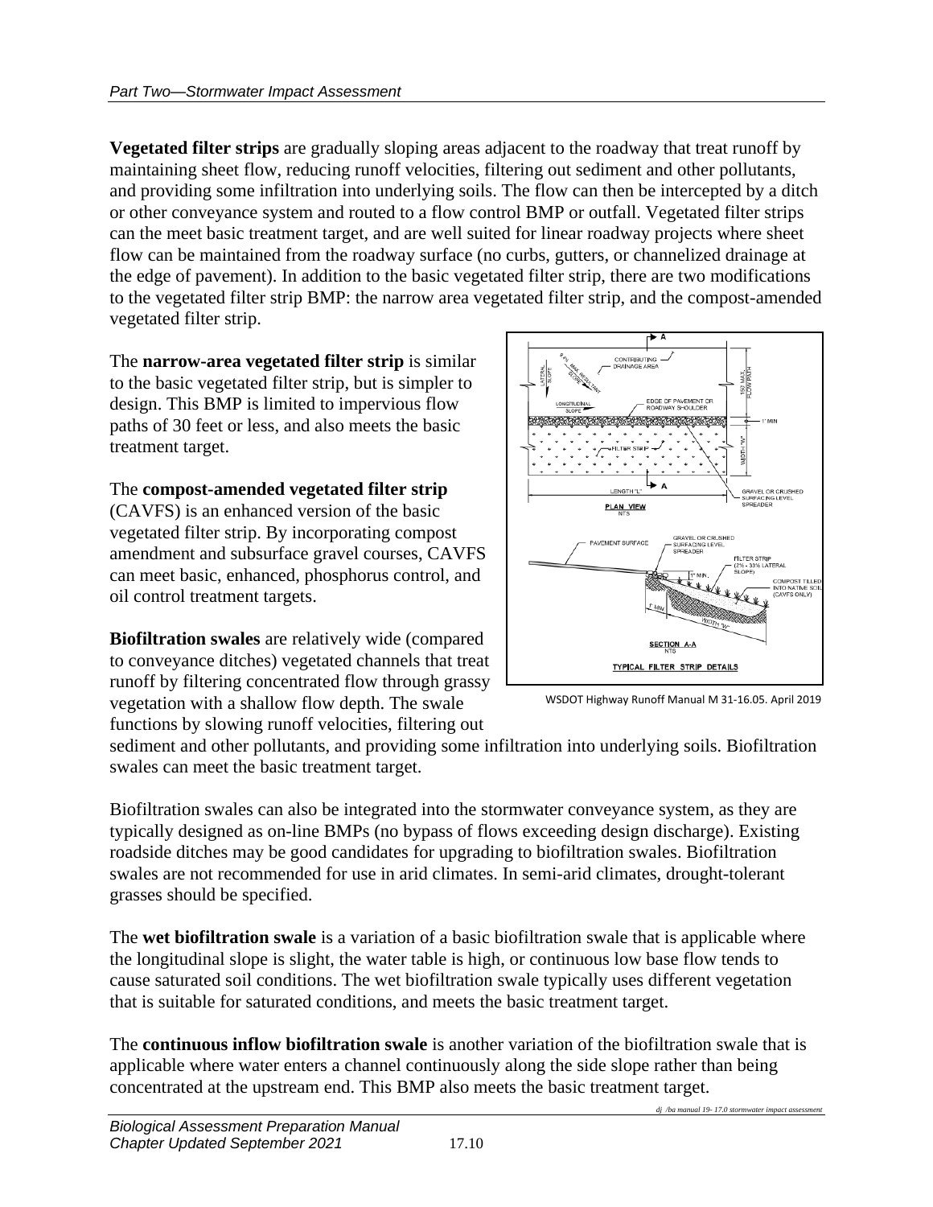**Vegetated filter strips** are gradually sloping areas adjacent to the roadway that treat runoff by maintaining sheet flow, reducing runoff velocities, filtering out sediment and other pollutants, and providing some infiltration into underlying soils. The flow can then be intercepted by a ditch or other conveyance system and routed to a flow control BMP or outfall. Vegetated filter strips can the meet basic treatment target, and are well suited for linear roadway projects where sheet flow can be maintained from the roadway surface (no curbs, gutters, or channelized drainage at the edge of pavement). In addition to the basic vegetated filter strip, there are two modifications to the vegetated filter strip BMP: the narrow area vegetated filter strip, and the compost-amended vegetated filter strip.

The **narrow-area vegetated filter strip** is similar to the basic vegetated filter strip, but is simpler to design. This BMP is limited to impervious flow paths of 30 feet or less, and also meets the basic treatment target.

The **compost-amended vegetated filter strip** (CAVFS) is an enhanced version of the basic vegetated filter strip. By incorporating compost amendment and subsurface gravel courses, CAVFS can meet basic, enhanced, phosphorus control, and oil control treatment targets.

WSDOT Highway Runoff Manual M 31-16.05. April 2019

**Biofiltration swales** are relatively wide (compared to conveyance ditches) vegetated channels that treat runoff by filtering concentrated flow through grassy vegetation with a shallow flow depth. The swale functions by slowing runoff velocities, filtering out sediment and other pollutants, and providing some infiltration into underlying soils. Biofiltration swales can meet the basic treatment target.

Biofiltration swales can also be integrated into the stormwater conveyance system, as they are typically designed as on-line BMPs (no bypass of flows exceeding design discharge). Existing roadside ditches may be good candidates for upgrading to biofiltration swales. Biofiltration swales are not recommended for use in arid climates. In semi-arid climates, drought-tolerant grasses should be specified.

The **wet biofiltration swale** is a variation of a basic biofiltration swale that is applicable where the longitudinal slope is slight, the water table is high, or continuous low base flow tends to cause saturated soil conditions. The wet biofiltration swale typically uses different vegetation that is suitable for saturated conditions, and meets the basic treatment target.

The **continuous inflow biofiltration swale** is another variation of the biofiltration swale that is applicable where water enters a channel continuously along the side slope rather than being concentrated at the upstream end. This BMP also meets the basic treatment target.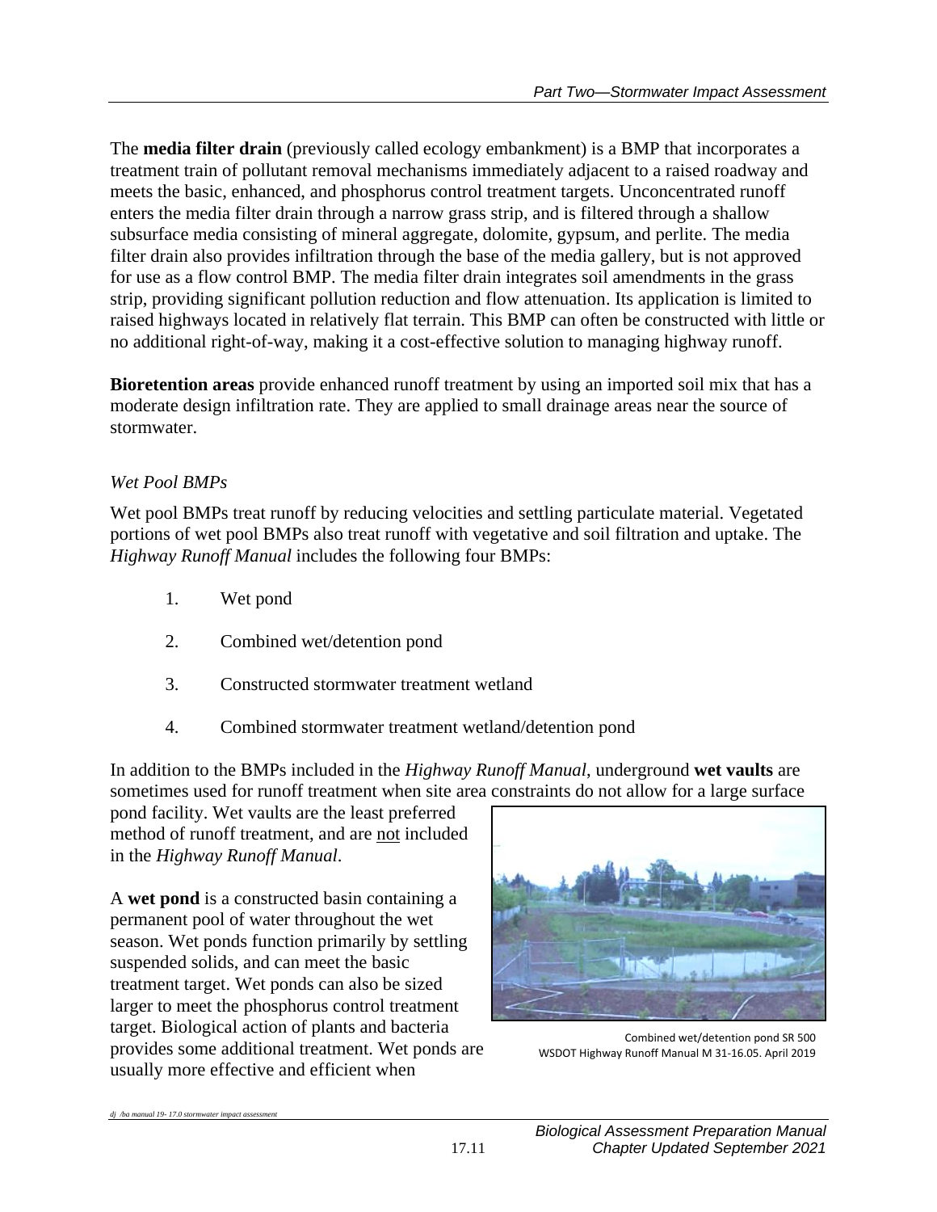The **media filter drain** (previously called ecology embankment) is a BMP that incorporates a treatment train of pollutant removal mechanisms immediately adjacent to a raised roadway and meets the basic, enhanced, and phosphorus control treatment targets. Unconcentrated runoff enters the media filter drain through a narrow grass strip, and is filtered through a shallow subsurface media consisting of mineral aggregate, dolomite, gypsum, and perlite. The media filter drain also provides infiltration through the base of the media gallery, but is not approved for use as a flow control BMP. The media filter drain integrates soil amendments in the grass strip, providing significant pollution reduction and flow attenuation. Its application is limited to raised highways located in relatively flat terrain. This BMP can often be constructed with little or no additional right-of-way, making it a cost-effective solution to managing highway runoff.

**Bioretention areas** provide enhanced runoff treatment by using an imported soil mix that has a moderate design infiltration rate. They are applied to small drainage areas near the source of stormwater.

*Wet Pool BMPs*

Wet pool BMPs treat runoff by reducing velocities and settling particulate material. Vegetated portions of wet pool BMPs also treat runoff with vegetative and soil filtration and uptake. The *Highway Runoff Manual* includes the following four BMPs:

1. Wet pond
2. Combined wet/detention pond
3. Constructed stormwater treatment wetland
4. Combined stormwater treatment wetland/detention pond

In addition to the BMPs included in the *Highway Runoff Manual*, underground **wet vaults** are sometimes used for runoff treatment when site area constraints do not allow for a large surface pond facility. Wet vaults are the least preferred method of runoff treatment, and are not included in the *Highway Runoff Manual*.

A **wet pond** is a constructed basin containing a permanent pool of water throughout the wet season. Wet ponds function primarily by settling suspended solids, and can meet the basic treatment target. Wet ponds can also be sized larger to meet the phosphorus control treatment target. Biological action of plants and bacteria provides some additional treatment. Wet ponds are usually more effective and efficient when

Combined wet/detention pond SR 500
WSDOT Highway Runoff Manual M 31-16.05. April 2019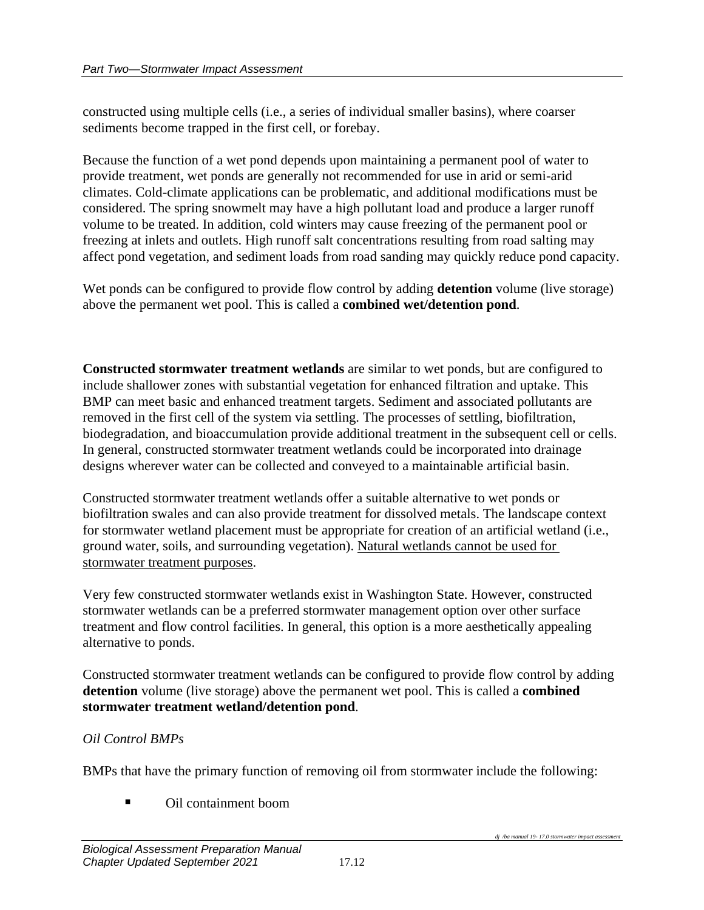constructed using multiple cells (i.e., a series of individual smaller basins), where coarser sediments become trapped in the first cell, or forebay.

Because the function of a wet pond depends upon maintaining a permanent pool of water to provide treatment, wet ponds are generally not recommended for use in arid or semi-arid climates. Cold-climate applications can be problematic, and additional modifications must be considered. The spring snowmelt may have a high pollutant load and produce a larger runoff volume to be treated. In addition, cold winters may cause freezing of the permanent pool or freezing at inlets and outlets. High runoff salt concentrations resulting from road salting may affect pond vegetation, and sediment loads from road sanding may quickly reduce pond capacity.

Wet ponds can be configured to provide flow control by adding **detention** volume (live storage) above the permanent wet pool. This is called a **combined wet/detention pond**.

**Constructed stormwater treatment wetlands** are similar to wet ponds, but are configured to include shallower zones with substantial vegetation for enhanced filtration and uptake. This BMP can meet basic and enhanced treatment targets. Sediment and associated pollutants are removed in the first cell of the system via settling. The processes of settling, biofiltration, biodegradation, and bioaccumulation provide additional treatment in the subsequent cell or cells. In general, constructed stormwater treatment wetlands could be incorporated into drainage designs wherever water can be collected and conveyed to a maintainable artificial basin.

Constructed stormwater treatment wetlands offer a suitable alternative to wet ponds or biofiltration swales and can also provide treatment for dissolved metals. The landscape context for stormwater wetland placement must be appropriate for creation of an artificial wetland (i.e., ground water, soils, and surrounding vegetation). Natural wetlands cannot be used for stormwater treatment purposes.

Very few constructed stormwater wetlands exist in Washington State. However, constructed stormwater wetlands can be a preferred stormwater management option over other surface treatment and flow control facilities. In general, this option is a more aesthetically appealing alternative to ponds.

Constructed stormwater treatment wetlands can be configured to provide flow control by adding **detention** volume (live storage) above the permanent wet pool. This is called a **combined stormwater treatment wetland/detention pond**.

*Oil Control BMPs*

BMPs that have the primary function of removing oil from stormwater include the following:

- Oil containment boom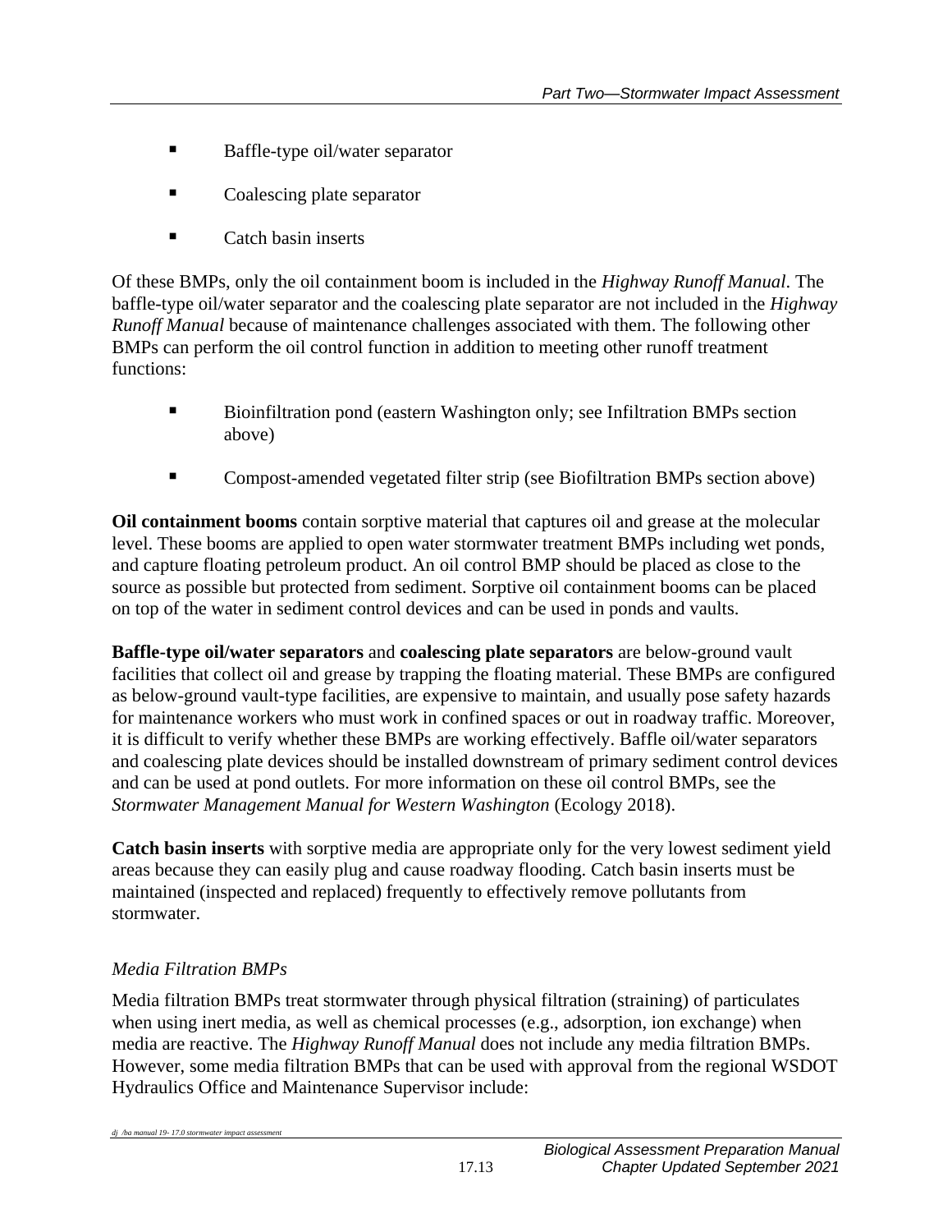- Baffle-type oil/water separator
- Coalescing plate separator
- Catch basin inserts

Of these BMPs, only the oil containment boom is included in the *Highway Runoff Manual*. The baffle-type oil/water separator and the coalescing plate separator are not included in the *Highway Runoff Manual* because of maintenance challenges associated with them. The following other BMPs can perform the oil control function in addition to meeting other runoff treatment functions:

- Bioinfiltration pond (eastern Washington only; see Infiltration BMPs section above)
- Compost-amended vegetated filter strip (see Biofiltration BMPs section above)

**Oil containment booms** contain sorptive material that captures oil and grease at the molecular level. These booms are applied to open water stormwater treatment BMPs including wet ponds, and capture floating petroleum product. An oil control BMP should be placed as close to the source as possible but protected from sediment. Sorptive oil containment booms can be placed on top of the water in sediment control devices and can be used in ponds and vaults.

**Baffle-type oil/water separators** and **coalescing plate separators** are below-ground vault facilities that collect oil and grease by trapping the floating material. These BMPs are configured as below-ground vault-type facilities, are expensive to maintain, and usually pose safety hazards for maintenance workers who must work in confined spaces or out in roadway traffic. Moreover, it is difficult to verify whether these BMPs are working effectively. Baffle oil/water separators and coalescing plate devices should be installed downstream of primary sediment control devices and can be used at pond outlets. For more information on these oil control BMPs, see the *Stormwater Management Manual for Western Washington* (Ecology 2018).

**Catch basin inserts** with sorptive media are appropriate only for the very lowest sediment yield areas because they can easily plug and cause roadway flooding. Catch basin inserts must be maintained (inspected and replaced) frequently to effectively remove pollutants from stormwater.

#### *Media Filtration BMPs*

Media filtration BMPs treat stormwater through physical filtration (straining) of particulates when using inert media, as well as chemical processes (e.g., adsorption, ion exchange) when media are reactive. The *Highway Runoff Manual* does not include any media filtration BMPs. However, some media filtration BMPs that can be used with approval from the regional WSDOT Hydraulics Office and Maintenance Supervisor include: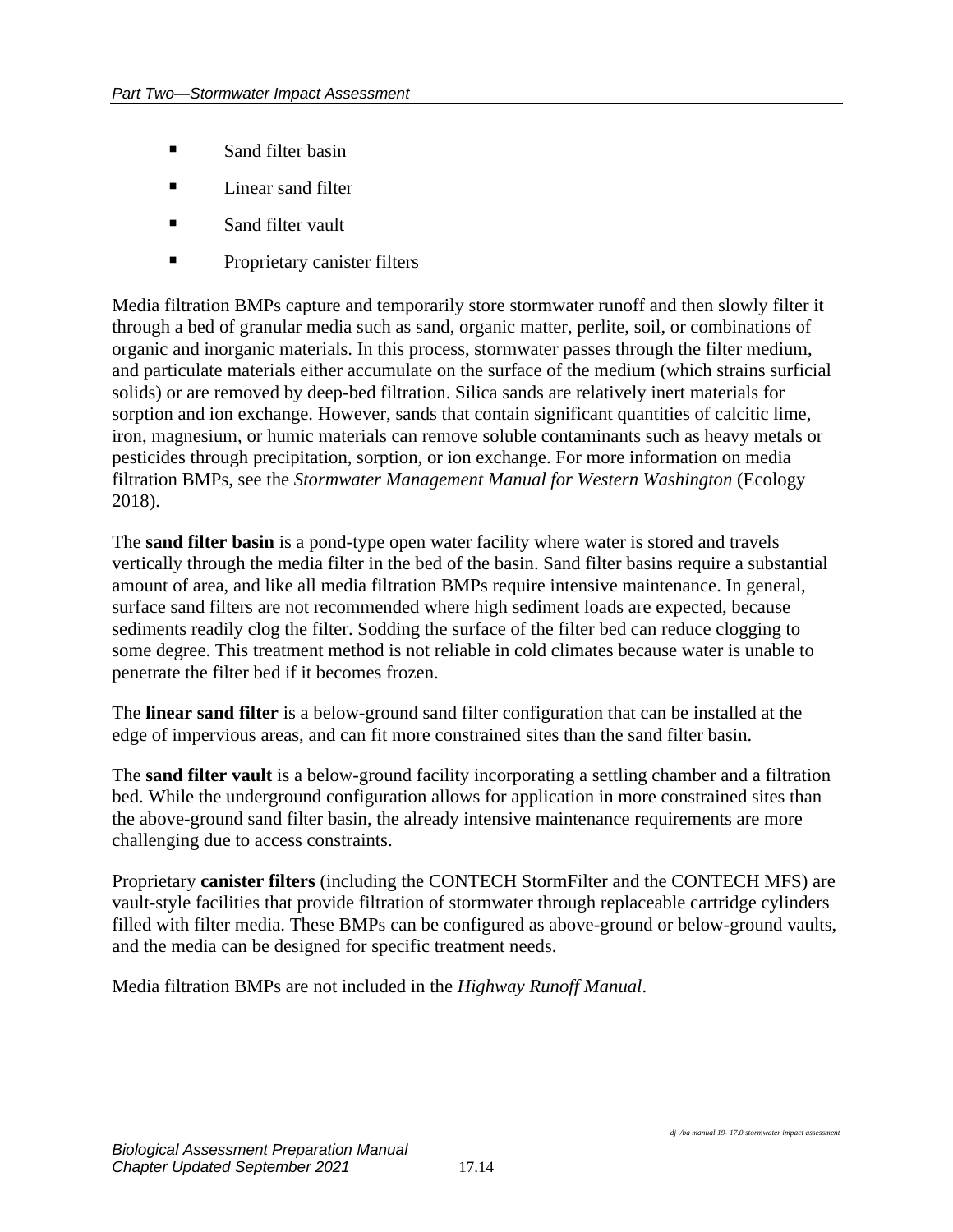- Sand filter basin
- Linear sand filter
- Sand filter vault
- Proprietary canister filters

Media filtration BMPs capture and temporarily store stormwater runoff and then slowly filter it through a bed of granular media such as sand, organic matter, perlite, soil, or combinations of organic and inorganic materials. In this process, stormwater passes through the filter medium, and particulate materials either accumulate on the surface of the medium (which strains surficial solids) or are removed by deep-bed filtration. Silica sands are relatively inert materials for sorption and ion exchange. However, sands that contain significant quantities of calcitic lime, iron, magnesium, or humic materials can remove soluble contaminants such as heavy metals or pesticides through precipitation, sorption, or ion exchange. For more information on media filtration BMPs, see the *Stormwater Management Manual for Western Washington* (Ecology 2018).

The **sand filter basin** is a pond-type open water facility where water is stored and travels vertically through the media filter in the bed of the basin. Sand filter basins require a substantial amount of area, and like all media filtration BMPs require intensive maintenance. In general, surface sand filters are not recommended where high sediment loads are expected, because sediments readily clog the filter. Sodding the surface of the filter bed can reduce clogging to some degree. This treatment method is not reliable in cold climates because water is unable to penetrate the filter bed if it becomes frozen.

The **linear sand filter** is a below-ground sand filter configuration that can be installed at the edge of impervious areas, and can fit more constrained sites than the sand filter basin.

The **sand filter vault** is a below-ground facility incorporating a settling chamber and a filtration bed. While the underground configuration allows for application in more constrained sites than the above-ground sand filter basin, the already intensive maintenance requirements are more challenging due to access constraints.

Proprietary **canister filters** (including the CONTECH StormFilter and the CONTECH MFS) are vault-style facilities that provide filtration of stormwater through replaceable cartridge cylinders filled with filter media. These BMPs can be configured as above-ground or below-ground vaults, and the media can be designed for specific treatment needs.

Media filtration BMPs are not included in the *Highway Runoff Manual*.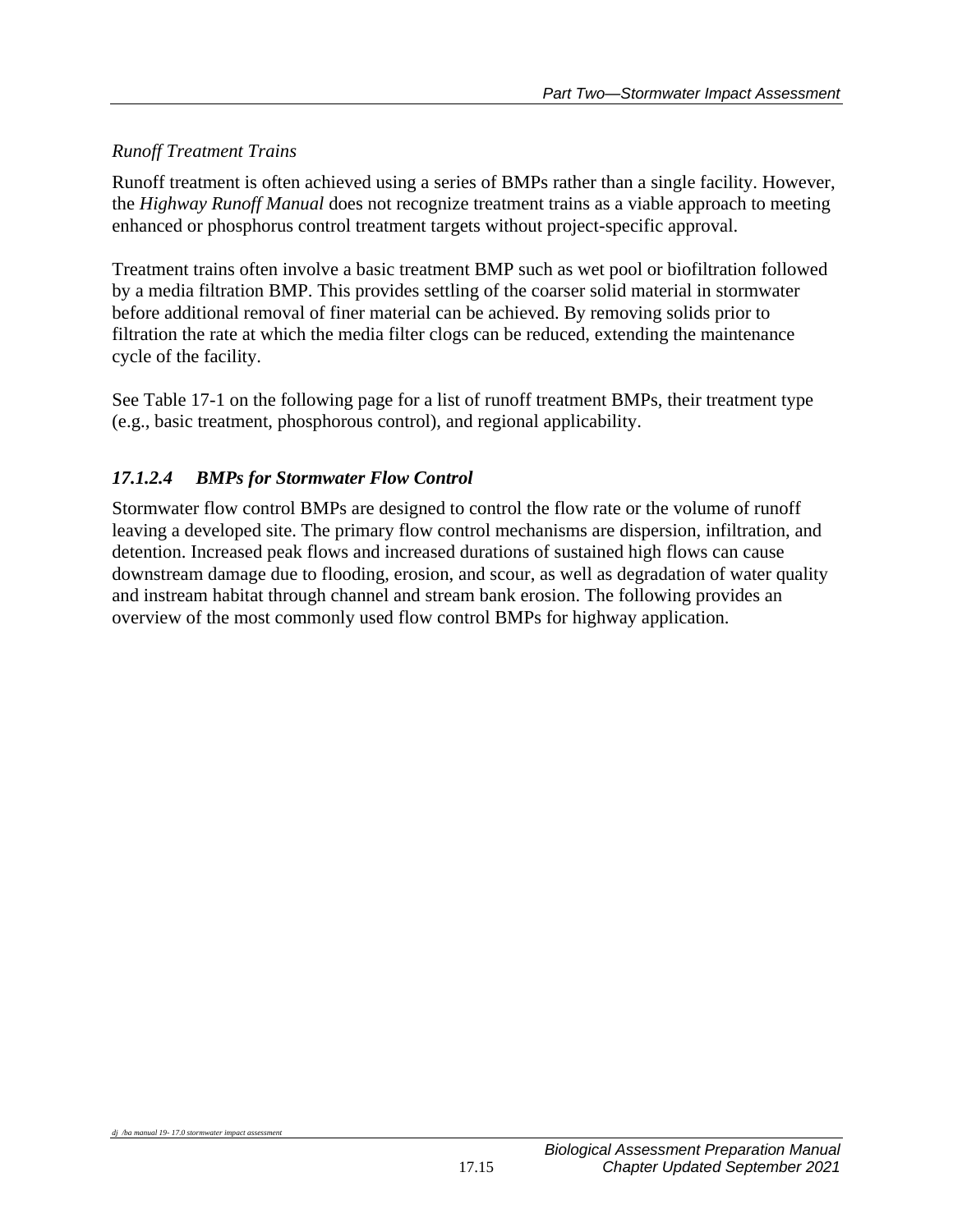*Runoff Treatment Trains*

Runoff treatment is often achieved using a series of BMPs rather than a single facility. However, the *Highway Runoff Manual* does not recognize treatment trains as a viable approach to meeting enhanced or phosphorus control treatment targets without project-specific approval.

Treatment trains often involve a basic treatment BMP such as wet pool or biofiltration followed by a media filtration BMP. This provides settling of the coarser solid material in stormwater before additional removal of finer material can be achieved. By removing solids prior to filtration the rate at which the media filter clogs can be reduced, extending the maintenance cycle of the facility.

See Table 17-1 on the following page for a list of runoff treatment BMPs, their treatment type (e.g., basic treatment, phosphorous control), and regional applicability.

### *17.1.2.4 BMPs for Stormwater Flow Control*

Stormwater flow control BMPs are designed to control the flow rate or the volume of runoff leaving a developed site. The primary flow control mechanisms are dispersion, infiltration, and detention. Increased peak flows and increased durations of sustained high flows can cause downstream damage due to flooding, erosion, and scour, as well as degradation of water quality and instream habitat through channel and stream bank erosion. The following provides an overview of the most commonly used flow control BMPs for highway application.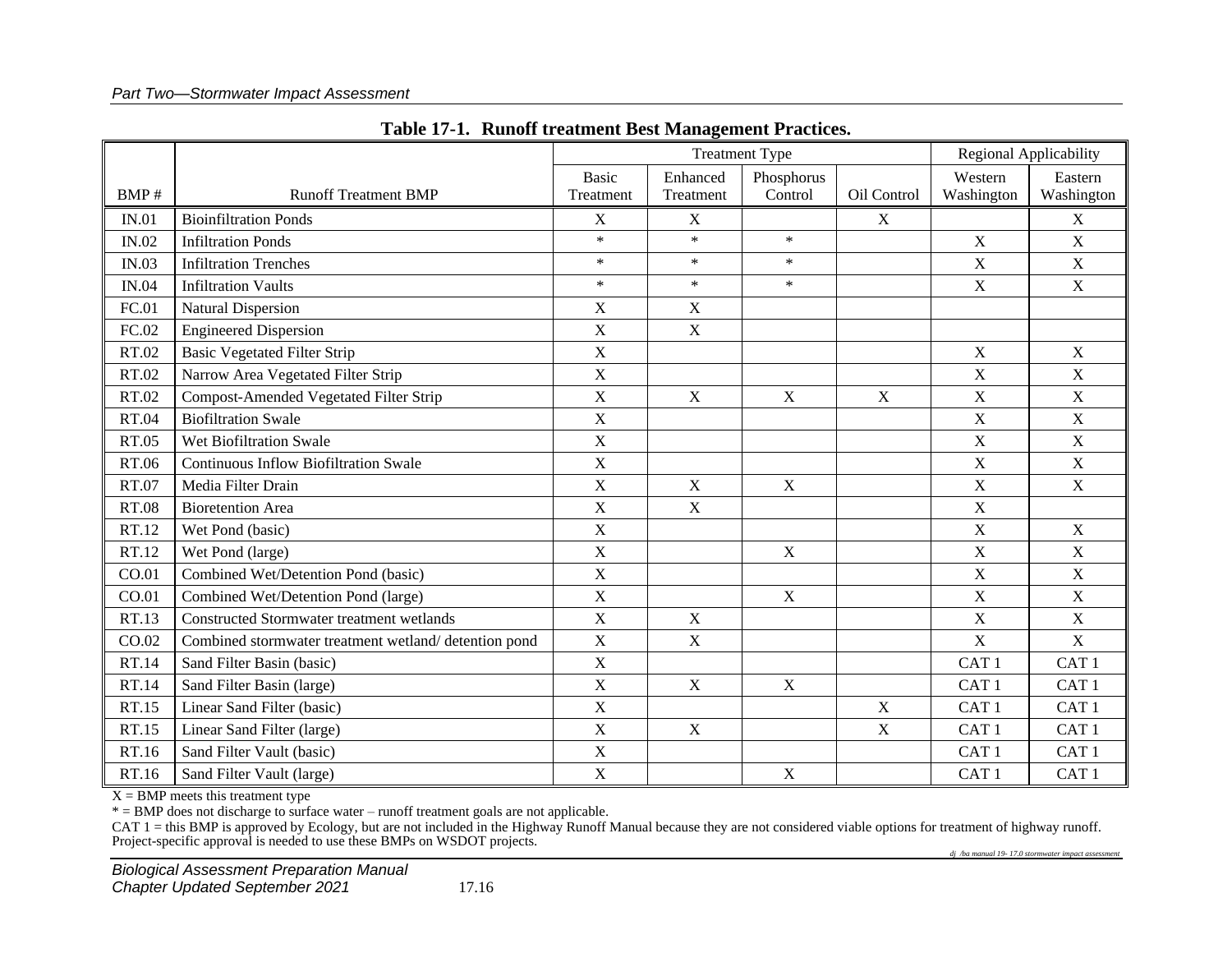**Table 17-1. Runoff treatment Best Management Practices.**

| BMP # | Runoff Treatment BMP | Treatment Type | | | | Regional Applicability | |
|---|---|---|---|---|---|---|---|
| | | Basic Treatment | Enhanced Treatment | Phosphorus Control | Oil Control | Western Washington | Eastern Washington |
| IN.01 | Bioinfiltration Ponds | X | X | | X | | X |
| IN.02 | Infiltration Ponds | * | * | * | | X | X |
| IN.03 | Infiltration Trenches | * | * | * | | X | X |
| IN.04 | Infiltration Vaults | * | * | * | | X | X |
| FC.01 | Natural Dispersion | X | X | | | | |
| FC.02 | Engineered Dispersion | X | X | | | | |
| RT.02 | Basic Vegetated Filter Strip | X | | | | X | X |
| RT.02 | Narrow Area Vegetated Filter Strip | X | | | | X | X |
| RT.02 | Compost-Amended Vegetated Filter Strip | X | X | X | X | X | X |
| RT.04 | Biofiltration Swale | X | | | | X | X |
| RT.05 | Wet Biofiltration Swale | X | | | | X | X |
| RT.06 | Continuous Inflow Biofiltration Swale | X | | | | X | X |
| RT.07 | Media Filter Drain | X | X | X | | X | X |
| RT.08 | Bioretention Area | X | X | | | X | |
| RT.12 | Wet Pond (basic) | X | | | | X | X |
| RT.12 | Wet Pond (large) | X | | X | | X | X |
| CO.01 | Combined Wet/Detention Pond (basic) | X | | | | X | X |
| CO.01 | Combined Wet/Detention Pond (large) | X | | X | | X | X |
| RT.13 | Constructed Stormwater treatment wetlands | X | X | | | X | X |
| CO.02 | Combined stormwater treatment wetland/ detention pond | X | X | | | X | X |
| RT.14 | Sand Filter Basin (basic) | X | | | | CAT 1 | CAT 1 |
| RT.14 | Sand Filter Basin (large) | X | X | X | | CAT 1 | CAT 1 |
| RT.15 | Linear Sand Filter (basic) | X | | | X | CAT 1 | CAT 1 |
| RT.15 | Linear Sand Filter (large) | X | X | | X | CAT 1 | CAT 1 |
| RT.16 | Sand Filter Vault (basic) | X | | | | CAT 1 | CAT 1 |
| RT.16 | Sand Filter Vault (large) | X | | X | | CAT 1 | CAT 1 |

X = BMP meets this treatment type

* = BMP does not discharge to surface water – runoff treatment goals are not applicable.

CAT 1 = this BMP is approved by Ecology, but are not included in the Highway Runoff Manual because they are not considered viable options for treatment of highway runoff. Project-specific approval is needed to use these BMPs on WSDOT projects.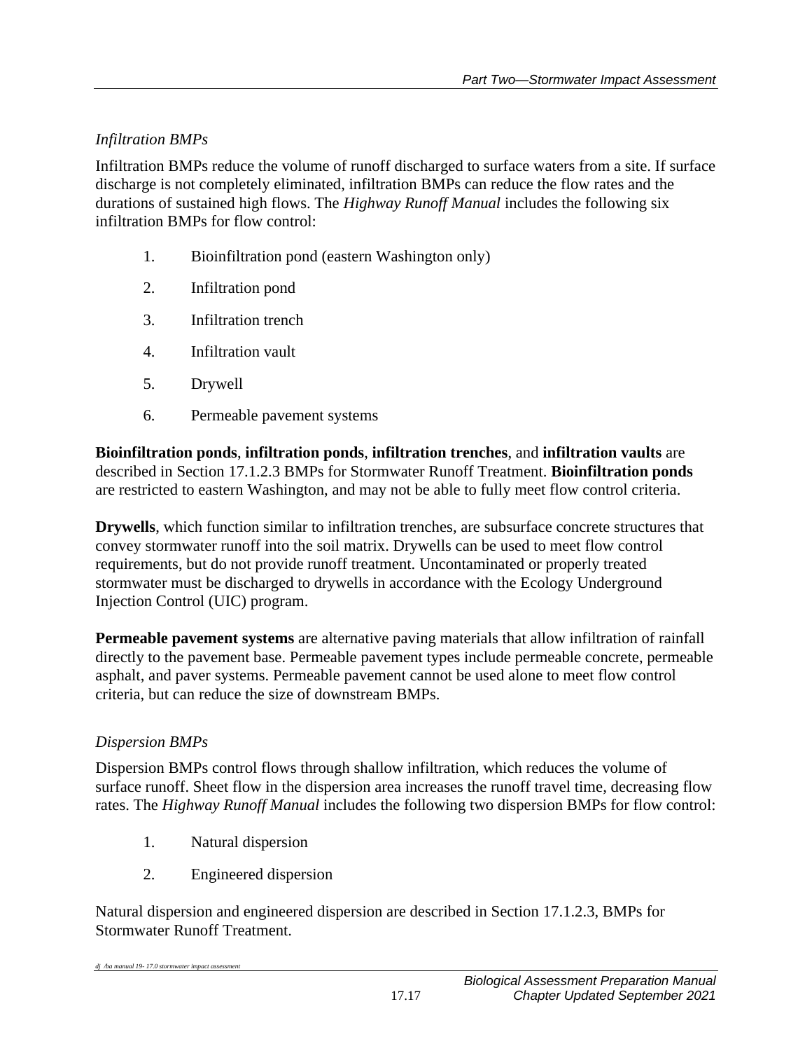*Infiltration BMPs*

Infiltration BMPs reduce the volume of runoff discharged to surface waters from a site. If surface discharge is not completely eliminated, infiltration BMPs can reduce the flow rates and the durations of sustained high flows. The *Highway Runoff Manual* includes the following six infiltration BMPs for flow control:

1. Bioinfiltration pond (eastern Washington only)
2. Infiltration pond
3. Infiltration trench
4. Infiltration vault
5. Drywell
6. Permeable pavement systems

**Bioinfiltration ponds**, **infiltration ponds**, **infiltration trenches**, and **infiltration vaults** are described in Section 17.1.2.3 BMPs for Stormwater Runoff Treatment. **Bioinfiltration ponds** are restricted to eastern Washington, and may not be able to fully meet flow control criteria.

**Drywells**, which function similar to infiltration trenches, are subsurface concrete structures that convey stormwater runoff into the soil matrix. Drywells can be used to meet flow control requirements, but do not provide runoff treatment. Uncontaminated or properly treated stormwater must be discharged to drywells in accordance with the Ecology Underground Injection Control (UIC) program.

**Permeable pavement systems** are alternative paving materials that allow infiltration of rainfall directly to the pavement base. Permeable pavement types include permeable concrete, permeable asphalt, and paver systems. Permeable pavement cannot be used alone to meet flow control criteria, but can reduce the size of downstream BMPs.

*Dispersion BMPs*

Dispersion BMPs control flows through shallow infiltration, which reduces the volume of surface runoff. Sheet flow in the dispersion area increases the runoff travel time, decreasing flow rates. The *Highway Runoff Manual* includes the following two dispersion BMPs for flow control:

1. Natural dispersion
2. Engineered dispersion

Natural dispersion and engineered dispersion are described in Section 17.1.2.3, BMPs for Stormwater Runoff Treatment.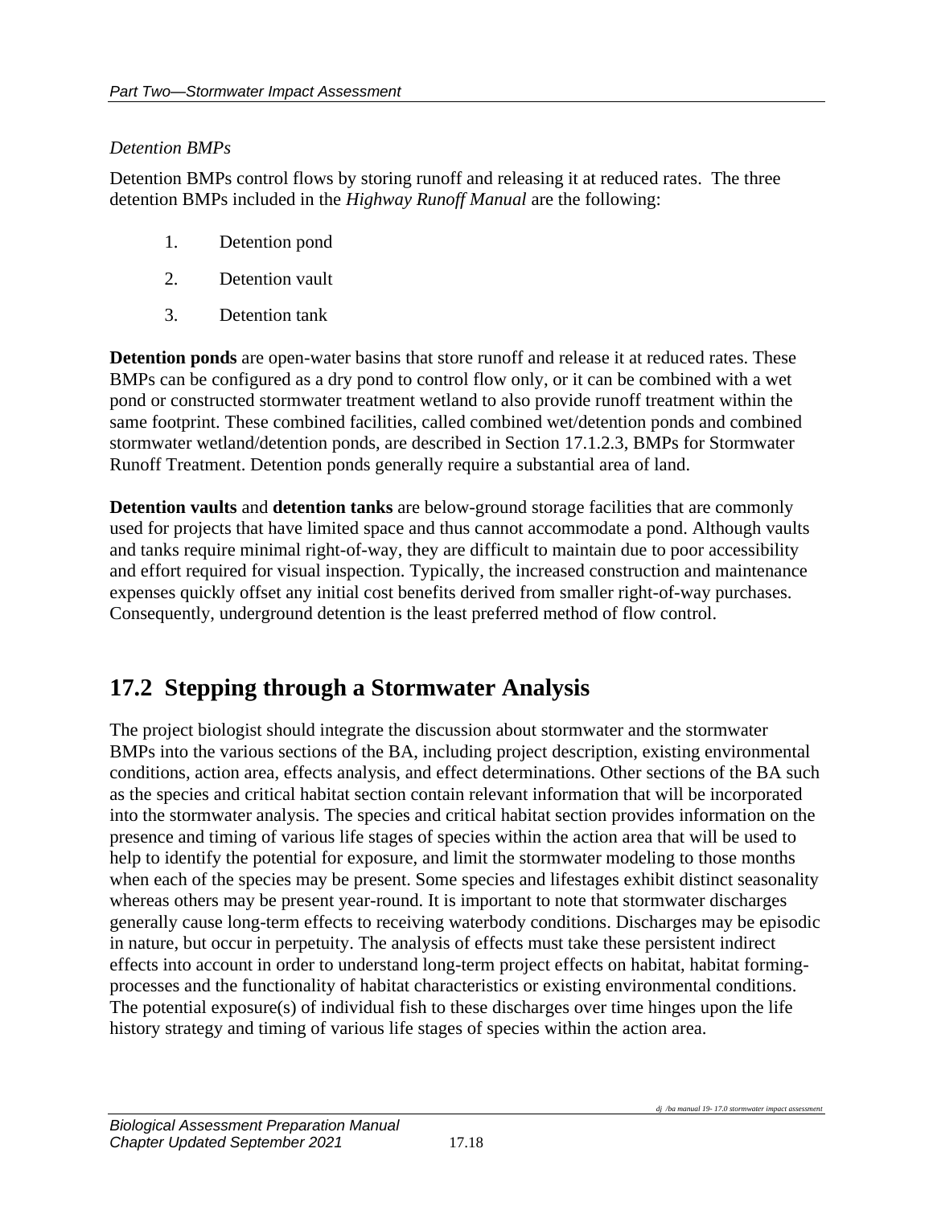*Detention BMPs*

Detention BMPs control flows by storing runoff and releasing it at reduced rates. The three detention BMPs included in the *Highway Runoff Manual* are the following:

1. Detention pond
2. Detention vault
3. Detention tank

**Detention ponds** are open-water basins that store runoff and release it at reduced rates. These BMPs can be configured as a dry pond to control flow only, or it can be combined with a wet pond or constructed stormwater treatment wetland to also provide runoff treatment within the same footprint. These combined facilities, called combined wet/detention ponds and combined stormwater wetland/detention ponds, are described in Section 17.1.2.3, BMPs for Stormwater Runoff Treatment. Detention ponds generally require a substantial area of land.

**Detention vaults** and **detention tanks** are below-ground storage facilities that are commonly used for projects that have limited space and thus cannot accommodate a pond. Although vaults and tanks require minimal right-of-way, they are difficult to maintain due to poor accessibility and effort required for visual inspection. Typically, the increased construction and maintenance expenses quickly offset any initial cost benefits derived from smaller right-of-way purchases. Consequently, underground detention is the least preferred method of flow control.

## 17.2 Stepping through a Stormwater Analysis

The project biologist should integrate the discussion about stormwater and the stormwater BMPs into the various sections of the BA, including project description, existing environmental conditions, action area, effects analysis, and effect determinations. Other sections of the BA such as the species and critical habitat section contain relevant information that will be incorporated into the stormwater analysis. The species and critical habitat section provides information on the presence and timing of various life stages of species within the action area that will be used to help to identify the potential for exposure, and limit the stormwater modeling to those months when each of the species may be present. Some species and lifestages exhibit distinct seasonality whereas others may be present year-round. It is important to note that stormwater discharges generally cause long-term effects to receiving waterbody conditions. Discharges may be episodic in nature, but occur in perpetuity. The analysis of effects must take these persistent indirect effects into account in order to understand long-term project effects on habitat, habitat forming-processes and the functionality of habitat characteristics or existing environmental conditions. The potential exposure(s) of individual fish to these discharges over time hinges upon the life history strategy and timing of various life stages of species within the action area.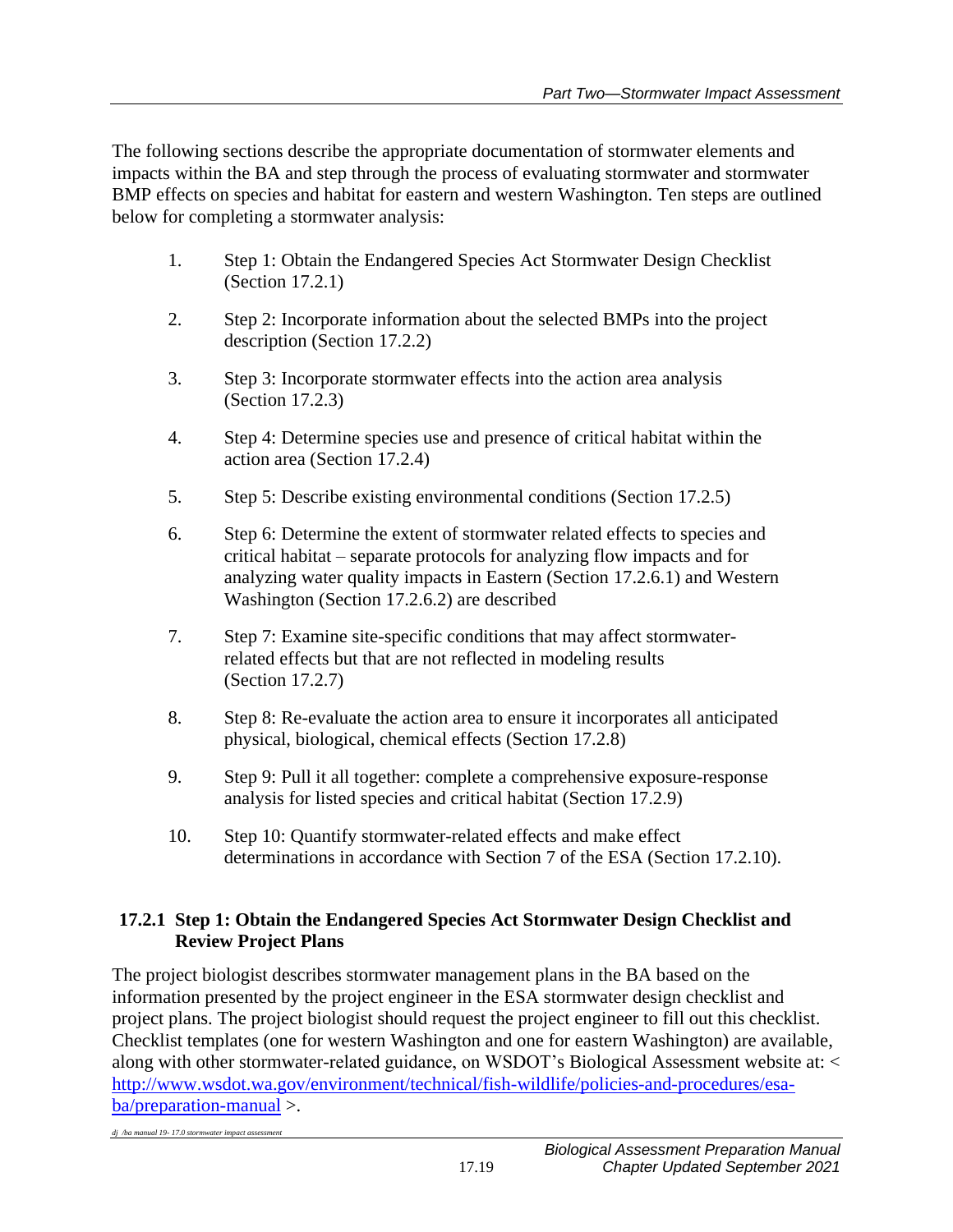The following sections describe the appropriate documentation of stormwater elements and impacts within the BA and step through the process of evaluating stormwater and stormwater BMP effects on species and habitat for eastern and western Washington. Ten steps are outlined below for completing a stormwater analysis:

1. Step 1: Obtain the Endangered Species Act Stormwater Design Checklist (Section 17.2.1)
2. Step 2: Incorporate information about the selected BMPs into the project description (Section 17.2.2)
3. Step 3: Incorporate stormwater effects into the action area analysis (Section 17.2.3)
4. Step 4: Determine species use and presence of critical habitat within the action area (Section 17.2.4)
5. Step 5: Describe existing environmental conditions (Section 17.2.5)
6. Step 6: Determine the extent of stormwater related effects to species and critical habitat – separate protocols for analyzing flow impacts and for analyzing water quality impacts in Eastern (Section 17.2.6.1) and Western Washington (Section 17.2.6.2) are described
7. Step 7: Examine site-specific conditions that may affect stormwater-related effects but that are not reflected in modeling results (Section 17.2.7)
8. Step 8: Re-evaluate the action area to ensure it incorporates all anticipated physical, biological, chemical effects (Section 17.2.8)
9. Step 9: Pull it all together: complete a comprehensive exposure-response analysis for listed species and critical habitat (Section 17.2.9)
10. Step 10: Quantify stormwater-related effects and make effect determinations in accordance with Section 7 of the ESA (Section 17.2.10).

### 17.2.1 Step 1: Obtain the Endangered Species Act Stormwater Design Checklist and Review Project Plans

The project biologist describes stormwater management plans in the BA based on the information presented by the project engineer in the ESA stormwater design checklist and project plans. The project biologist should request the project engineer to fill out this checklist. Checklist templates (one for western Washington and one for eastern Washington) are available, along with other stormwater-related guidance, on WSDOT's Biological Assessment website at: < http://www.wsdot.wa.gov/environment/technical/fish-wildlife/policies-and-procedures/esa-ba/preparation-manual >.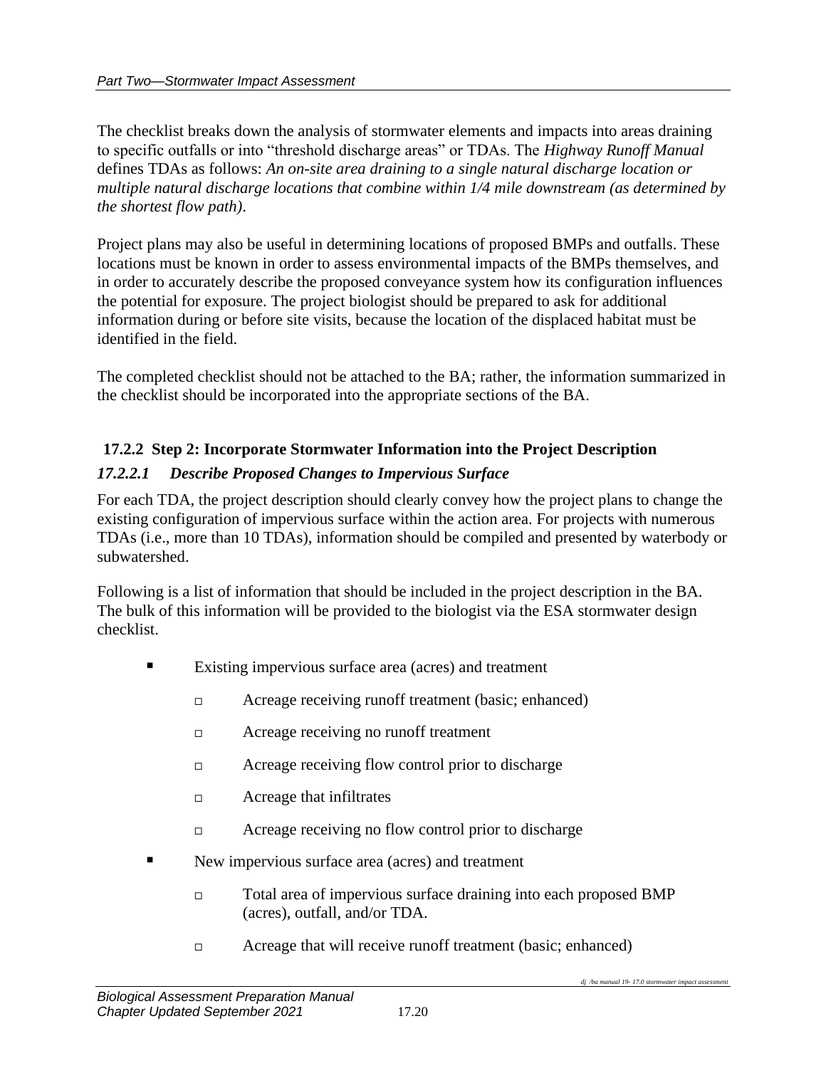The checklist breaks down the analysis of stormwater elements and impacts into areas draining to specific outfalls or into "threshold discharge areas" or TDAs. The *Highway Runoff Manual* defines TDAs as follows: *An on-site area draining to a single natural discharge location or multiple natural discharge locations that combine within 1/4 mile downstream (as determined by the shortest flow path).*

Project plans may also be useful in determining locations of proposed BMPs and outfalls. These locations must be known in order to assess environmental impacts of the BMPs themselves, and in order to accurately describe the proposed conveyance system how its configuration influences the potential for exposure. The project biologist should be prepared to ask for additional information during or before site visits, because the location of the displaced habitat must be identified in the field.

The completed checklist should not be attached to the BA; rather, the information summarized in the checklist should be incorporated into the appropriate sections of the BA.

### 17.2.2 Step 2: Incorporate Stormwater Information into the Project Description

#### *17.2.2.1 Describe Proposed Changes to Impervious Surface*

For each TDA, the project description should clearly convey how the project plans to change the existing configuration of impervious surface within the action area. For projects with numerous TDAs (i.e., more than 10 TDAs), information should be compiled and presented by waterbody or subwatershed.

Following is a list of information that should be included in the project description in the BA. The bulk of this information will be provided to the biologist via the ESA stormwater design checklist.

- Existing impervious surface area (acres) and treatment
  - Acreage receiving runoff treatment (basic; enhanced)
  - Acreage receiving no runoff treatment
  - Acreage receiving flow control prior to discharge
  - Acreage that infiltrates
  - Acreage receiving no flow control prior to discharge
- New impervious surface area (acres) and treatment
  - Total area of impervious surface draining into each proposed BMP (acres), outfall, and/or TDA.
  - Acreage that will receive runoff treatment (basic; enhanced)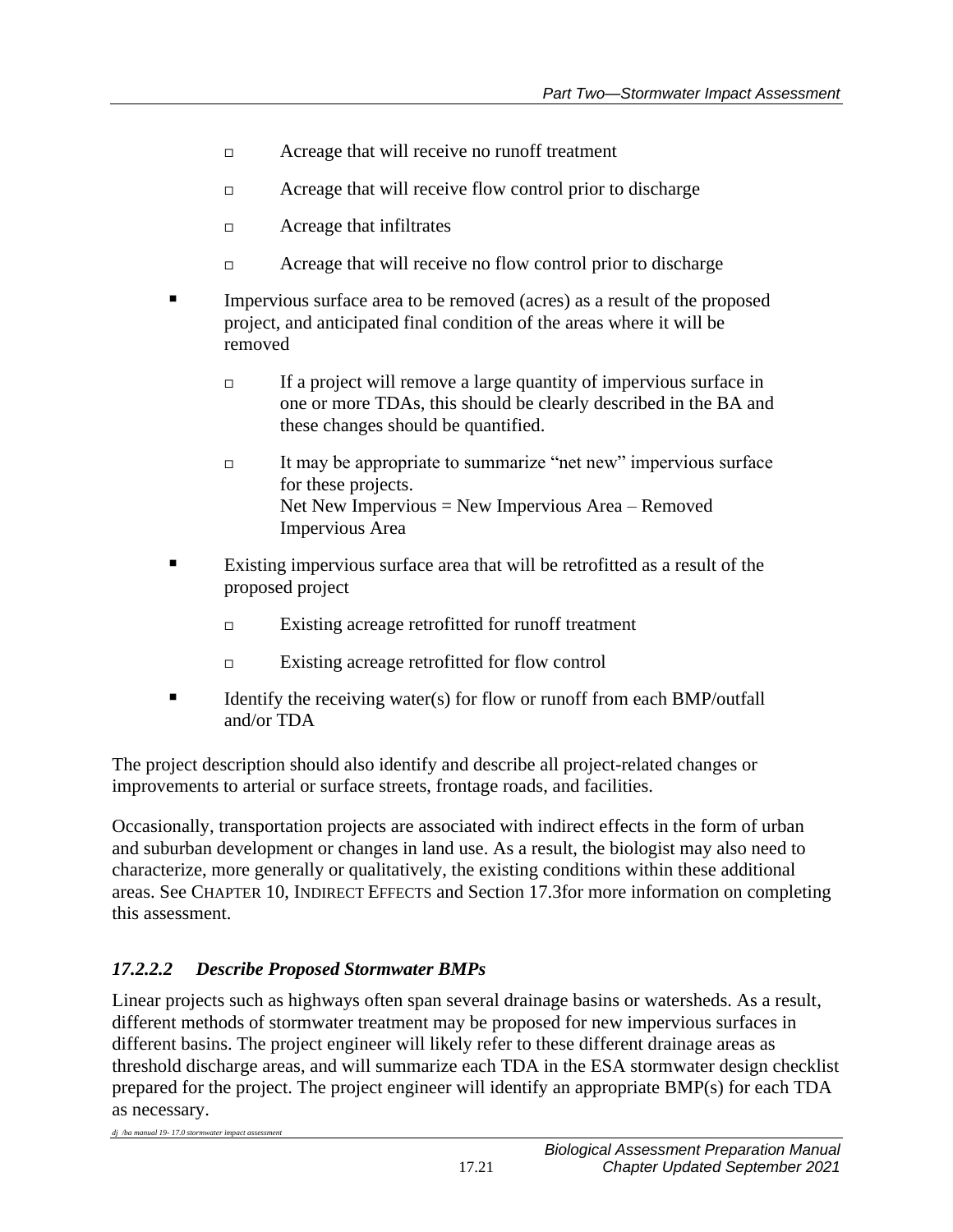- Acreage that will receive no runoff treatment
    - Acreage that will receive flow control prior to discharge
    - Acreage that infiltrates
    - Acreage that will receive no flow control prior to discharge
- Impervious surface area to be removed (acres) as a result of the proposed project, and anticipated final condition of the areas where it will be removed
    - If a project will remove a large quantity of impervious surface in one or more TDAs, this should be clearly described in the BA and these changes should be quantified.
    - It may be appropriate to summarize "net new" impervious surface for these projects.
      Net New Impervious = New Impervious Area – Removed Impervious Area
- Existing impervious surface area that will be retrofitted as a result of the proposed project
    - Existing acreage retrofitted for runoff treatment
    - Existing acreage retrofitted for flow control
- Identify the receiving water(s) for flow or runoff from each BMP/outfall and/or TDA

The project description should also identify and describe all project-related changes or improvements to arterial or surface streets, frontage roads, and facilities.

Occasionally, transportation projects are associated with indirect effects in the form of urban and suburban development or changes in land use. As a result, the biologist may also need to characterize, more generally or qualitatively, the existing conditions within these additional areas. See CHAPTER 10, INDIRECT EFFECTS and Section 17.3for more information on completing this assessment.

#### *17.2.2.2 Describe Proposed Stormwater BMPs*

Linear projects such as highways often span several drainage basins or watersheds. As a result, different methods of stormwater treatment may be proposed for new impervious surfaces in different basins. The project engineer will likely refer to these different drainage areas as threshold discharge areas, and will summarize each TDA in the ESA stormwater design checklist prepared for the project. The project engineer will identify an appropriate BMP(s) for each TDA as necessary.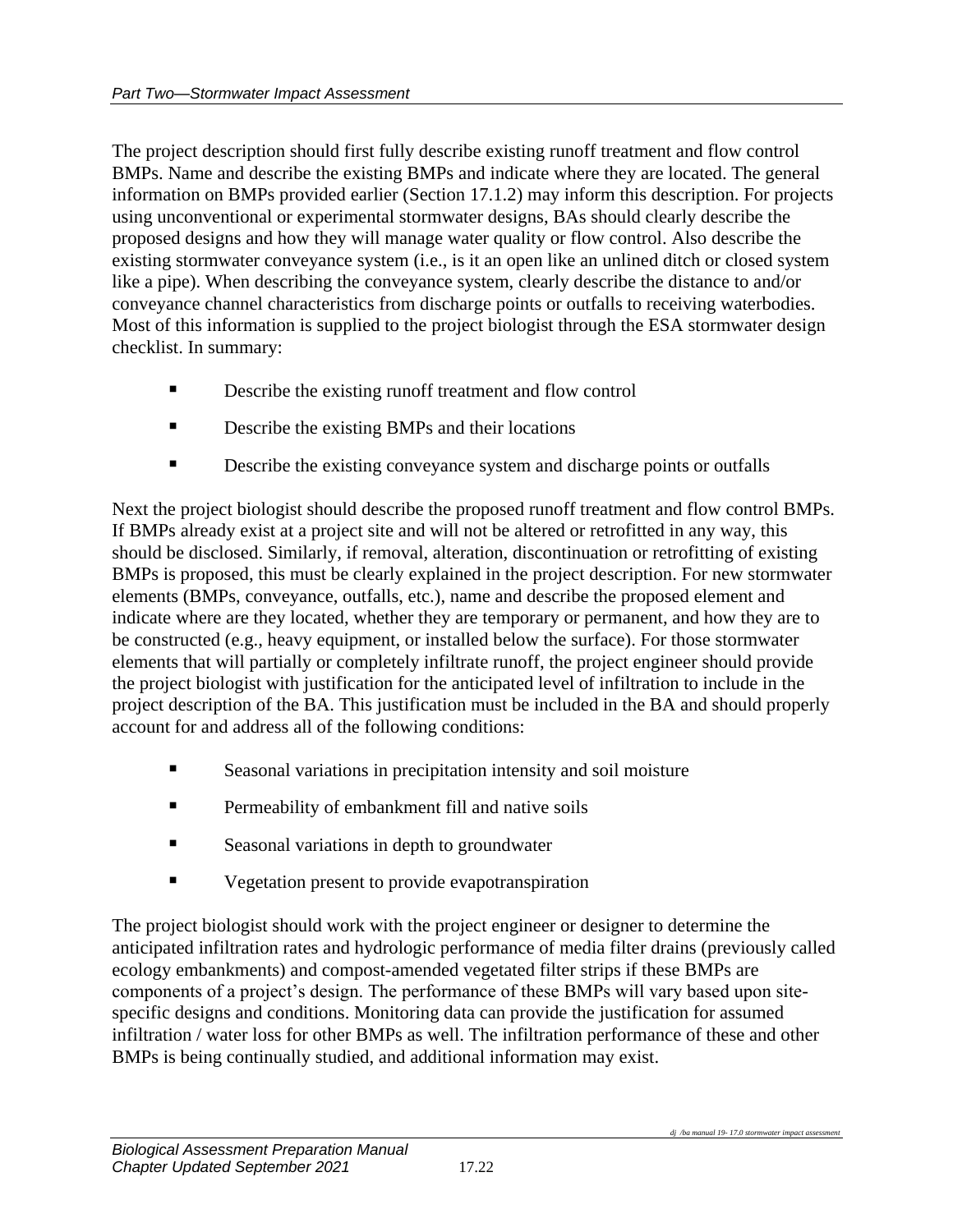The project description should first fully describe existing runoff treatment and flow control BMPs. Name and describe the existing BMPs and indicate where they are located. The general information on BMPs provided earlier (Section 17.1.2) may inform this description. For projects using unconventional or experimental stormwater designs, BAs should clearly describe the proposed designs and how they will manage water quality or flow control. Also describe the existing stormwater conveyance system (i.e., is it an open like an unlined ditch or closed system like a pipe). When describing the conveyance system, clearly describe the distance to and/or conveyance channel characteristics from discharge points or outfalls to receiving waterbodies. Most of this information is supplied to the project biologist through the ESA stormwater design checklist. In summary:

- Describe the existing runoff treatment and flow control
- Describe the existing BMPs and their locations
- Describe the existing conveyance system and discharge points or outfalls

Next the project biologist should describe the proposed runoff treatment and flow control BMPs. If BMPs already exist at a project site and will not be altered or retrofitted in any way, this should be disclosed. Similarly, if removal, alteration, discontinuation or retrofitting of existing BMPs is proposed, this must be clearly explained in the project description. For new stormwater elements (BMPs, conveyance, outfalls, etc.), name and describe the proposed element and indicate where are they located, whether they are temporary or permanent, and how they are to be constructed (e.g., heavy equipment, or installed below the surface). For those stormwater elements that will partially or completely infiltrate runoff, the project engineer should provide the project biologist with justification for the anticipated level of infiltration to include in the project description of the BA. This justification must be included in the BA and should properly account for and address all of the following conditions:

- Seasonal variations in precipitation intensity and soil moisture
- Permeability of embankment fill and native soils
- Seasonal variations in depth to groundwater
- Vegetation present to provide evapotranspiration

The project biologist should work with the project engineer or designer to determine the anticipated infiltration rates and hydrologic performance of media filter drains (previously called ecology embankments) and compost-amended vegetated filter strips if these BMPs are components of a project's design. The performance of these BMPs will vary based upon site-specific designs and conditions. Monitoring data can provide the justification for assumed infiltration / water loss for other BMPs as well. The infiltration performance of these and other BMPs is being continually studied, and additional information may exist.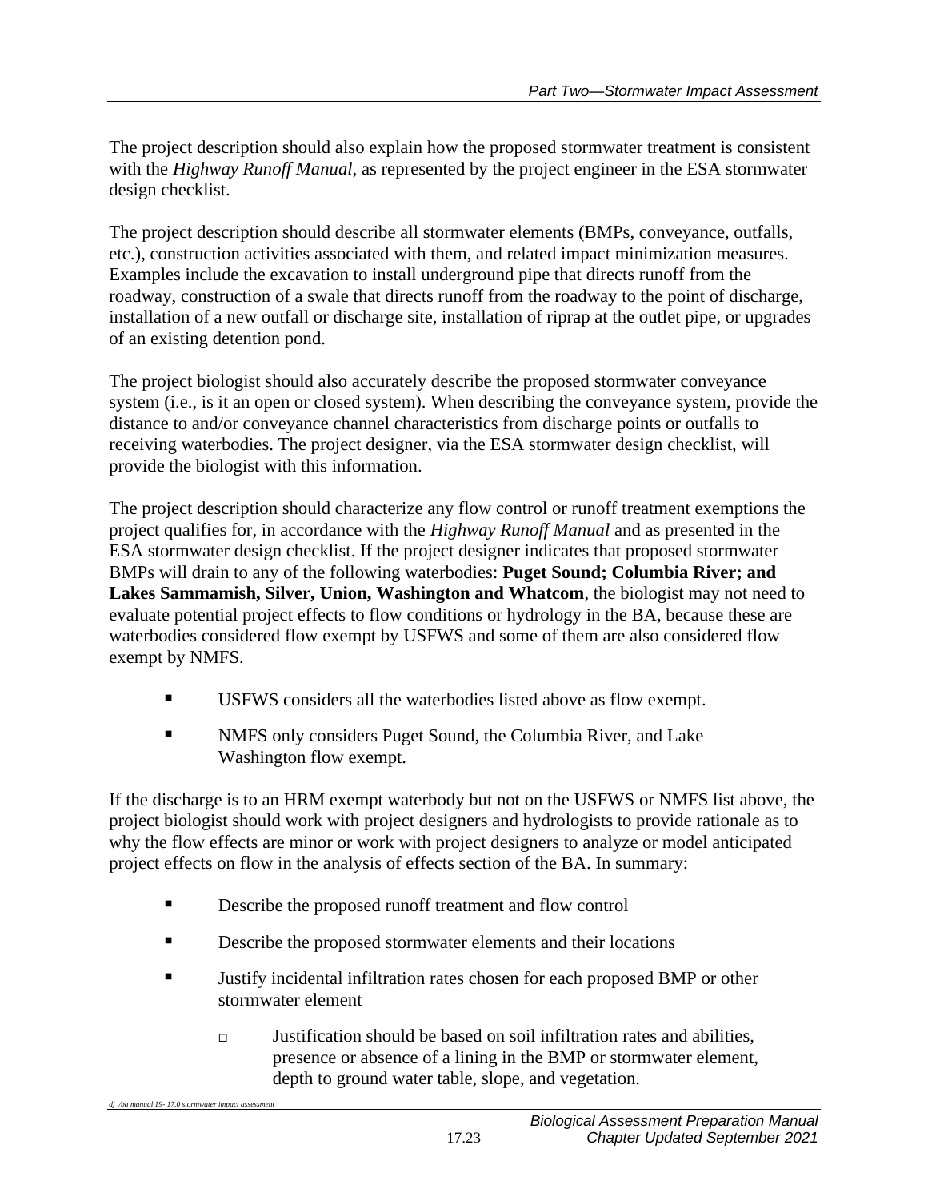The project description should also explain how the proposed stormwater treatment is consistent with the *Highway Runoff Manual*, as represented by the project engineer in the ESA stormwater design checklist.

The project description should describe all stormwater elements (BMPs, conveyance, outfalls, etc.), construction activities associated with them, and related impact minimization measures. Examples include the excavation to install underground pipe that directs runoff from the roadway, construction of a swale that directs runoff from the roadway to the point of discharge, installation of a new outfall or discharge site, installation of riprap at the outlet pipe, or upgrades of an existing detention pond.

The project biologist should also accurately describe the proposed stormwater conveyance system (i.e., is it an open or closed system). When describing the conveyance system, provide the distance to and/or conveyance channel characteristics from discharge points or outfalls to receiving waterbodies. The project designer, via the ESA stormwater design checklist, will provide the biologist with this information.

The project description should characterize any flow control or runoff treatment exemptions the project qualifies for, in accordance with the *Highway Runoff Manual* and as presented in the ESA stormwater design checklist. If the project designer indicates that proposed stormwater BMPs will drain to any of the following waterbodies: **Puget Sound; Columbia River; and Lakes Sammamish, Silver, Union, Washington and Whatcom**, the biologist may not need to evaluate potential project effects to flow conditions or hydrology in the BA, because these are waterbodies considered flow exempt by USFWS and some of them are also considered flow exempt by NMFS.

- USFWS considers all the waterbodies listed above as flow exempt.
- NMFS only considers Puget Sound, the Columbia River, and Lake Washington flow exempt.

If the discharge is to an HRM exempt waterbody but not on the USFWS or NMFS list above, the project biologist should work with project designers and hydrologists to provide rationale as to why the flow effects are minor or work with project designers to analyze or model anticipated project effects on flow in the analysis of effects section of the BA. In summary:

- Describe the proposed runoff treatment and flow control
- Describe the proposed stormwater elements and their locations
- Justify incidental infiltration rates chosen for each proposed BMP or other stormwater element
  - Justification should be based on soil infiltration rates and abilities, presence or absence of a lining in the BMP or stormwater element, depth to ground water table, slope, and vegetation.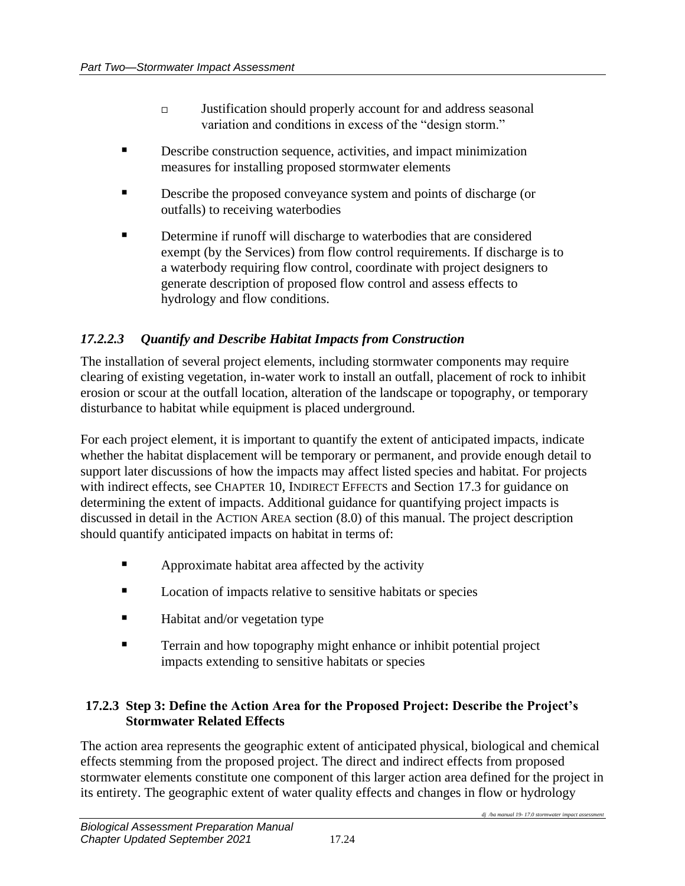- Justification should properly account for and address seasonal variation and conditions in excess of the "design storm."

- Describe construction sequence, activities, and impact minimization measures for installing proposed stormwater elements
- Describe the proposed conveyance system and points of discharge (or outfalls) to receiving waterbodies
- Determine if runoff will discharge to waterbodies that are considered exempt (by the Services) from flow control requirements. If discharge is to a waterbody requiring flow control, coordinate with project designers to generate description of proposed flow control and assess effects to hydrology and flow conditions.

#### *17.2.2.3 Quantify and Describe Habitat Impacts from Construction*

The installation of several project elements, including stormwater components may require clearing of existing vegetation, in-water work to install an outfall, placement of rock to inhibit erosion or scour at the outfall location, alteration of the landscape or topography, or temporary disturbance to habitat while equipment is placed underground.

For each project element, it is important to quantify the extent of anticipated impacts, indicate whether the habitat displacement will be temporary or permanent, and provide enough detail to support later discussions of how the impacts may affect listed species and habitat. For projects with indirect effects, see CHAPTER 10, INDIRECT EFFECTS and Section 17.3 for guidance on determining the extent of impacts. Additional guidance for quantifying project impacts is discussed in detail in the ACTION AREA section (8.0) of this manual. The project description should quantify anticipated impacts on habitat in terms of:

- Approximate habitat area affected by the activity
- Location of impacts relative to sensitive habitats or species
- Habitat and/or vegetation type
- Terrain and how topography might enhance or inhibit potential project impacts extending to sensitive habitats or species

### 17.2.3 Step 3: Define the Action Area for the Proposed Project: Describe the Project's Stormwater Related Effects

The action area represents the geographic extent of anticipated physical, biological and chemical effects stemming from the proposed project. The direct and indirect effects from proposed stormwater elements constitute one component of this larger action area defined for the project in its entirety. The geographic extent of water quality effects and changes in flow or hydrology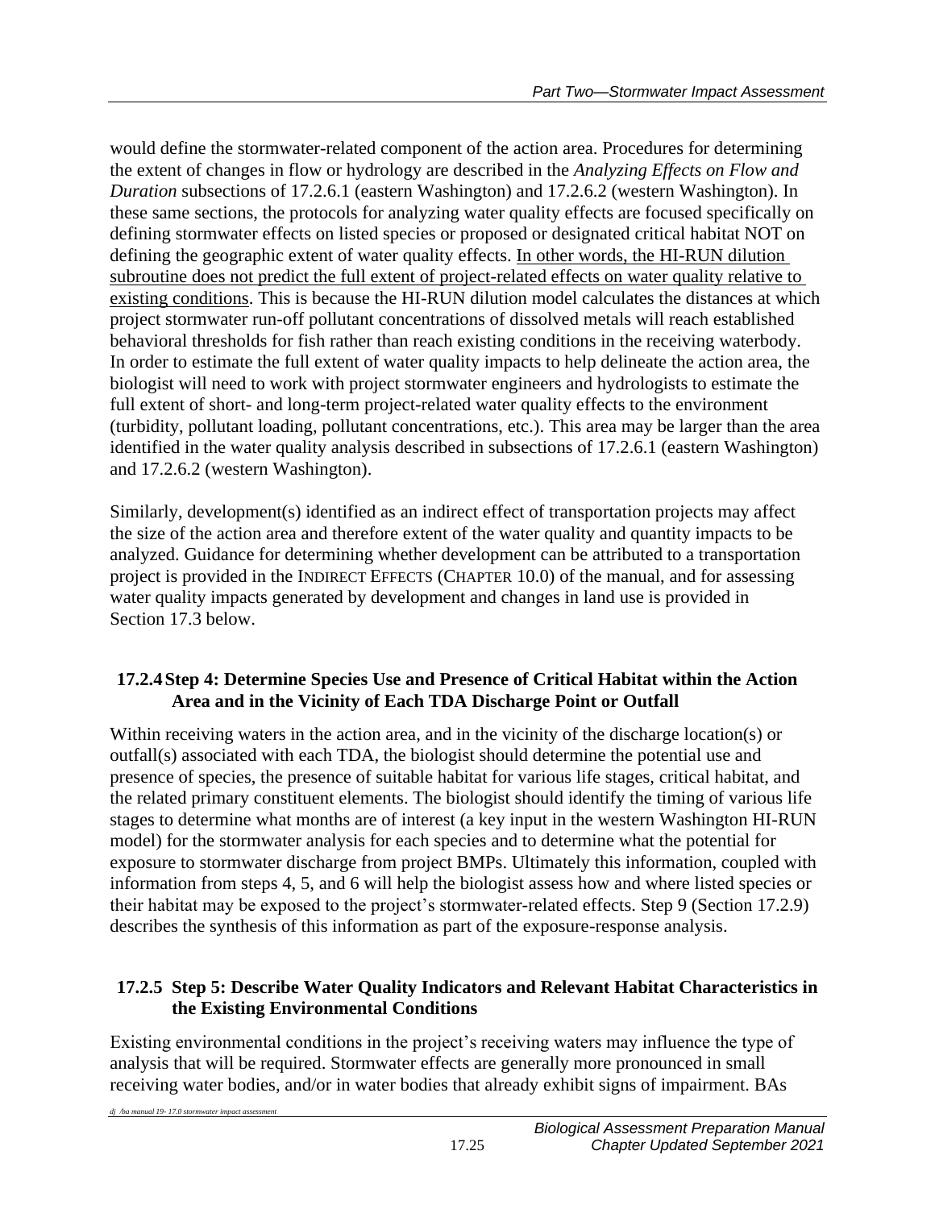would define the stormwater-related component of the action area. Procedures for determining the extent of changes in flow or hydrology are described in the *Analyzing Effects on Flow and Duration* subsections of 17.2.6.1 (eastern Washington) and 17.2.6.2 (western Washington). In these same sections, the protocols for analyzing water quality effects are focused specifically on defining stormwater effects on listed species or proposed or designated critical habitat NOT on defining the geographic extent of water quality effects. <u>In other words, the HI-RUN dilution subroutine does not predict the full extent of project-related effects on water quality relative to existing conditions</u>. This is because the HI-RUN dilution model calculates the distances at which project stormwater run-off pollutant concentrations of dissolved metals will reach established behavioral thresholds for fish rather than reach existing conditions in the receiving waterbody. In order to estimate the full extent of water quality impacts to help delineate the action area, the biologist will need to work with project stormwater engineers and hydrologists to estimate the full extent of short- and long-term project-related water quality effects to the environment (turbidity, pollutant loading, pollutant concentrations, etc.). This area may be larger than the area identified in the water quality analysis described in subsections of 17.2.6.1 (eastern Washington) and 17.2.6.2 (western Washington).

Similarly, development(s) identified as an indirect effect of transportation projects may affect the size of the action area and therefore extent of the water quality and quantity impacts to be analyzed. Guidance for determining whether development can be attributed to a transportation project is provided in the INDIRECT EFFECTS (CHAPTER 10.0) of the manual, and for assessing water quality impacts generated by development and changes in land use is provided in Section 17.3 below.

### 17.2.4 Step 4: Determine Species Use and Presence of Critical Habitat within the Action Area and in the Vicinity of Each TDA Discharge Point or Outfall

Within receiving waters in the action area, and in the vicinity of the discharge location(s) or outfall(s) associated with each TDA, the biologist should determine the potential use and presence of species, the presence of suitable habitat for various life stages, critical habitat, and the related primary constituent elements. The biologist should identify the timing of various life stages to determine what months are of interest (a key input in the western Washington HI-RUN model) for the stormwater analysis for each species and to determine what the potential for exposure to stormwater discharge from project BMPs. Ultimately this information, coupled with information from steps 4, 5, and 6 will help the biologist assess how and where listed species or their habitat may be exposed to the project's stormwater-related effects. Step 9 (Section 17.2.9) describes the synthesis of this information as part of the exposure-response analysis.

### 17.2.5 Step 5: Describe Water Quality Indicators and Relevant Habitat Characteristics in the Existing Environmental Conditions

Existing environmental conditions in the project's receiving waters may influence the type of analysis that will be required. Stormwater effects are generally more pronounced in small receiving water bodies, and/or in water bodies that already exhibit signs of impairment. BAs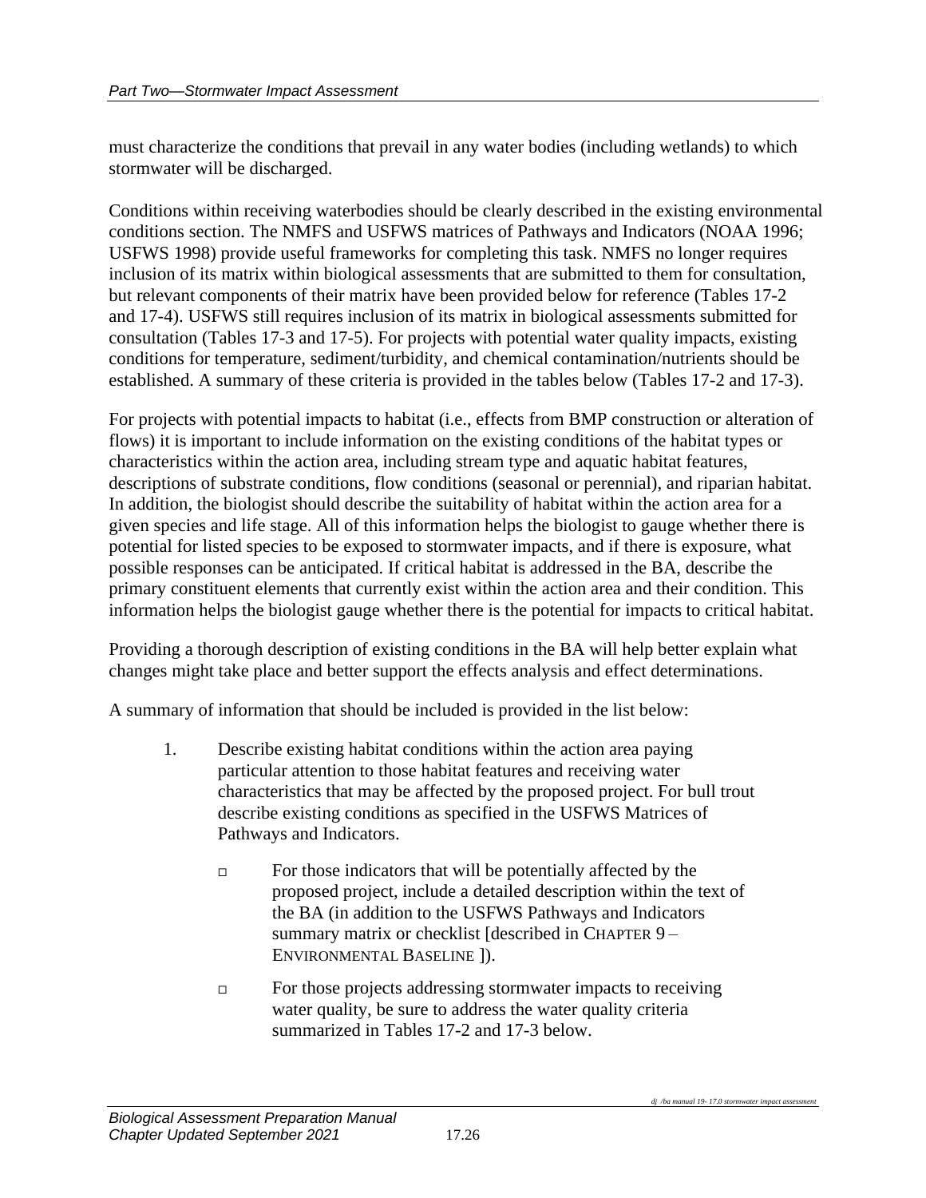must characterize the conditions that prevail in any water bodies (including wetlands) to which stormwater will be discharged.

Conditions within receiving waterbodies should be clearly described in the existing environmental conditions section. The NMFS and USFWS matrices of Pathways and Indicators (NOAA 1996; USFWS 1998) provide useful frameworks for completing this task. NMFS no longer requires inclusion of its matrix within biological assessments that are submitted to them for consultation, but relevant components of their matrix have been provided below for reference (Tables 17-2 and 17-4). USFWS still requires inclusion of its matrix in biological assessments submitted for consultation (Tables 17-3 and 17-5). For projects with potential water quality impacts, existing conditions for temperature, sediment/turbidity, and chemical contamination/nutrients should be established. A summary of these criteria is provided in the tables below (Tables 17-2 and 17-3).

For projects with potential impacts to habitat (i.e., effects from BMP construction or alteration of flows) it is important to include information on the existing conditions of the habitat types or characteristics within the action area, including stream type and aquatic habitat features, descriptions of substrate conditions, flow conditions (seasonal or perennial), and riparian habitat. In addition, the biologist should describe the suitability of habitat within the action area for a given species and life stage. All of this information helps the biologist to gauge whether there is potential for listed species to be exposed to stormwater impacts, and if there is exposure, what possible responses can be anticipated. If critical habitat is addressed in the BA, describe the primary constituent elements that currently exist within the action area and their condition. This information helps the biologist gauge whether there is the potential for impacts to critical habitat.

Providing a thorough description of existing conditions in the BA will help better explain what changes might take place and better support the effects analysis and effect determinations.

A summary of information that should be included is provided in the list below:

1. Describe existing habitat conditions within the action area paying particular attention to those habitat features and receiving water characteristics that may be affected by the proposed project. For bull trout describe existing conditions as specified in the USFWS Matrices of Pathways and Indicators.

    - For those indicators that will be potentially affected by the proposed project, include a detailed description within the text of the BA (in addition to the USFWS Pathways and Indicators summary matrix or checklist [described in CHAPTER 9 – ENVIRONMENTAL BASELINE ]).

    - For those projects addressing stormwater impacts to receiving water quality, be sure to address the water quality criteria summarized in Tables 17-2 and 17-3 below.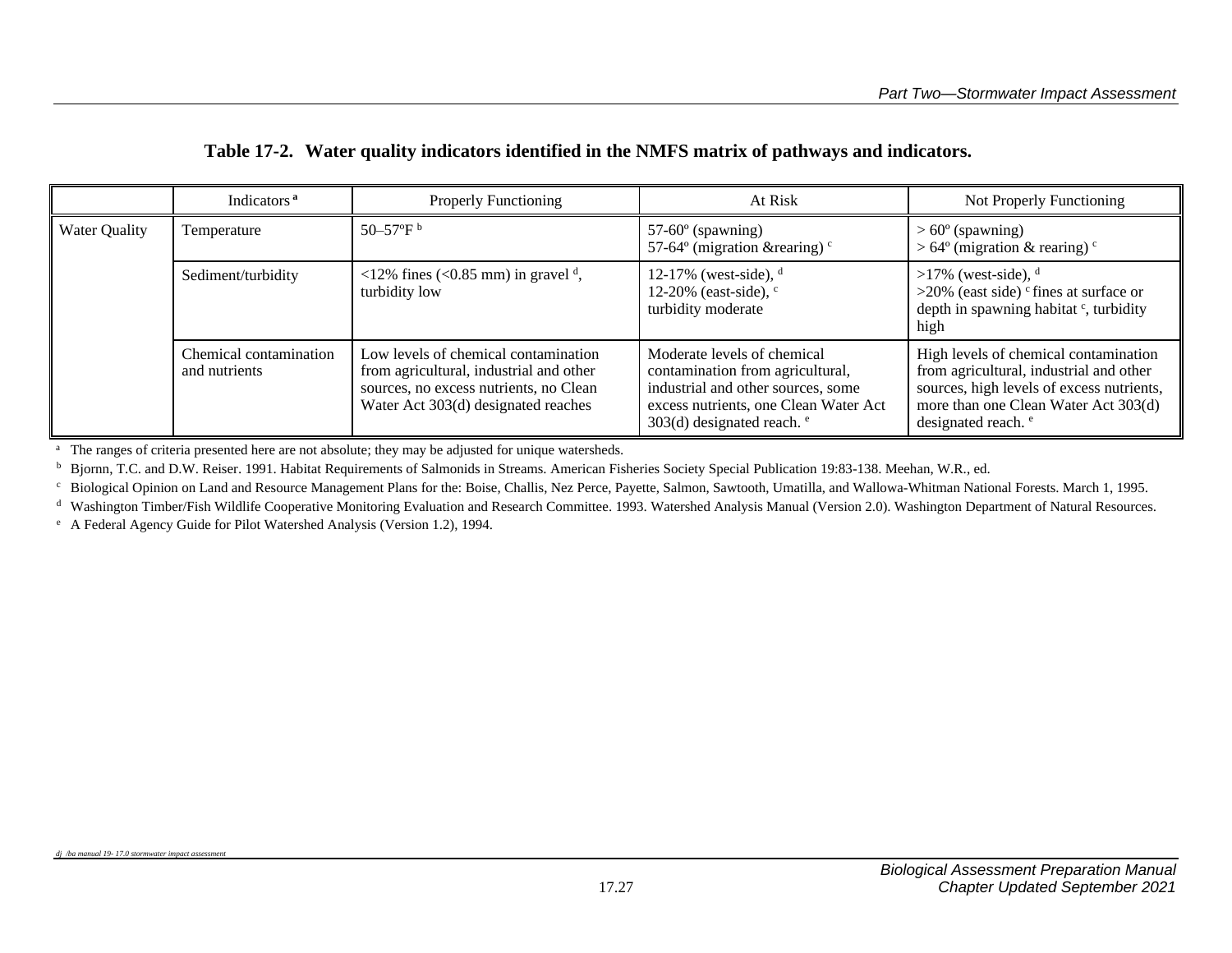**Table 17-2. Water quality indicators identified in the NMFS matrix of pathways and indicators.**

| | Indicators [a] | Properly Functioning | At Risk | Not Properly Functioning |
|---|---|---|---|---|
| Water Quality | Temperature | 50–57ºF [b] | 57-60º (spawning)<br>57-64º (migration &rearing) [c] | > 60º (spawning)<br>> 64º (migration & rearing) [c] |
| | Sediment/turbidity | <12% fines (<0.85 mm) in gravel [d], turbidity low | 12-17% (west-side), [d]<br>12-20% (east-side), [c]<br>turbidity moderate | >17% (west-side), [d]<br>>20% (east side) [c] fines at surface or depth in spawning habitat [c], turbidity high |
| | Chemical contamination and nutrients | Low levels of chemical contamination from agricultural, industrial and other sources, no excess nutrients, no Clean Water Act 303(d) designated reaches | Moderate levels of chemical contamination from agricultural, industrial and other sources, some excess nutrients, one Clean Water Act 303(d) designated reach. [e] | High levels of chemical contamination from agricultural, industrial and other sources, high levels of excess nutrients, more than one Clean Water Act 303(d) designated reach. [e] |

[a] The ranges of criteria presented here are not absolute; they may be adjusted for unique watersheds.

[b] Bjornn, T.C. and D.W. Reiser. 1991. Habitat Requirements of Salmonids in Streams. American Fisheries Society Special Publication 19:83-138. Meehan, W.R., ed.

[c] Biological Opinion on Land and Resource Management Plans for the: Boise, Challis, Nez Perce, Payette, Salmon, Sawtooth, Umatilla, and Wallowa-Whitman National Forests. March 1, 1995.

[d] Washington Timber/Fish Wildlife Cooperative Monitoring Evaluation and Research Committee. 1993. Watershed Analysis Manual (Version 2.0). Washington Department of Natural Resources.

[e] A Federal Agency Guide for Pilot Watershed Analysis (Version 1.2), 1994.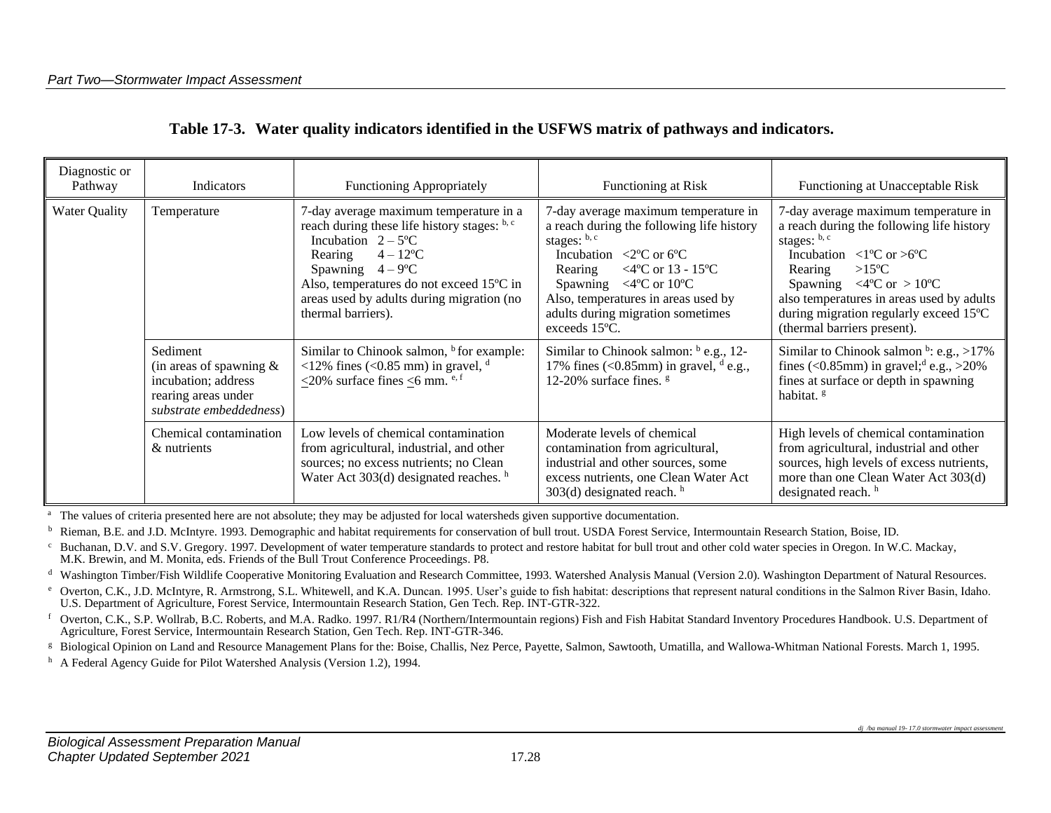**Table 17-3. Water quality indicators identified in the USFWS matrix of pathways and indicators.**

| Diagnostic or Pathway | Indicators | Functioning Appropriately | Functioning at Risk | Functioning at Unacceptable Risk |
|---|---|---|---|---|
| Water Quality | Temperature | 7-day average maximum temperature in a reach during these life history stages: [b, c]<br>Incubation 2 – 5ºC<br>Rearing 4 – 12ºC<br>Spawning 4 – 9ºC<br>Also, temperatures do not exceed 15ºC in areas used by adults during migration (no thermal barriers). | 7-day average maximum temperature in a reach during the following life history stages: [b, c]<br>Incubation <2ºC or 6ºC<br>Rearing <4ºC or 13 - 15ºC<br>Spawning <4ºC or 10ºC<br>Also, temperatures in areas used by adults during migration sometimes exceeds 15ºC. | 7-day average maximum temperature in a reach during the following life history stages: [b, c]<br>Incubation <1ºC or >6ºC<br>Rearing >15ºC<br>Spawning <4ºC or > 10ºC<br>also temperatures in areas used by adults during migration regularly exceed 15ºC (thermal barriers present). |
| | Sediment (in areas of spawning & incubation; address rearing areas under *substrate embeddedness*) | Similar to Chinook salmon, [b] for example: <12% fines (<0.85 mm) in gravel, [d] ≤20% surface fines ≤6 mm. [e, f] | Similar to Chinook salmon: [b] e.g., 12-17% fines (<0.85mm) in gravel, [d] e.g., 12-20% surface fines. [g] | Similar to Chinook salmon [b]: e.g., >17% fines (<0.85mm) in gravel;[d] e.g., >20% fines at surface or depth in spawning habitat. [g] |
| | Chemical contamination & nutrients | Low levels of chemical contamination from agricultural, industrial, and other sources; no excess nutrients; no Clean Water Act 303(d) designated reaches. [h] | Moderate levels of chemical contamination from agricultural, industrial and other sources, some excess nutrients, one Clean Water Act 303(d) designated reach. [h] | High levels of chemical contamination from agricultural, industrial and other sources, high levels of excess nutrients, more than one Clean Water Act 303(d) designated reach. [h] |

[a] The values of criteria presented here are not absolute; they may be adjusted for local watersheds given supportive documentation.

[b] Rieman, B.E. and J.D. McIntyre. 1993. Demographic and habitat requirements for conservation of bull trout. USDA Forest Service, Intermountain Research Station, Boise, ID.

[c] Buchanan, D.V. and S.V. Gregory. 1997. Development of water temperature standards to protect and restore habitat for bull trout and other cold water species in Oregon. In W.C. Mackay, M.K. Brewin, and M. Monita, eds. Friends of the Bull Trout Conference Proceedings. P8.

[d] Washington Timber/Fish Wildlife Cooperative Monitoring Evaluation and Research Committee, 1993. Watershed Analysis Manual (Version 2.0). Washington Department of Natural Resources.

[e] Overton, C.K., J.D. McIntyre, R. Armstrong, S.L. Whitewell, and K.A. Duncan. 1995. User's guide to fish habitat: descriptions that represent natural conditions in the Salmon River Basin, Idaho. U.S. Department of Agriculture, Forest Service, Intermountain Research Station, Gen Tech. Rep. INT-GTR-322.

[f] Overton, C.K., S.P. Wollrab, B.C. Roberts, and M.A. Radko. 1997. R1/R4 (Northern/Intermountain regions) Fish and Fish Habitat Standard Inventory Procedures Handbook. U.S. Department of Agriculture, Forest Service, Intermountain Research Station, Gen Tech. Rep. INT-GTR-346.

[g] Biological Opinion on Land and Resource Management Plans for the: Boise, Challis, Nez Perce, Payette, Salmon, Sawtooth, Umatilla, and Wallowa-Whitman National Forests. March 1, 1995.

[h] A Federal Agency Guide for Pilot Watershed Analysis (Version 1.2), 1994.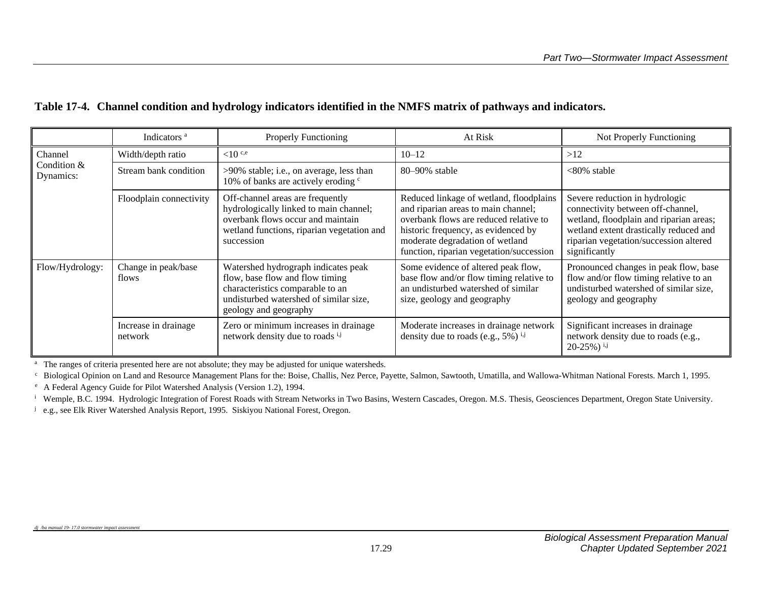**Table 17-4. Channel condition and hydrology indicators identified in the NMFS matrix of pathways and indicators.**

| | Indicators [a] | Properly Functioning | At Risk | Not Properly Functioning |
|---|---|---|---|---|
| Channel Condition & Dynamics: | Width/depth ratio | <10 [c,e] | 10–12 | >12 |
| | Stream bank condition | >90% stable; i.e., on average, less than 10% of banks are actively eroding [c] | 80–90% stable | <80% stable |
| | Floodplain connectivity | Off-channel areas are frequently hydrologically linked to main channel; overbank flows occur and maintain wetland functions, riparian vegetation and succession | Reduced linkage of wetland, floodplains and riparian areas to main channel; overbank flows are reduced relative to historic frequency, as evidenced by moderate degradation of wetland function, riparian vegetation/succession | Severe reduction in hydrologic connectivity between off-channel, wetland, floodplain and riparian areas; wetland extent drastically reduced and riparian vegetation/succession altered significantly |
| Flow/Hydrology: | Change in peak/base flows | Watershed hydrograph indicates peak flow, base flow and flow timing characteristics comparable to an undisturbed watershed of similar size, geology and geography | Some evidence of altered peak flow, base flow and/or flow timing relative to an undisturbed watershed of similar size, geology and geography | Pronounced changes in peak flow, base flow and/or flow timing relative to an undisturbed watershed of similar size, geology and geography |
| | Increase in drainage network | Zero or minimum increases in drainage network density due to roads [i,j] | Moderate increases in drainage network density due to roads (e.g., 5%) [i,j] | Significant increases in drainage network density due to roads (e.g., 20-25%) [i,j] |

[a] The ranges of criteria presented here are not absolute; they may be adjusted for unique watersheds.

[c] Biological Opinion on Land and Resource Management Plans for the: Boise, Challis, Nez Perce, Payette, Salmon, Sawtooth, Umatilla, and Wallowa-Whitman National Forests. March 1, 1995.

[e] A Federal Agency Guide for Pilot Watershed Analysis (Version 1.2), 1994.

[i] Wemple, B.C. 1994. Hydrologic Integration of Forest Roads with Stream Networks in Two Basins, Western Cascades, Oregon. M.S. Thesis, Geosciences Department, Oregon State University.

[j] e.g., see Elk River Watershed Analysis Report, 1995. Siskiyou National Forest, Oregon.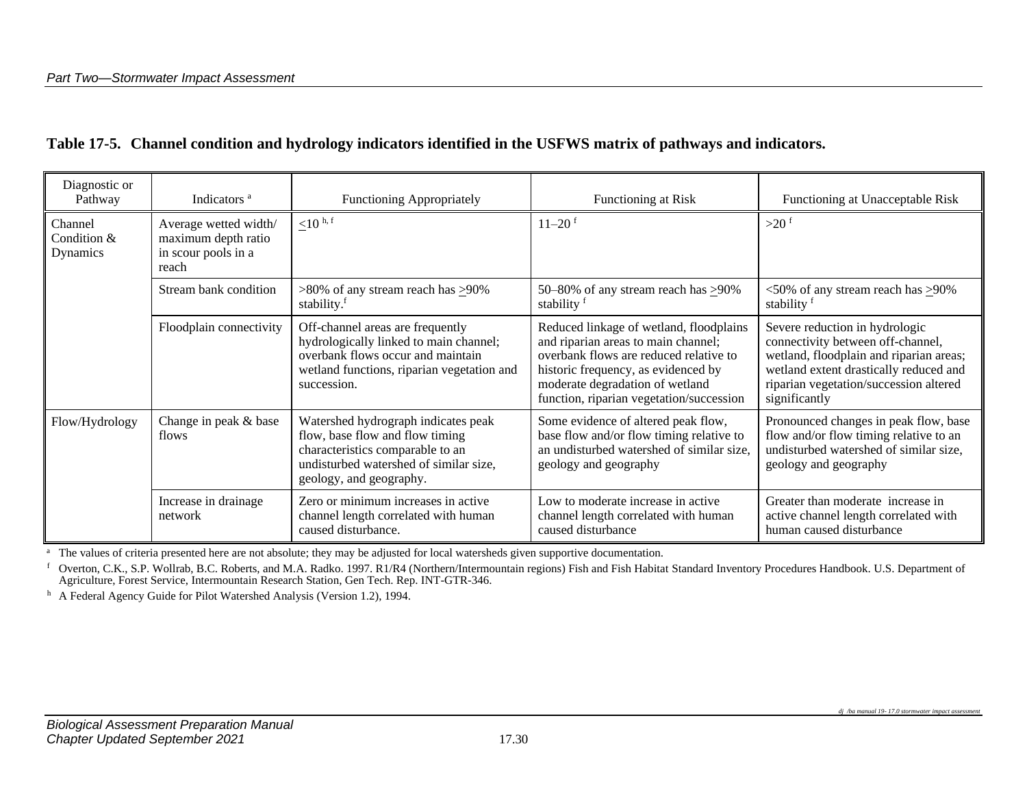**Table 17-5. Channel condition and hydrology indicators identified in the USFWS matrix of pathways and indicators.**

| Diagnostic or Pathway | Indicators [a] | Functioning Appropriately | Functioning at Risk | Functioning at Unacceptable Risk |
|---|---|---|---|---|
| Channel Condition & Dynamics | Average wetted width/ maximum depth ratio in scour pools in a reach | $\leq$10 [h, f] | 11–20 [f] | >20 [f] |
| | Stream bank condition | >80% of any stream reach has $\geq$90% stability.[f] | 50–80% of any stream reach has $\geq$90% stability [f] | <50% of any stream reach has $\geq$90% stability [f] |
| | Floodplain connectivity | Off-channel areas are frequently hydrologically linked to main channel; overbank flows occur and maintain wetland functions, riparian vegetation and succession. | Reduced linkage of wetland, floodplains and riparian areas to main channel; overbank flows are reduced relative to historic frequency, as evidenced by moderate degradation of wetland function, riparian vegetation/succession | Severe reduction in hydrologic connectivity between off-channel, wetland, floodplain and riparian areas; wetland extent drastically reduced and riparian vegetation/succession altered significantly |
| Flow/Hydrology | Change in peak & base flows | Watershed hydrograph indicates peak flow, base flow and flow timing characteristics comparable to an undisturbed watershed of similar size, geology, and geography. | Some evidence of altered peak flow, base flow and/or flow timing relative to an undisturbed watershed of similar size, geology and geography | Pronounced changes in peak flow, base flow and/or flow timing relative to an undisturbed watershed of similar size, geology and geography |
| | Increase in drainage network | Zero or minimum increases in active channel length correlated with human caused disturbance. | Low to moderate increase in active channel length correlated with human caused disturbance | Greater than moderate increase in active channel length correlated with human caused disturbance |

[a] The values of criteria presented here are not absolute; they may be adjusted for local watersheds given supportive documentation.

[f] Overton, C.K., S.P. Wollrab, B.C. Roberts, and M.A. Radko. 1997. R1/R4 (Northern/Intermountain regions) Fish and Fish Habitat Standard Inventory Procedures Handbook. U.S. Department of Agriculture, Forest Service, Intermountain Research Station, Gen Tech. Rep. INT-GTR-346.

[h] A Federal Agency Guide for Pilot Watershed Analysis (Version 1.2), 1994.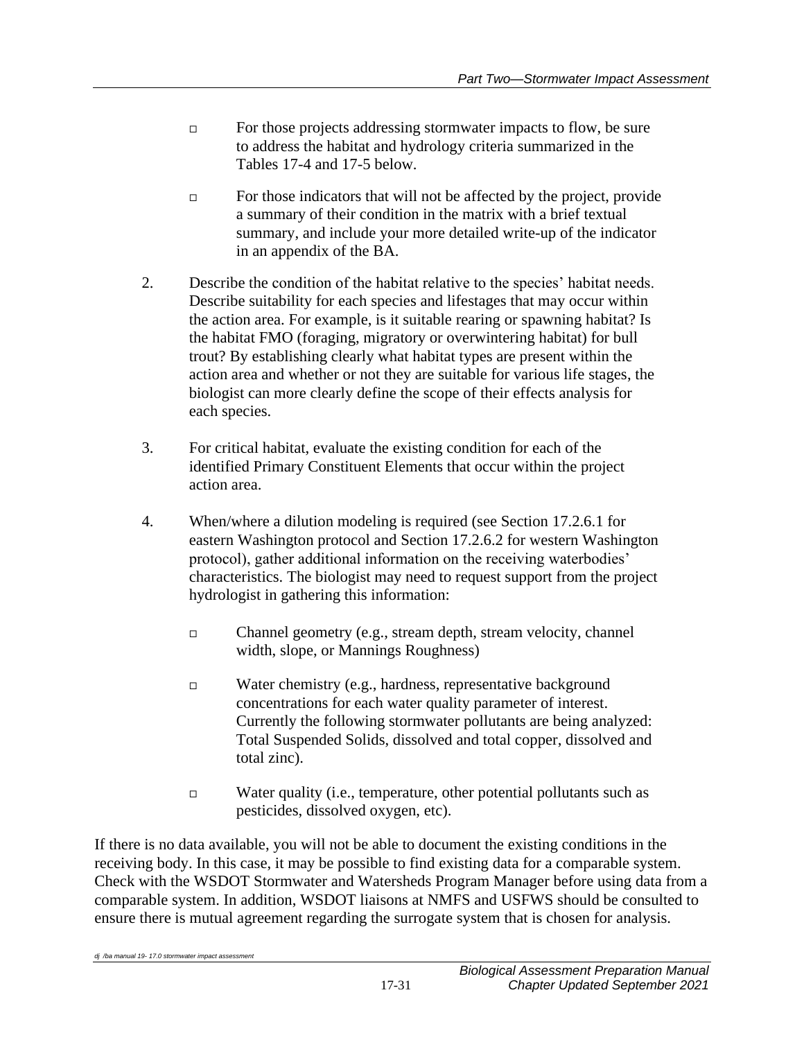- For those projects addressing stormwater impacts to flow, be sure to address the habitat and hydrology criteria summarized in the Tables 17-4 and 17-5 below.
- For those indicators that will not be affected by the project, provide a summary of their condition in the matrix with a brief textual summary, and include your more detailed write-up of the indicator in an appendix of the BA.

2. Describe the condition of the habitat relative to the species' habitat needs. Describe suitability for each species and lifestages that may occur within the action area. For example, is it suitable rearing or spawning habitat? Is the habitat FMO (foraging, migratory or overwintering habitat) for bull trout? By establishing clearly what habitat types are present within the action area and whether or not they are suitable for various life stages, the biologist can more clearly define the scope of their effects analysis for each species.

3. For critical habitat, evaluate the existing condition for each of the identified Primary Constituent Elements that occur within the project action area.

4. When/where a dilution modeling is required (see Section 17.2.6.1 for eastern Washington protocol and Section 17.2.6.2 for western Washington protocol), gather additional information on the receiving waterbodies' characteristics. The biologist may need to request support from the project hydrologist in gathering this information:
   - Channel geometry (e.g., stream depth, stream velocity, channel width, slope, or Mannings Roughness)
   - Water chemistry (e.g., hardness, representative background concentrations for each water quality parameter of interest. Currently the following stormwater pollutants are being analyzed: Total Suspended Solids, dissolved and total copper, dissolved and total zinc).
   - Water quality (i.e., temperature, other potential pollutants such as pesticides, dissolved oxygen, etc).

If there is no data available, you will not be able to document the existing conditions in the receiving body. In this case, it may be possible to find existing data for a comparable system. Check with the WSDOT Stormwater and Watersheds Program Manager before using data from a comparable system. In addition, WSDOT liaisons at NMFS and USFWS should be consulted to ensure there is mutual agreement regarding the surrogate system that is chosen for analysis.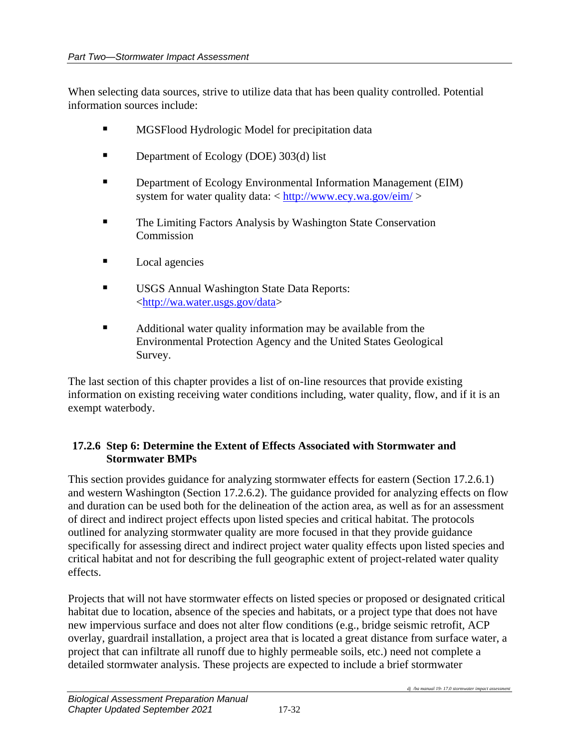When selecting data sources, strive to utilize data that has been quality controlled. Potential information sources include:

- MGSFlood Hydrologic Model for precipitation data
- Department of Ecology (DOE) 303(d) list
- Department of Ecology Environmental Information Management (EIM) system for water quality data: < http://www.ecy.wa.gov/eim/ >
- The Limiting Factors Analysis by Washington State Conservation Commission
- Local agencies
- USGS Annual Washington State Data Reports: <http://wa.water.usgs.gov/data>
- Additional water quality information may be available from the Environmental Protection Agency and the United States Geological Survey.

The last section of this chapter provides a list of on-line resources that provide existing information on existing receiving water conditions including, water quality, flow, and if it is an exempt waterbody.

### 17.2.6 Step 6: Determine the Extent of Effects Associated with Stormwater and Stormwater BMPs

This section provides guidance for analyzing stormwater effects for eastern (Section 17.2.6.1) and western Washington (Section 17.2.6.2). The guidance provided for analyzing effects on flow and duration can be used both for the delineation of the action area, as well as for an assessment of direct and indirect project effects upon listed species and critical habitat. The protocols outlined for analyzing stormwater quality are more focused in that they provide guidance specifically for assessing direct and indirect project water quality effects upon listed species and critical habitat and not for describing the full geographic extent of project-related water quality effects.

Projects that will not have stormwater effects on listed species or proposed or designated critical habitat due to location, absence of the species and habitats, or a project type that does not have new impervious surface and does not alter flow conditions (e.g., bridge seismic retrofit, ACP overlay, guardrail installation, a project area that is located a great distance from surface water, a project that can infiltrate all runoff due to highly permeable soils, etc.) need not complete a detailed stormwater analysis. These projects are expected to include a brief stormwater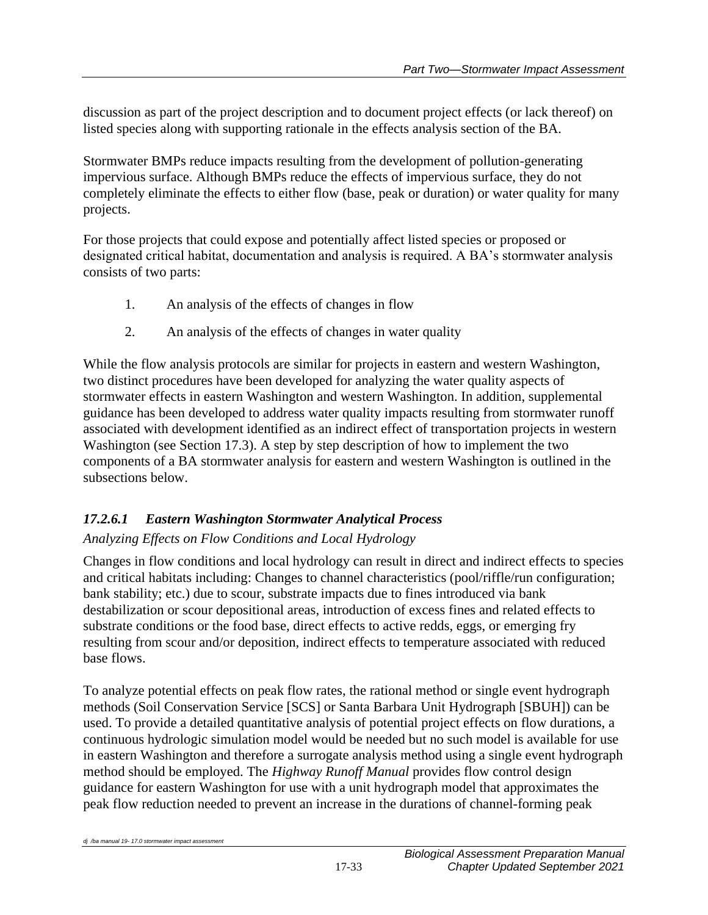discussion as part of the project description and to document project effects (or lack thereof) on listed species along with supporting rationale in the effects analysis section of the BA.

Stormwater BMPs reduce impacts resulting from the development of pollution-generating impervious surface. Although BMPs reduce the effects of impervious surface, they do not completely eliminate the effects to either flow (base, peak or duration) or water quality for many projects.

For those projects that could expose and potentially affect listed species or proposed or designated critical habitat, documentation and analysis is required. A BA's stormwater analysis consists of two parts:

1. An analysis of the effects of changes in flow
2. An analysis of the effects of changes in water quality

While the flow analysis protocols are similar for projects in eastern and western Washington, two distinct procedures have been developed for analyzing the water quality aspects of stormwater effects in eastern Washington and western Washington. In addition, supplemental guidance has been developed to address water quality impacts resulting from stormwater runoff associated with development identified as an indirect effect of transportation projects in western Washington (see Section 17.3). A step by step description of how to implement the two components of a BA stormwater analysis for eastern and western Washington is outlined in the subsections below.

#### *17.2.6.1 Eastern Washington Stormwater Analytical Process*

*Analyzing Effects on Flow Conditions and Local Hydrology*

Changes in flow conditions and local hydrology can result in direct and indirect effects to species and critical habitats including: Changes to channel characteristics (pool/riffle/run configuration; bank stability; etc.) due to scour, substrate impacts due to fines introduced via bank destabilization or scour depositional areas, introduction of excess fines and related effects to substrate conditions or the food base, direct effects to active redds, eggs, or emerging fry resulting from scour and/or deposition, indirect effects to temperature associated with reduced base flows.

To analyze potential effects on peak flow rates, the rational method or single event hydrograph methods (Soil Conservation Service [SCS] or Santa Barbara Unit Hydrograph [SBUH]) can be used. To provide a detailed quantitative analysis of potential project effects on flow durations, a continuous hydrologic simulation model would be needed but no such model is available for use in eastern Washington and therefore a surrogate analysis method using a single event hydrograph method should be employed. The *Highway Runoff Manual* provides flow control design guidance for eastern Washington for use with a unit hydrograph model that approximates the peak flow reduction needed to prevent an increase in the durations of channel-forming peak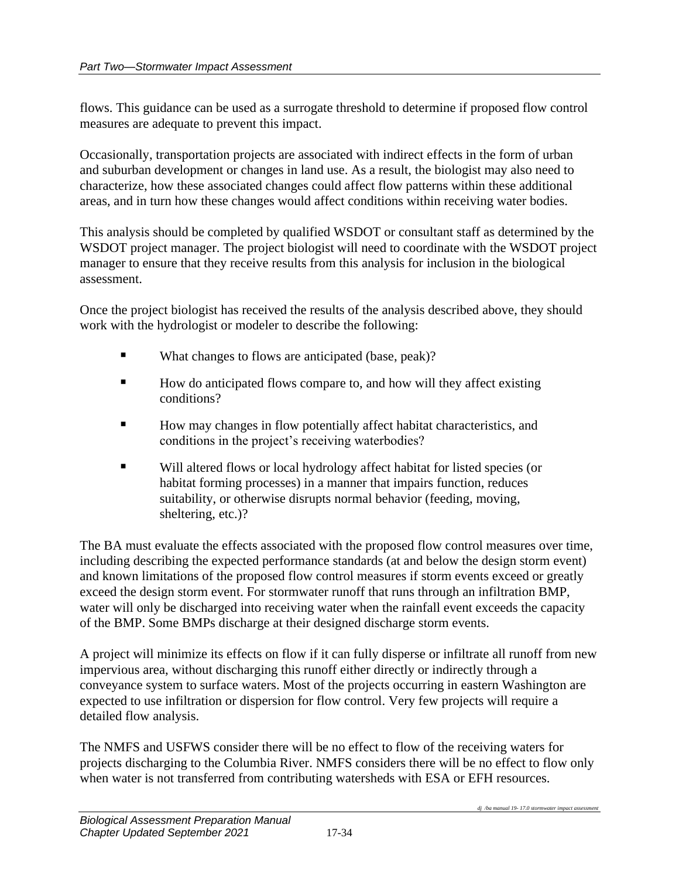flows. This guidance can be used as a surrogate threshold to determine if proposed flow control measures are adequate to prevent this impact.

Occasionally, transportation projects are associated with indirect effects in the form of urban and suburban development or changes in land use. As a result, the biologist may also need to characterize, how these associated changes could affect flow patterns within these additional areas, and in turn how these changes would affect conditions within receiving water bodies.

This analysis should be completed by qualified WSDOT or consultant staff as determined by the WSDOT project manager. The project biologist will need to coordinate with the WSDOT project manager to ensure that they receive results from this analysis for inclusion in the biological assessment.

Once the project biologist has received the results of the analysis described above, they should work with the hydrologist or modeler to describe the following:

- What changes to flows are anticipated (base, peak)?
- How do anticipated flows compare to, and how will they affect existing conditions?
- How may changes in flow potentially affect habitat characteristics, and conditions in the project's receiving waterbodies?
- Will altered flows or local hydrology affect habitat for listed species (or habitat forming processes) in a manner that impairs function, reduces suitability, or otherwise disrupts normal behavior (feeding, moving, sheltering, etc.)?

The BA must evaluate the effects associated with the proposed flow control measures over time, including describing the expected performance standards (at and below the design storm event) and known limitations of the proposed flow control measures if storm events exceed or greatly exceed the design storm event. For stormwater runoff that runs through an infiltration BMP, water will only be discharged into receiving water when the rainfall event exceeds the capacity of the BMP. Some BMPs discharge at their designed discharge storm events.

A project will minimize its effects on flow if it can fully disperse or infiltrate all runoff from new impervious area, without discharging this runoff either directly or indirectly through a conveyance system to surface waters. Most of the projects occurring in eastern Washington are expected to use infiltration or dispersion for flow control. Very few projects will require a detailed flow analysis.

The NMFS and USFWS consider there will be no effect to flow of the receiving waters for projects discharging to the Columbia River. NMFS considers there will be no effect to flow only when water is not transferred from contributing watersheds with ESA or EFH resources.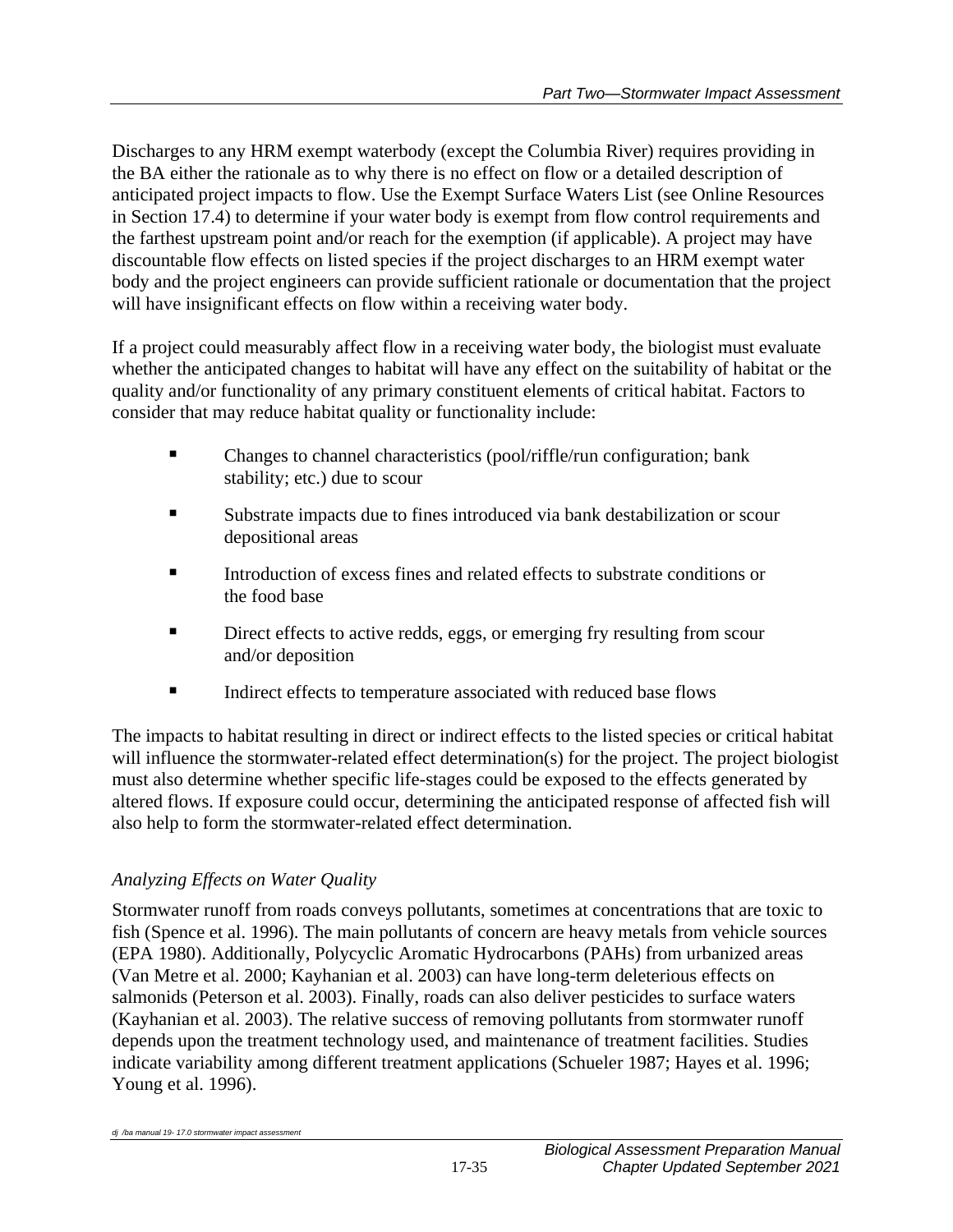Discharges to any HRM exempt waterbody (except the Columbia River) requires providing in the BA either the rationale as to why there is no effect on flow or a detailed description of anticipated project impacts to flow. Use the Exempt Surface Waters List (see Online Resources in Section 17.4) to determine if your water body is exempt from flow control requirements and the farthest upstream point and/or reach for the exemption (if applicable). A project may have discountable flow effects on listed species if the project discharges to an HRM exempt water body and the project engineers can provide sufficient rationale or documentation that the project will have insignificant effects on flow within a receiving water body.

If a project could measurably affect flow in a receiving water body, the biologist must evaluate whether the anticipated changes to habitat will have any effect on the suitability of habitat or the quality and/or functionality of any primary constituent elements of critical habitat. Factors to consider that may reduce habitat quality or functionality include:

- Changes to channel characteristics (pool/riffle/run configuration; bank stability; etc.) due to scour
- Substrate impacts due to fines introduced via bank destabilization or scour depositional areas
- Introduction of excess fines and related effects to substrate conditions or the food base
- Direct effects to active redds, eggs, or emerging fry resulting from scour and/or deposition
- Indirect effects to temperature associated with reduced base flows

The impacts to habitat resulting in direct or indirect effects to the listed species or critical habitat will influence the stormwater-related effect determination(s) for the project. The project biologist must also determine whether specific life-stages could be exposed to the effects generated by altered flows. If exposure could occur, determining the anticipated response of affected fish will also help to form the stormwater-related effect determination.

*Analyzing Effects on Water Quality*

Stormwater runoff from roads conveys pollutants, sometimes at concentrations that are toxic to fish (Spence et al. 1996). The main pollutants of concern are heavy metals from vehicle sources (EPA 1980). Additionally, Polycyclic Aromatic Hydrocarbons (PAHs) from urbanized areas (Van Metre et al. 2000; Kayhanian et al. 2003) can have long-term deleterious effects on salmonids (Peterson et al. 2003). Finally, roads can also deliver pesticides to surface waters (Kayhanian et al. 2003). The relative success of removing pollutants from stormwater runoff depends upon the treatment technology used, and maintenance of treatment facilities. Studies indicate variability among different treatment applications (Schueler 1987; Hayes et al. 1996; Young et al. 1996).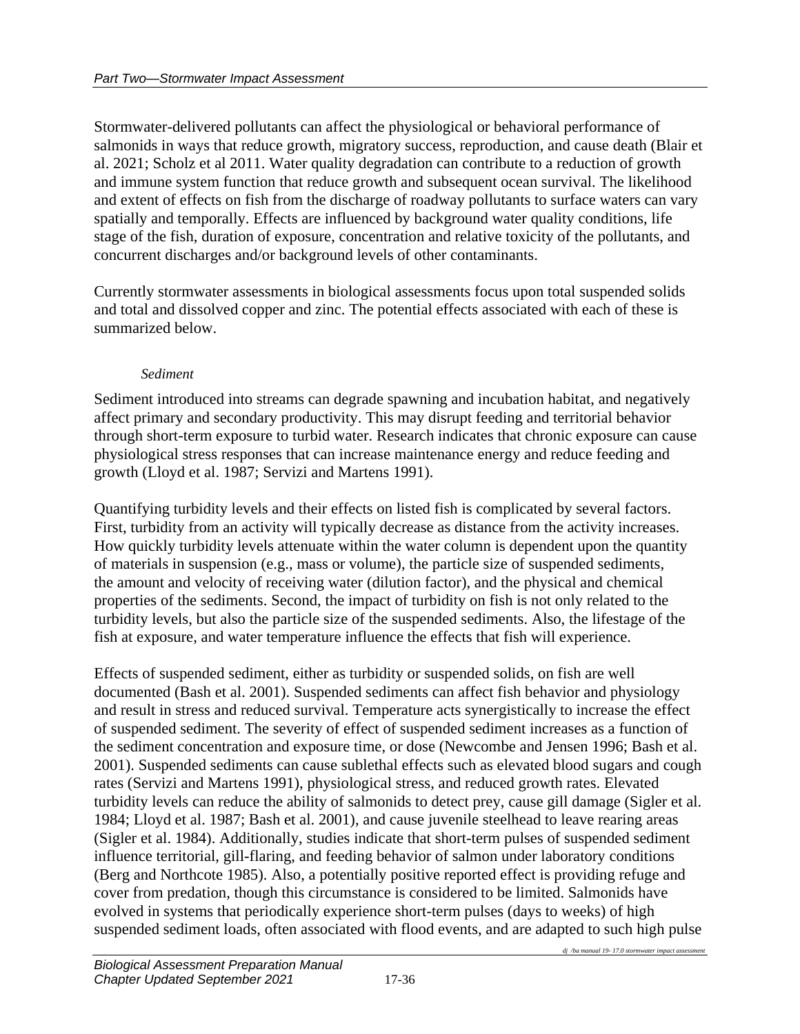Stormwater-delivered pollutants can affect the physiological or behavioral performance of salmonids in ways that reduce growth, migratory success, reproduction, and cause death (Blair et al. 2021; Scholz et al 2011. Water quality degradation can contribute to a reduction of growth and immune system function that reduce growth and subsequent ocean survival. The likelihood and extent of effects on fish from the discharge of roadway pollutants to surface waters can vary spatially and temporally. Effects are influenced by background water quality conditions, life stage of the fish, duration of exposure, concentration and relative toxicity of the pollutants, and concurrent discharges and/or background levels of other contaminants.

Currently stormwater assessments in biological assessments focus upon total suspended solids and total and dissolved copper and zinc. The potential effects associated with each of these is summarized below.

*Sediment*

Sediment introduced into streams can degrade spawning and incubation habitat, and negatively affect primary and secondary productivity. This may disrupt feeding and territorial behavior through short-term exposure to turbid water. Research indicates that chronic exposure can cause physiological stress responses that can increase maintenance energy and reduce feeding and growth (Lloyd et al. 1987; Servizi and Martens 1991).

Quantifying turbidity levels and their effects on listed fish is complicated by several factors. First, turbidity from an activity will typically decrease as distance from the activity increases. How quickly turbidity levels attenuate within the water column is dependent upon the quantity of materials in suspension (e.g., mass or volume), the particle size of suspended sediments, the amount and velocity of receiving water (dilution factor), and the physical and chemical properties of the sediments. Second, the impact of turbidity on fish is not only related to the turbidity levels, but also the particle size of the suspended sediments. Also, the lifestage of the fish at exposure, and water temperature influence the effects that fish will experience.

Effects of suspended sediment, either as turbidity or suspended solids, on fish are well documented (Bash et al. 2001). Suspended sediments can affect fish behavior and physiology and result in stress and reduced survival. Temperature acts synergistically to increase the effect of suspended sediment. The severity of effect of suspended sediment increases as a function of the sediment concentration and exposure time, or dose (Newcombe and Jensen 1996; Bash et al. 2001). Suspended sediments can cause sublethal effects such as elevated blood sugars and cough rates (Servizi and Martens 1991), physiological stress, and reduced growth rates. Elevated turbidity levels can reduce the ability of salmonids to detect prey, cause gill damage (Sigler et al. 1984; Lloyd et al. 1987; Bash et al. 2001), and cause juvenile steelhead to leave rearing areas (Sigler et al. 1984). Additionally, studies indicate that short-term pulses of suspended sediment influence territorial, gill-flaring, and feeding behavior of salmon under laboratory conditions (Berg and Northcote 1985). Also, a potentially positive reported effect is providing refuge and cover from predation, though this circumstance is considered to be limited. Salmonids have evolved in systems that periodically experience short-term pulses (days to weeks) of high suspended sediment loads, often associated with flood events, and are adapted to such high pulse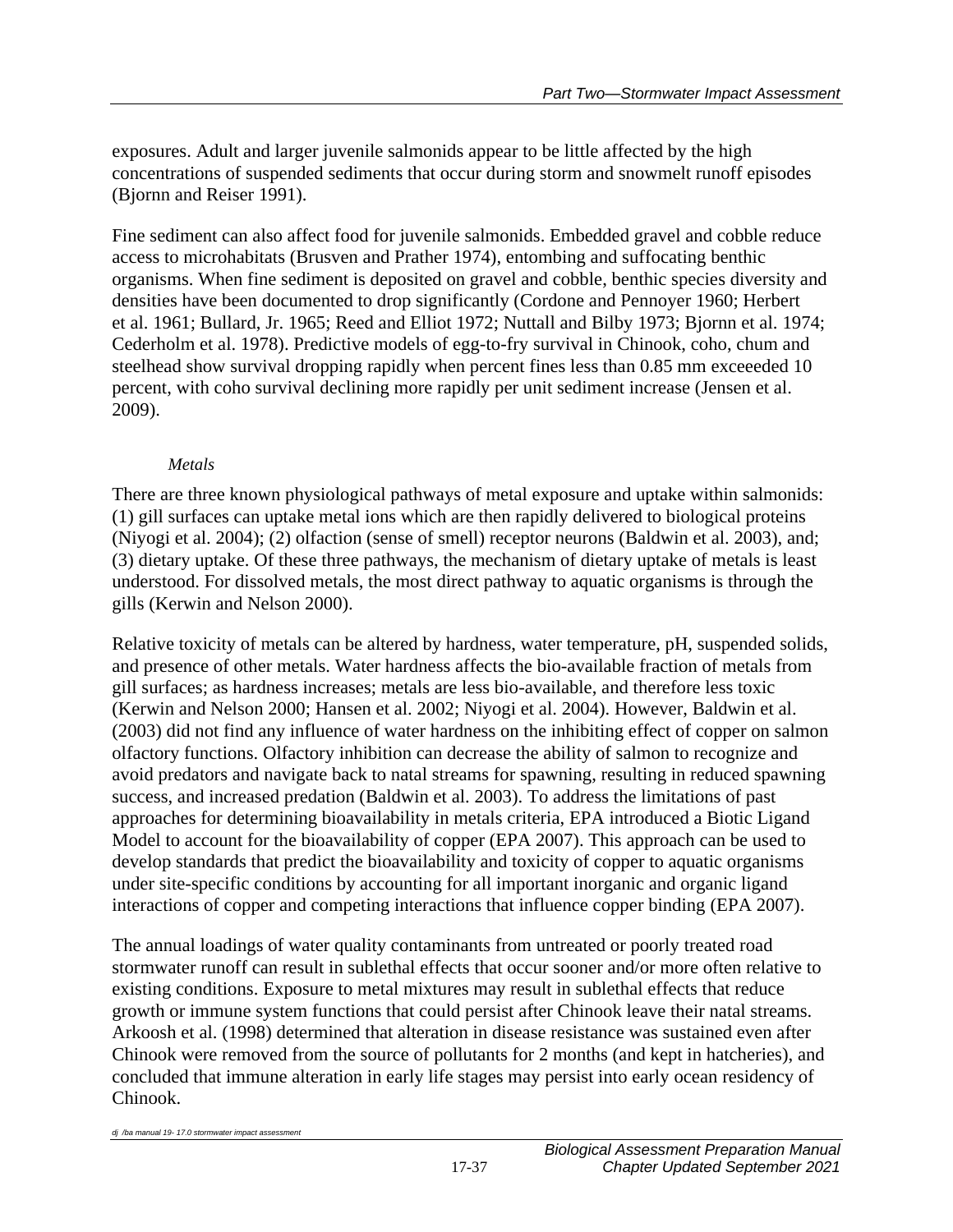exposures. Adult and larger juvenile salmonids appear to be little affected by the high concentrations of suspended sediments that occur during storm and snowmelt runoff episodes (Bjornn and Reiser 1991).

Fine sediment can also affect food for juvenile salmonids. Embedded gravel and cobble reduce access to microhabitats (Brusven and Prather 1974), entombing and suffocating benthic organisms. When fine sediment is deposited on gravel and cobble, benthic species diversity and densities have been documented to drop significantly (Cordone and Pennoyer 1960; Herbert et al. 1961; Bullard, Jr. 1965; Reed and Elliot 1972; Nuttall and Bilby 1973; Bjornn et al. 1974; Cederholm et al. 1978). Predictive models of egg-to-fry survival in Chinook, coho, chum and steelhead show survival dropping rapidly when percent fines less than 0.85 mm exceeeded 10 percent, with coho survival declining more rapidly per unit sediment increase (Jensen et al. 2009).

*Metals*

There are three known physiological pathways of metal exposure and uptake within salmonids: (1) gill surfaces can uptake metal ions which are then rapidly delivered to biological proteins (Niyogi et al. 2004); (2) olfaction (sense of smell) receptor neurons (Baldwin et al. 2003), and; (3) dietary uptake. Of these three pathways, the mechanism of dietary uptake of metals is least understood. For dissolved metals, the most direct pathway to aquatic organisms is through the gills (Kerwin and Nelson 2000).

Relative toxicity of metals can be altered by hardness, water temperature, pH, suspended solids, and presence of other metals. Water hardness affects the bio-available fraction of metals from gill surfaces; as hardness increases; metals are less bio-available, and therefore less toxic (Kerwin and Nelson 2000; Hansen et al. 2002; Niyogi et al. 2004). However, Baldwin et al. (2003) did not find any influence of water hardness on the inhibiting effect of copper on salmon olfactory functions. Olfactory inhibition can decrease the ability of salmon to recognize and avoid predators and navigate back to natal streams for spawning, resulting in reduced spawning success, and increased predation (Baldwin et al. 2003). To address the limitations of past approaches for determining bioavailability in metals criteria, EPA introduced a Biotic Ligand Model to account for the bioavailability of copper (EPA 2007). This approach can be used to develop standards that predict the bioavailability and toxicity of copper to aquatic organisms under site-specific conditions by accounting for all important inorganic and organic ligand interactions of copper and competing interactions that influence copper binding (EPA 2007).

The annual loadings of water quality contaminants from untreated or poorly treated road stormwater runoff can result in sublethal effects that occur sooner and/or more often relative to existing conditions. Exposure to metal mixtures may result in sublethal effects that reduce growth or immune system functions that could persist after Chinook leave their natal streams. Arkoosh et al. (1998) determined that alteration in disease resistance was sustained even after Chinook were removed from the source of pollutants for 2 months (and kept in hatcheries), and concluded that immune alteration in early life stages may persist into early ocean residency of Chinook.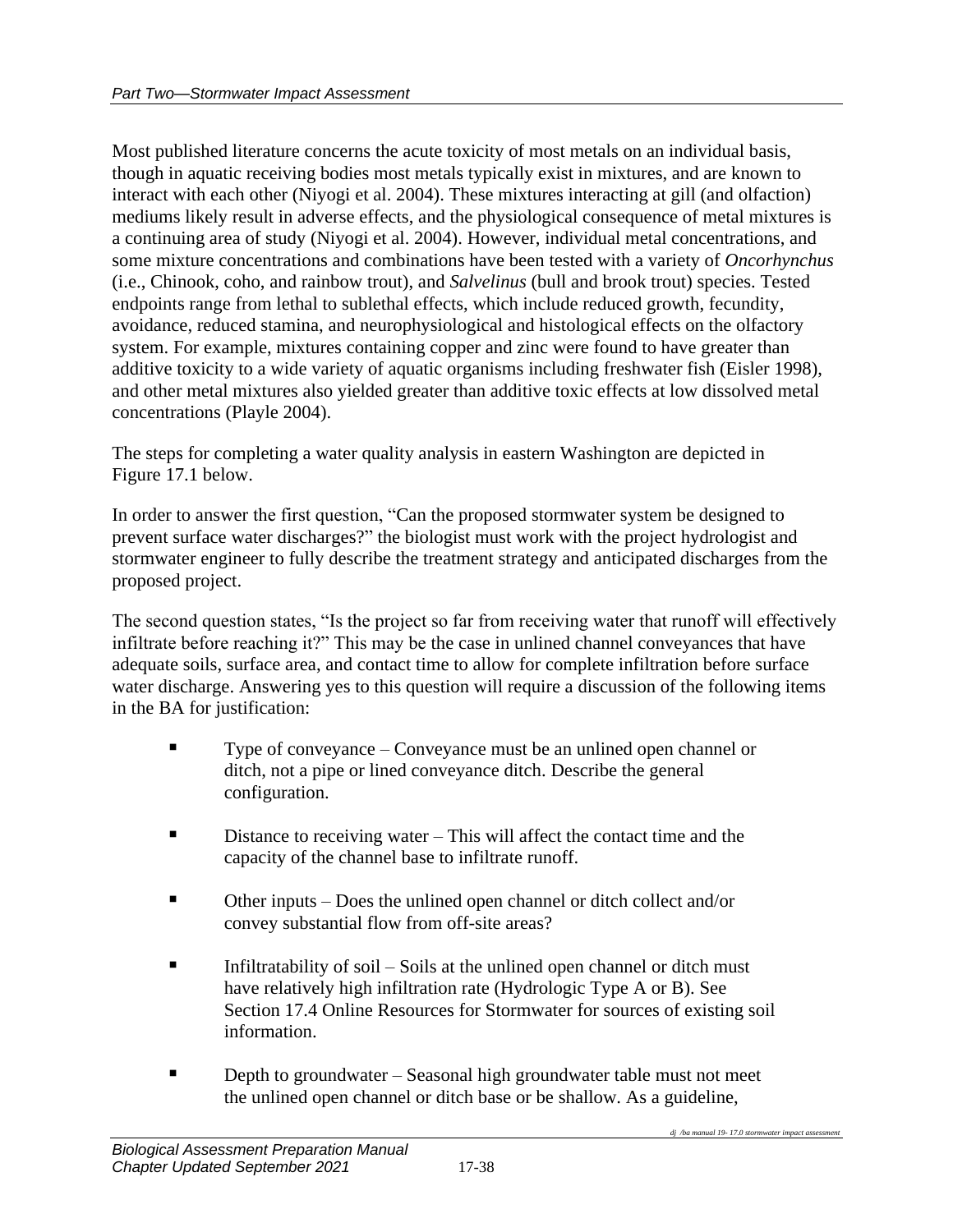Most published literature concerns the acute toxicity of most metals on an individual basis, though in aquatic receiving bodies most metals typically exist in mixtures, and are known to interact with each other (Niyogi et al. 2004). These mixtures interacting at gill (and olfaction) mediums likely result in adverse effects, and the physiological consequence of metal mixtures is a continuing area of study (Niyogi et al. 2004). However, individual metal concentrations, and some mixture concentrations and combinations have been tested with a variety of *Oncorhynchus* (i.e., Chinook, coho, and rainbow trout), and *Salvelinus* (bull and brook trout) species. Tested endpoints range from lethal to sublethal effects, which include reduced growth, fecundity, avoidance, reduced stamina, and neurophysiological and histological effects on the olfactory system. For example, mixtures containing copper and zinc were found to have greater than additive toxicity to a wide variety of aquatic organisms including freshwater fish (Eisler 1998), and other metal mixtures also yielded greater than additive toxic effects at low dissolved metal concentrations (Playle 2004).

The steps for completing a water quality analysis in eastern Washington are depicted in Figure 17.1 below.

In order to answer the first question, "Can the proposed stormwater system be designed to prevent surface water discharges?" the biologist must work with the project hydrologist and stormwater engineer to fully describe the treatment strategy and anticipated discharges from the proposed project.

The second question states, "Is the project so far from receiving water that runoff will effectively infiltrate before reaching it?" This may be the case in unlined channel conveyances that have adequate soils, surface area, and contact time to allow for complete infiltration before surface water discharge. Answering yes to this question will require a discussion of the following items in the BA for justification:

- Type of conveyance – Conveyance must be an unlined open channel or ditch, not a pipe or lined conveyance ditch. Describe the general configuration.
- Distance to receiving water – This will affect the contact time and the capacity of the channel base to infiltrate runoff.
- Other inputs – Does the unlined open channel or ditch collect and/or convey substantial flow from off-site areas?
- Infiltratability of soil – Soils at the unlined open channel or ditch must have relatively high infiltration rate (Hydrologic Type A or B). See Section 17.4 Online Resources for Stormwater for sources of existing soil information.
- Depth to groundwater – Seasonal high groundwater table must not meet the unlined open channel or ditch base or be shallow. As a guideline,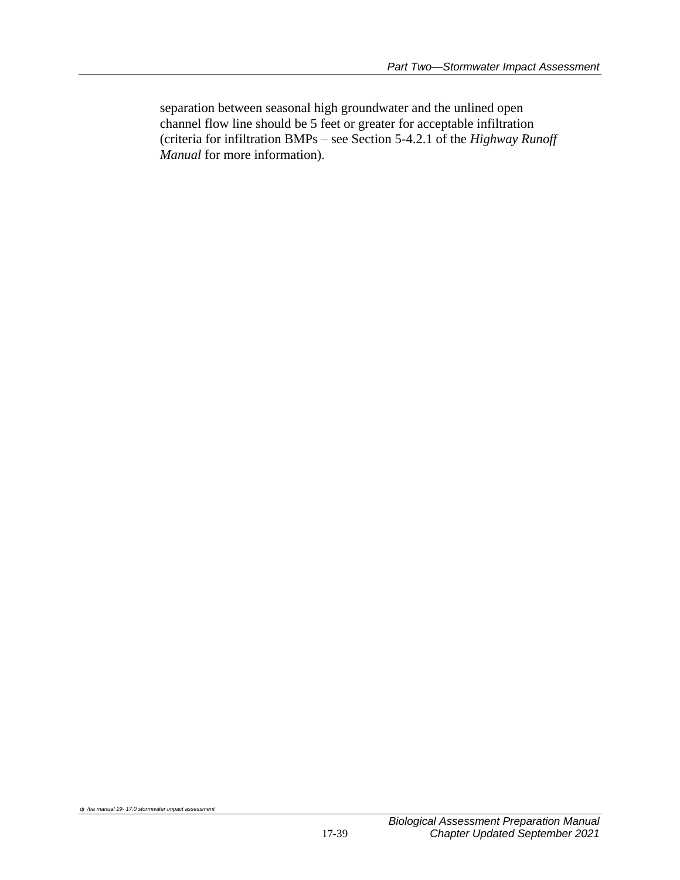separation between seasonal high groundwater and the unlined open channel flow line should be 5 feet or greater for acceptable infiltration (criteria for infiltration BMPs – see Section 5-4.2.1 of the *Highway Runoff Manual* for more information).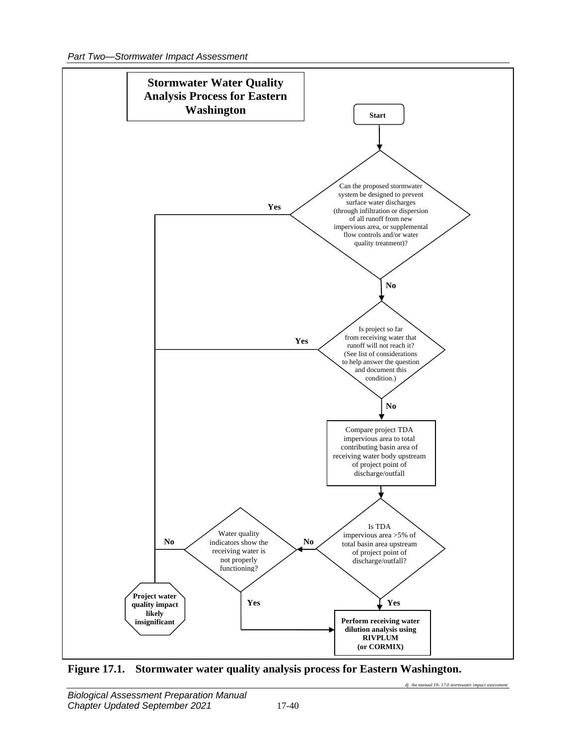**Stormwater Water Quality Analysis Process for Eastern Washington**

Start

Can the proposed stormwater system be designed to prevent surface water discharges (through infiltration or dispersion of all runoff from new impervious area, or supplemental flow controls and/or water quality treatment)?

- Yes → Project water quality impact likely insignificant
- No → Is project so far from receiving water that runoff will not reach it? (See list of considerations to help answer the question and document this condition.)

Is project so far from receiving water that runoff will not reach it?

- Yes → Project water quality impact likely insignificant
- No → Compare project TDA impervious area to total contributing basin area of receiving water body upstream of project point of discharge/outfall

Compare project TDA impervious area to total contributing basin area of receiving water body upstream of project point of discharge/outfall → Is TDA impervious area >5% of total basin area upstream of project point of discharge/outfall?

Is TDA impervious area >5% of total basin area upstream of project point of discharge/outfall?

- Yes → **Perform receiving water dilution analysis using RIVPLUM (or CORMIX)**
- No → Water quality indicators show the receiving water is not properly functioning?

Water quality indicators show the receiving water is not properly functioning?

- Yes → **Perform receiving water dilution analysis using RIVPLUM (or CORMIX)**
- No → **Project water quality impact likely insignificant**

**Figure 17.1. Stormwater water quality analysis process for Eastern Washington.**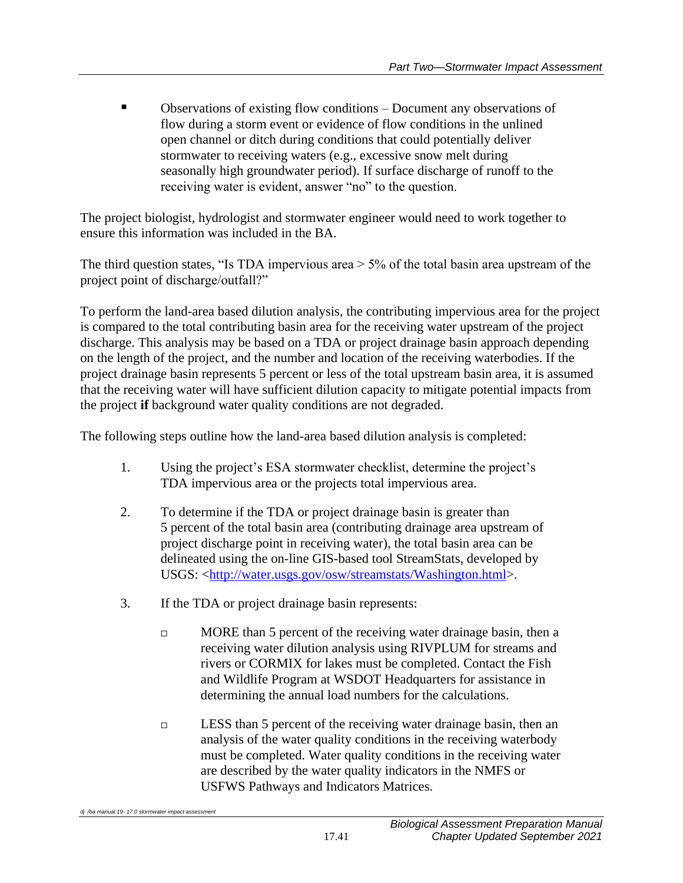- Observations of existing flow conditions – Document any observations of flow during a storm event or evidence of flow conditions in the unlined open channel or ditch during conditions that could potentially deliver stormwater to receiving waters (e.g., excessive snow melt during seasonally high groundwater period). If surface discharge of runoff to the receiving water is evident, answer "no" to the question.

The project biologist, hydrologist and stormwater engineer would need to work together to ensure this information was included in the BA.

The third question states, "Is TDA impervious area > 5% of the total basin area upstream of the project point of discharge/outfall?"

To perform the land-area based dilution analysis, the contributing impervious area for the project is compared to the total contributing basin area for the receiving water upstream of the project discharge. This analysis may be based on a TDA or project drainage basin approach depending on the length of the project, and the number and location of the receiving waterbodies. If the project drainage basin represents 5 percent or less of the total upstream basin area, it is assumed that the receiving water will have sufficient dilution capacity to mitigate potential impacts from the project **if** background water quality conditions are not degraded.

The following steps outline how the land-area based dilution analysis is completed:

1. Using the project's ESA stormwater checklist, determine the project's TDA impervious area or the projects total impervious area.

2. To determine if the TDA or project drainage basin is greater than 5 percent of the total basin area (contributing drainage area upstream of project discharge point in receiving water), the total basin area can be delineated using the on-line GIS-based tool StreamStats, developed by USGS: <http://water.usgs.gov/osw/streamstats/Washington.html>.

3. If the TDA or project drainage basin represents:

   - MORE than 5 percent of the receiving water drainage basin, then a receiving water dilution analysis using RIVPLUM for streams and rivers or CORMIX for lakes must be completed. Contact the Fish and Wildlife Program at WSDOT Headquarters for assistance in determining the annual load numbers for the calculations.

   - LESS than 5 percent of the receiving water drainage basin, then an analysis of the water quality conditions in the receiving waterbody must be completed. Water quality conditions in the receiving water are described by the water quality indicators in the NMFS or USFWS Pathways and Indicators Matrices.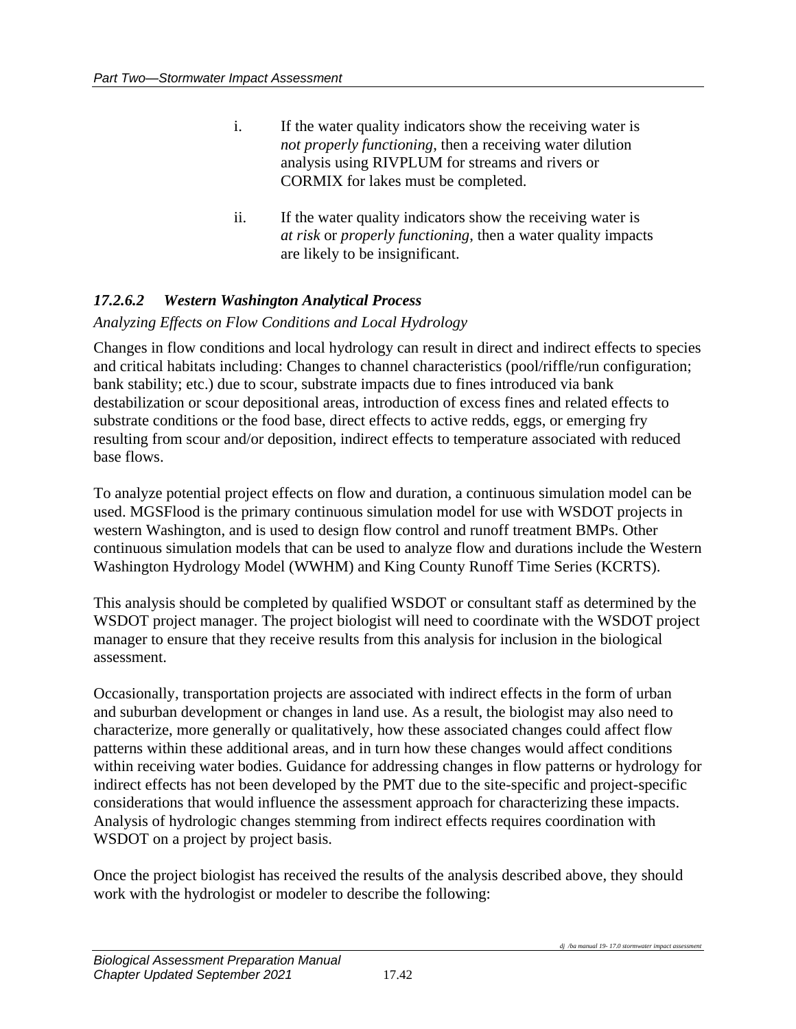i. If the water quality indicators show the receiving water is *not properly functioning*, then a receiving water dilution analysis using RIVPLUM for streams and rivers or CORMIX for lakes must be completed.

ii. If the water quality indicators show the receiving water is *at risk* or *properly functioning*, then a water quality impacts are likely to be insignificant.

#### *17.2.6.2 Western Washington Analytical Process*

*Analyzing Effects on Flow Conditions and Local Hydrology*

Changes in flow conditions and local hydrology can result in direct and indirect effects to species and critical habitats including: Changes to channel characteristics (pool/riffle/run configuration; bank stability; etc.) due to scour, substrate impacts due to fines introduced via bank destabilization or scour depositional areas, introduction of excess fines and related effects to substrate conditions or the food base, direct effects to active redds, eggs, or emerging fry resulting from scour and/or deposition, indirect effects to temperature associated with reduced base flows.

To analyze potential project effects on flow and duration, a continuous simulation model can be used. MGSFlood is the primary continuous simulation model for use with WSDOT projects in western Washington, and is used to design flow control and runoff treatment BMPs. Other continuous simulation models that can be used to analyze flow and durations include the Western Washington Hydrology Model (WWHM) and King County Runoff Time Series (KCRTS).

This analysis should be completed by qualified WSDOT or consultant staff as determined by the WSDOT project manager. The project biologist will need to coordinate with the WSDOT project manager to ensure that they receive results from this analysis for inclusion in the biological assessment.

Occasionally, transportation projects are associated with indirect effects in the form of urban and suburban development or changes in land use. As a result, the biologist may also need to characterize, more generally or qualitatively, how these associated changes could affect flow patterns within these additional areas, and in turn how these changes would affect conditions within receiving water bodies. Guidance for addressing changes in flow patterns or hydrology for indirect effects has not been developed by the PMT due to the site-specific and project-specific considerations that would influence the assessment approach for characterizing these impacts. Analysis of hydrologic changes stemming from indirect effects requires coordination with WSDOT on a project by project basis.

Once the project biologist has received the results of the analysis described above, they should work with the hydrologist or modeler to describe the following: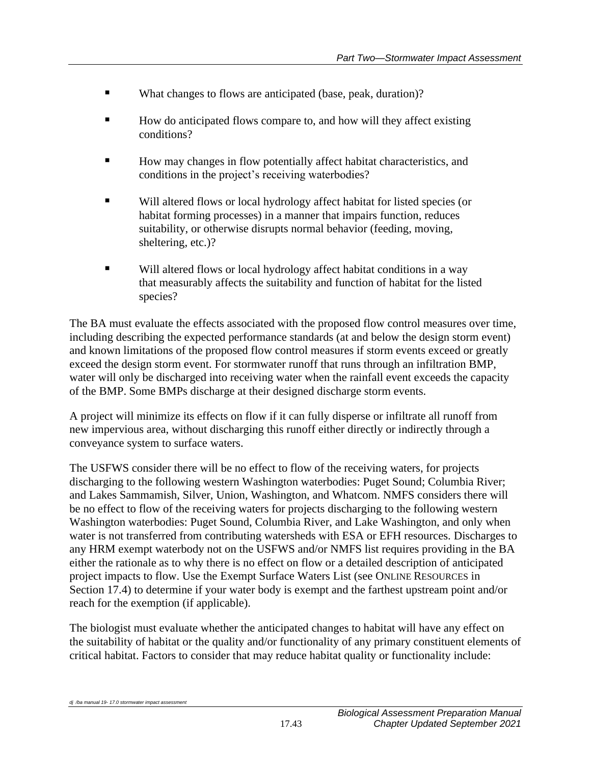- What changes to flows are anticipated (base, peak, duration)?
- How do anticipated flows compare to, and how will they affect existing conditions?
- How may changes in flow potentially affect habitat characteristics, and conditions in the project's receiving waterbodies?
- Will altered flows or local hydrology affect habitat for listed species (or habitat forming processes) in a manner that impairs function, reduces suitability, or otherwise disrupts normal behavior (feeding, moving, sheltering, etc.)?
- Will altered flows or local hydrology affect habitat conditions in a way that measurably affects the suitability and function of habitat for the listed species?

The BA must evaluate the effects associated with the proposed flow control measures over time, including describing the expected performance standards (at and below the design storm event) and known limitations of the proposed flow control measures if storm events exceed or greatly exceed the design storm event. For stormwater runoff that runs through an infiltration BMP, water will only be discharged into receiving water when the rainfall event exceeds the capacity of the BMP. Some BMPs discharge at their designed discharge storm events.

A project will minimize its effects on flow if it can fully disperse or infiltrate all runoff from new impervious area, without discharging this runoff either directly or indirectly through a conveyance system to surface waters.

The USFWS consider there will be no effect to flow of the receiving waters, for projects discharging to the following western Washington waterbodies: Puget Sound; Columbia River; and Lakes Sammamish, Silver, Union, Washington, and Whatcom. NMFS considers there will be no effect to flow of the receiving waters for projects discharging to the following western Washington waterbodies: Puget Sound, Columbia River, and Lake Washington, and only when water is not transferred from contributing watersheds with ESA or EFH resources. Discharges to any HRM exempt waterbody not on the USFWS and/or NMFS list requires providing in the BA either the rationale as to why there is no effect on flow or a detailed description of anticipated project impacts to flow. Use the Exempt Surface Waters List (see ONLINE RESOURCES in Section 17.4) to determine if your water body is exempt and the farthest upstream point and/or reach for the exemption (if applicable).

The biologist must evaluate whether the anticipated changes to habitat will have any effect on the suitability of habitat or the quality and/or functionality of any primary constituent elements of critical habitat. Factors to consider that may reduce habitat quality or functionality include: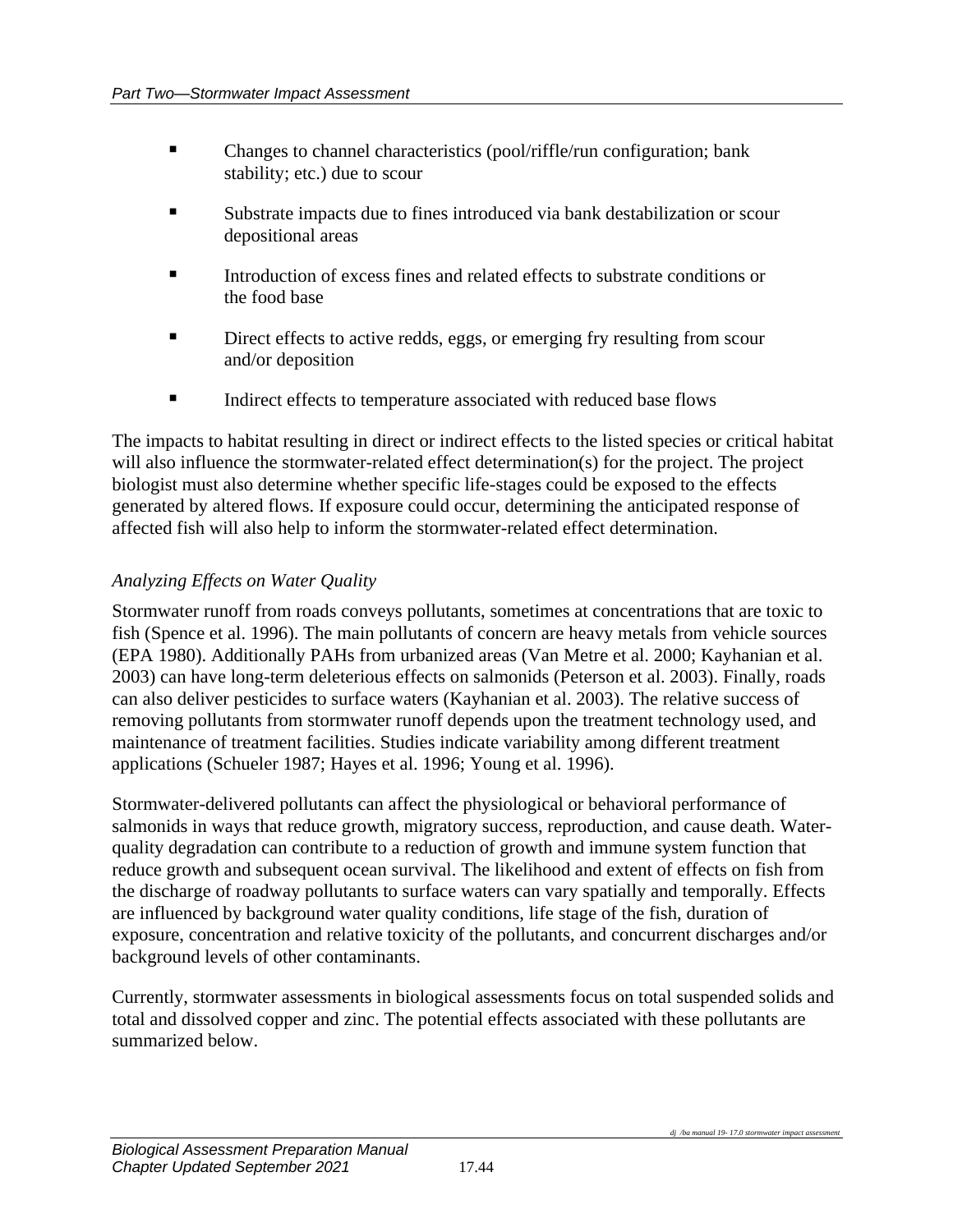- Changes to channel characteristics (pool/riffle/run configuration; bank stability; etc.) due to scour
- Substrate impacts due to fines introduced via bank destabilization or scour depositional areas
- Introduction of excess fines and related effects to substrate conditions or the food base
- Direct effects to active redds, eggs, or emerging fry resulting from scour and/or deposition
- Indirect effects to temperature associated with reduced base flows

The impacts to habitat resulting in direct or indirect effects to the listed species or critical habitat will also influence the stormwater-related effect determination(s) for the project. The project biologist must also determine whether specific life-stages could be exposed to the effects generated by altered flows. If exposure could occur, determining the anticipated response of affected fish will also help to inform the stormwater-related effect determination.

*Analyzing Effects on Water Quality*

Stormwater runoff from roads conveys pollutants, sometimes at concentrations that are toxic to fish (Spence et al. 1996). The main pollutants of concern are heavy metals from vehicle sources (EPA 1980). Additionally PAHs from urbanized areas (Van Metre et al. 2000; Kayhanian et al. 2003) can have long-term deleterious effects on salmonids (Peterson et al. 2003). Finally, roads can also deliver pesticides to surface waters (Kayhanian et al. 2003). The relative success of removing pollutants from stormwater runoff depends upon the treatment technology used, and maintenance of treatment facilities. Studies indicate variability among different treatment applications (Schueler 1987; Hayes et al. 1996; Young et al. 1996).

Stormwater-delivered pollutants can affect the physiological or behavioral performance of salmonids in ways that reduce growth, migratory success, reproduction, and cause death. Water-quality degradation can contribute to a reduction of growth and immune system function that reduce growth and subsequent ocean survival. The likelihood and extent of effects on fish from the discharge of roadway pollutants to surface waters can vary spatially and temporally. Effects are influenced by background water quality conditions, life stage of the fish, duration of exposure, concentration and relative toxicity of the pollutants, and concurrent discharges and/or background levels of other contaminants.

Currently, stormwater assessments in biological assessments focus on total suspended solids and total and dissolved copper and zinc. The potential effects associated with these pollutants are summarized below.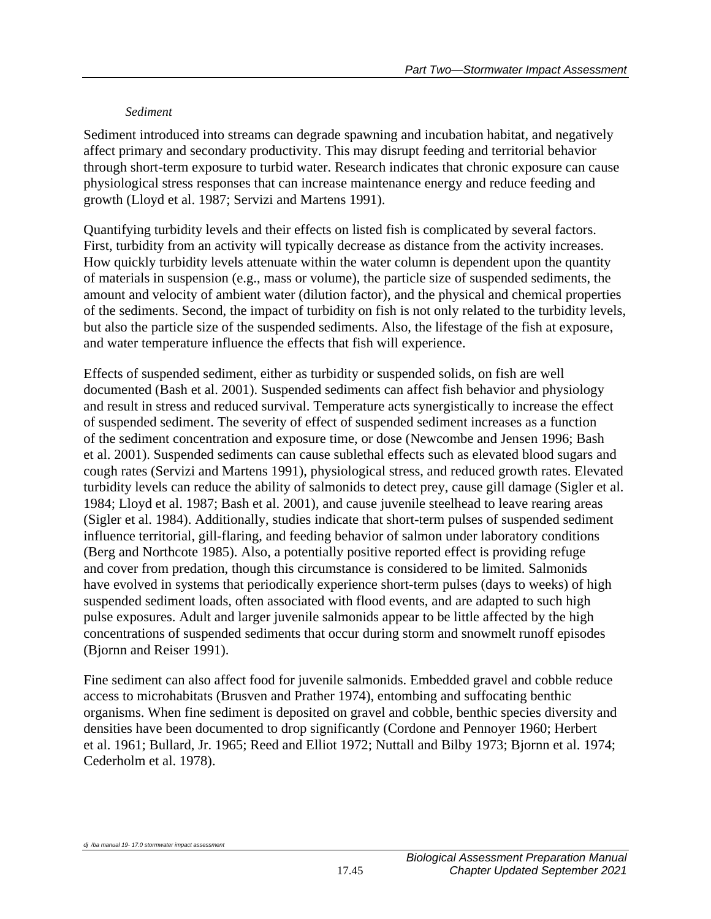*Sediment*

Sediment introduced into streams can degrade spawning and incubation habitat, and negatively affect primary and secondary productivity. This may disrupt feeding and territorial behavior through short-term exposure to turbid water. Research indicates that chronic exposure can cause physiological stress responses that can increase maintenance energy and reduce feeding and growth (Lloyd et al. 1987; Servizi and Martens 1991).

Quantifying turbidity levels and their effects on listed fish is complicated by several factors. First, turbidity from an activity will typically decrease as distance from the activity increases. How quickly turbidity levels attenuate within the water column is dependent upon the quantity of materials in suspension (e.g., mass or volume), the particle size of suspended sediments, the amount and velocity of ambient water (dilution factor), and the physical and chemical properties of the sediments. Second, the impact of turbidity on fish is not only related to the turbidity levels, but also the particle size of the suspended sediments. Also, the lifestage of the fish at exposure, and water temperature influence the effects that fish will experience.

Effects of suspended sediment, either as turbidity or suspended solids, on fish are well documented (Bash et al. 2001). Suspended sediments can affect fish behavior and physiology and result in stress and reduced survival. Temperature acts synergistically to increase the effect of suspended sediment. The severity of effect of suspended sediment increases as a function of the sediment concentration and exposure time, or dose (Newcombe and Jensen 1996; Bash et al. 2001). Suspended sediments can cause sublethal effects such as elevated blood sugars and cough rates (Servizi and Martens 1991), physiological stress, and reduced growth rates. Elevated turbidity levels can reduce the ability of salmonids to detect prey, cause gill damage (Sigler et al. 1984; Lloyd et al. 1987; Bash et al. 2001), and cause juvenile steelhead to leave rearing areas (Sigler et al. 1984). Additionally, studies indicate that short-term pulses of suspended sediment influence territorial, gill-flaring, and feeding behavior of salmon under laboratory conditions (Berg and Northcote 1985). Also, a potentially positive reported effect is providing refuge and cover from predation, though this circumstance is considered to be limited. Salmonids have evolved in systems that periodically experience short-term pulses (days to weeks) of high suspended sediment loads, often associated with flood events, and are adapted to such high pulse exposures. Adult and larger juvenile salmonids appear to be little affected by the high concentrations of suspended sediments that occur during storm and snowmelt runoff episodes (Bjornn and Reiser 1991).

Fine sediment can also affect food for juvenile salmonids. Embedded gravel and cobble reduce access to microhabitats (Brusven and Prather 1974), entombing and suffocating benthic organisms. When fine sediment is deposited on gravel and cobble, benthic species diversity and densities have been documented to drop significantly (Cordone and Pennoyer 1960; Herbert et al. 1961; Bullard, Jr. 1965; Reed and Elliot 1972; Nuttall and Bilby 1973; Bjornn et al. 1974; Cederholm et al. 1978).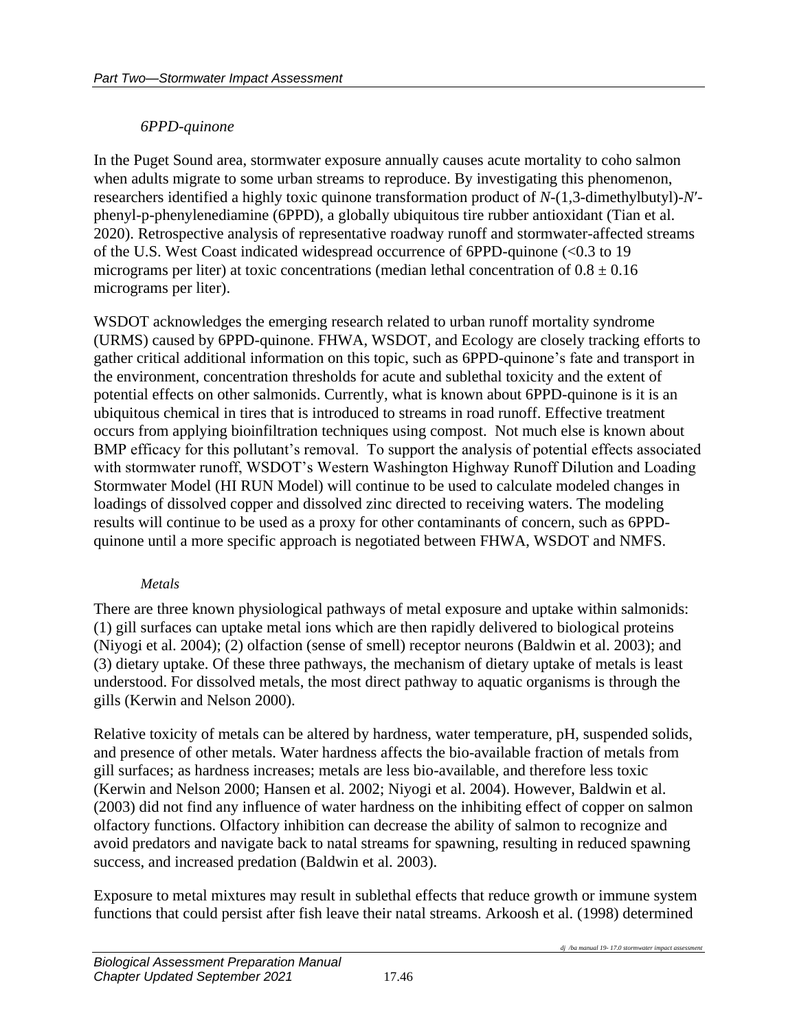### *6PPD-quinone*

In the Puget Sound area, stormwater exposure annually causes acute mortality to coho salmon when adults migrate to some urban streams to reproduce. By investigating this phenomenon, researchers identified a highly toxic quinone transformation product of *N*-(1,3-dimethylbutyl)-*N′*-phenyl-p-phenylenediamine (6PPD), a globally ubiquitous tire rubber antioxidant (Tian et al. 2020). Retrospective analysis of representative roadway runoff and stormwater-affected streams of the U.S. West Coast indicated widespread occurrence of 6PPD-quinone (<0.3 to 19 micrograms per liter) at toxic concentrations (median lethal concentration of $0.8 \pm 0.16$ micrograms per liter).

WSDOT acknowledges the emerging research related to urban runoff mortality syndrome (URMS) caused by 6PPD-quinone. FHWA, WSDOT, and Ecology are closely tracking efforts to gather critical additional information on this topic, such as 6PPD-quinone's fate and transport in the environment, concentration thresholds for acute and sublethal toxicity and the extent of potential effects on other salmonids. Currently, what is known about 6PPD-quinone is it is an ubiquitous chemical in tires that is introduced to streams in road runoff. Effective treatment occurs from applying bioinfiltration techniques using compost. Not much else is known about BMP efficacy for this pollutant's removal. To support the analysis of potential effects associated with stormwater runoff, WSDOT's Western Washington Highway Runoff Dilution and Loading Stormwater Model (HI RUN Model) will continue to be used to calculate modeled changes in loadings of dissolved copper and dissolved zinc directed to receiving waters. The modeling results will continue to be used as a proxy for other contaminants of concern, such as 6PPD-quinone until a more specific approach is negotiated between FHWA, WSDOT and NMFS.

### *Metals*

There are three known physiological pathways of metal exposure and uptake within salmonids: (1) gill surfaces can uptake metal ions which are then rapidly delivered to biological proteins (Niyogi et al. 2004); (2) olfaction (sense of smell) receptor neurons (Baldwin et al. 2003); and (3) dietary uptake. Of these three pathways, the mechanism of dietary uptake of metals is least understood. For dissolved metals, the most direct pathway to aquatic organisms is through the gills (Kerwin and Nelson 2000).

Relative toxicity of metals can be altered by hardness, water temperature, pH, suspended solids, and presence of other metals. Water hardness affects the bio-available fraction of metals from gill surfaces; as hardness increases; metals are less bio-available, and therefore less toxic (Kerwin and Nelson 2000; Hansen et al. 2002; Niyogi et al. 2004). However, Baldwin et al. (2003) did not find any influence of water hardness on the inhibiting effect of copper on salmon olfactory functions. Olfactory inhibition can decrease the ability of salmon to recognize and avoid predators and navigate back to natal streams for spawning, resulting in reduced spawning success, and increased predation (Baldwin et al. 2003).

Exposure to metal mixtures may result in sublethal effects that reduce growth or immune system functions that could persist after fish leave their natal streams. Arkoosh et al. (1998) determined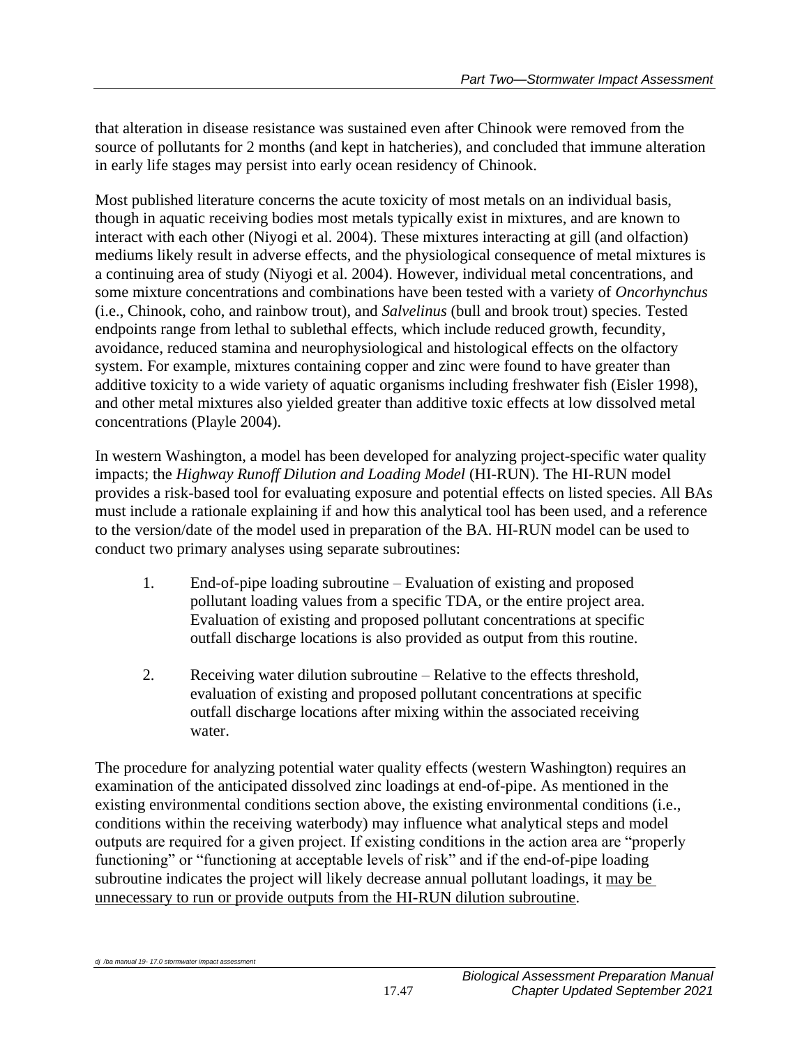that alteration in disease resistance was sustained even after Chinook were removed from the source of pollutants for 2 months (and kept in hatcheries), and concluded that immune alteration in early life stages may persist into early ocean residency of Chinook.

Most published literature concerns the acute toxicity of most metals on an individual basis, though in aquatic receiving bodies most metals typically exist in mixtures, and are known to interact with each other (Niyogi et al. 2004). These mixtures interacting at gill (and olfaction) mediums likely result in adverse effects, and the physiological consequence of metal mixtures is a continuing area of study (Niyogi et al. 2004). However, individual metal concentrations, and some mixture concentrations and combinations have been tested with a variety of *Oncorhynchus* (i.e., Chinook, coho, and rainbow trout), and *Salvelinus* (bull and brook trout) species. Tested endpoints range from lethal to sublethal effects, which include reduced growth, fecundity, avoidance, reduced stamina and neurophysiological and histological effects on the olfactory system. For example, mixtures containing copper and zinc were found to have greater than additive toxicity to a wide variety of aquatic organisms including freshwater fish (Eisler 1998), and other metal mixtures also yielded greater than additive toxic effects at low dissolved metal concentrations (Playle 2004).

In western Washington, a model has been developed for analyzing project-specific water quality impacts; the *Highway Runoff Dilution and Loading Model* (HI-RUN). The HI-RUN model provides a risk-based tool for evaluating exposure and potential effects on listed species. All BAs must include a rationale explaining if and how this analytical tool has been used, and a reference to the version/date of the model used in preparation of the BA. HI-RUN model can be used to conduct two primary analyses using separate subroutines:

1. End-of-pipe loading subroutine – Evaluation of existing and proposed pollutant loading values from a specific TDA, or the entire project area. Evaluation of existing and proposed pollutant concentrations at specific outfall discharge locations is also provided as output from this routine.

2. Receiving water dilution subroutine – Relative to the effects threshold, evaluation of existing and proposed pollutant concentrations at specific outfall discharge locations after mixing within the associated receiving water.

The procedure for analyzing potential water quality effects (western Washington) requires an examination of the anticipated dissolved zinc loadings at end-of-pipe. As mentioned in the existing environmental conditions section above, the existing environmental conditions (i.e., conditions within the receiving waterbody) may influence what analytical steps and model outputs are required for a given project. If existing conditions in the action area are "properly functioning" or "functioning at acceptable levels of risk" and if the end-of-pipe loading subroutine indicates the project will likely decrease annual pollutant loadings, it <u>may be unnecessary to run or provide outputs from the HI-RUN dilution subroutine</u>.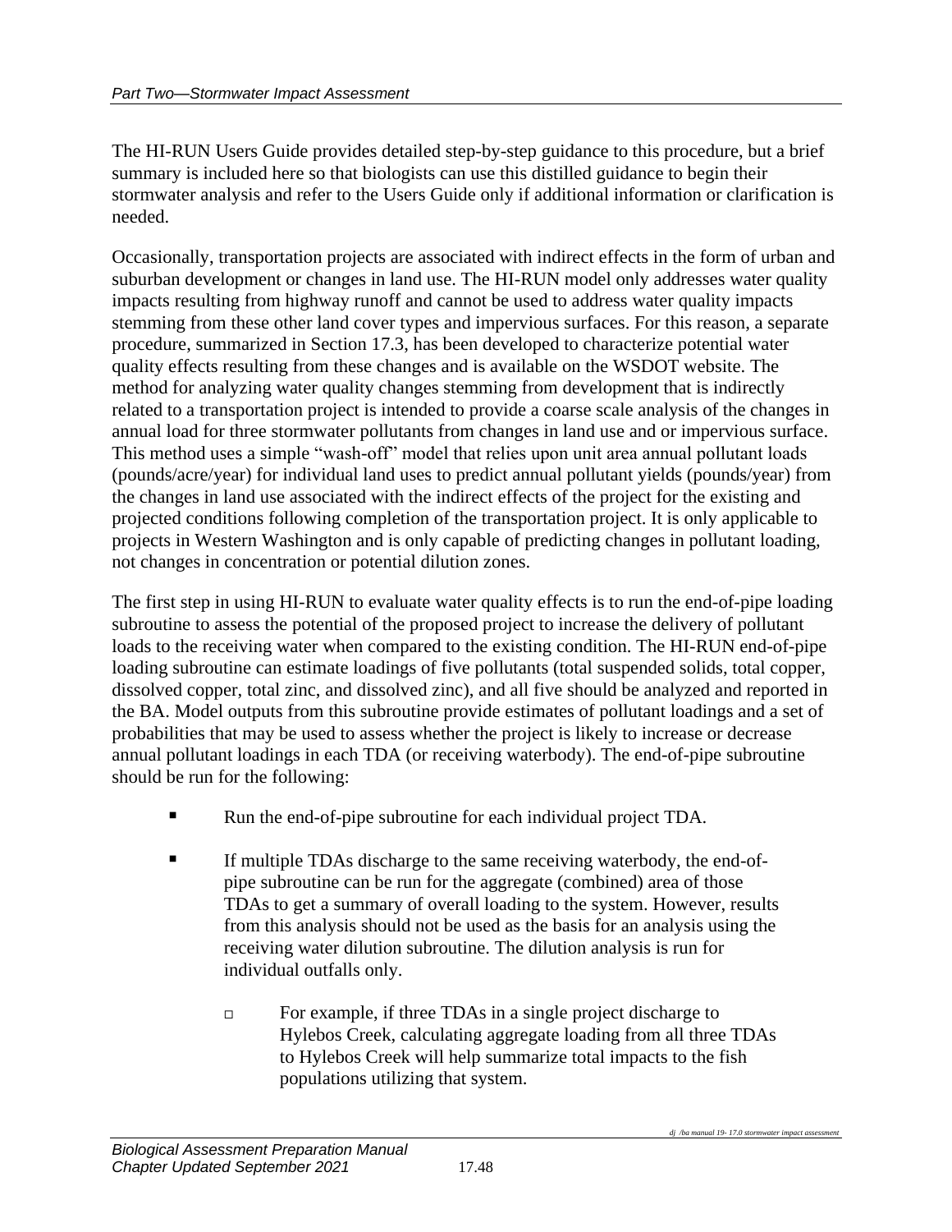The HI-RUN Users Guide provides detailed step-by-step guidance to this procedure, but a brief summary is included here so that biologists can use this distilled guidance to begin their stormwater analysis and refer to the Users Guide only if additional information or clarification is needed.

Occasionally, transportation projects are associated with indirect effects in the form of urban and suburban development or changes in land use. The HI-RUN model only addresses water quality impacts resulting from highway runoff and cannot be used to address water quality impacts stemming from these other land cover types and impervious surfaces. For this reason, a separate procedure, summarized in Section 17.3, has been developed to characterize potential water quality effects resulting from these changes and is available on the WSDOT website. The method for analyzing water quality changes stemming from development that is indirectly related to a transportation project is intended to provide a coarse scale analysis of the changes in annual load for three stormwater pollutants from changes in land use and or impervious surface. This method uses a simple "wash-off" model that relies upon unit area annual pollutant loads (pounds/acre/year) for individual land uses to predict annual pollutant yields (pounds/year) from the changes in land use associated with the indirect effects of the project for the existing and projected conditions following completion of the transportation project. It is only applicable to projects in Western Washington and is only capable of predicting changes in pollutant loading, not changes in concentration or potential dilution zones.

The first step in using HI-RUN to evaluate water quality effects is to run the end-of-pipe loading subroutine to assess the potential of the proposed project to increase the delivery of pollutant loads to the receiving water when compared to the existing condition. The HI-RUN end-of-pipe loading subroutine can estimate loadings of five pollutants (total suspended solids, total copper, dissolved copper, total zinc, and dissolved zinc), and all five should be analyzed and reported in the BA. Model outputs from this subroutine provide estimates of pollutant loadings and a set of probabilities that may be used to assess whether the project is likely to increase or decrease annual pollutant loadings in each TDA (or receiving waterbody). The end-of-pipe subroutine should be run for the following:

- Run the end-of-pipe subroutine for each individual project TDA.
- If multiple TDAs discharge to the same receiving waterbody, the end-of-pipe subroutine can be run for the aggregate (combined) area of those TDAs to get a summary of overall loading to the system. However, results from this analysis should not be used as the basis for an analysis using the receiving water dilution subroutine. The dilution analysis is run for individual outfalls only.
  - For example, if three TDAs in a single project discharge to Hylebos Creek, calculating aggregate loading from all three TDAs to Hylebos Creek will help summarize total impacts to the fish populations utilizing that system.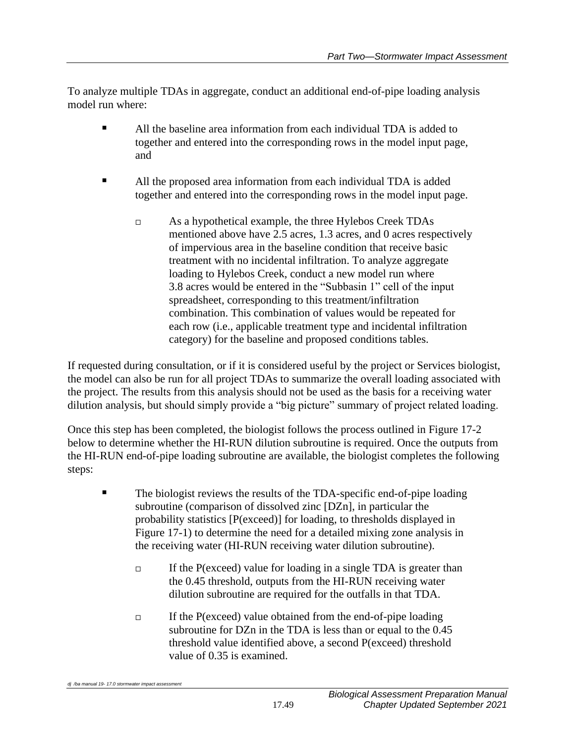To analyze multiple TDAs in aggregate, conduct an additional end-of-pipe loading analysis model run where:

- All the baseline area information from each individual TDA is added to together and entered into the corresponding rows in the model input page, and
- All the proposed area information from each individual TDA is added together and entered into the corresponding rows in the model input page.
  - As a hypothetical example, the three Hylebos Creek TDAs mentioned above have 2.5 acres, 1.3 acres, and 0 acres respectively of impervious area in the baseline condition that receive basic treatment with no incidental infiltration. To analyze aggregate loading to Hylebos Creek, conduct a new model run where 3.8 acres would be entered in the "Subbasin 1" cell of the input spreadsheet, corresponding to this treatment/infiltration combination. This combination of values would be repeated for each row (i.e., applicable treatment type and incidental infiltration category) for the baseline and proposed conditions tables.

If requested during consultation, or if it is considered useful by the project or Services biologist, the model can also be run for all project TDAs to summarize the overall loading associated with the project. The results from this analysis should not be used as the basis for a receiving water dilution analysis, but should simply provide a "big picture" summary of project related loading.

Once this step has been completed, the biologist follows the process outlined in Figure 17-2 below to determine whether the HI-RUN dilution subroutine is required. Once the outputs from the HI-RUN end-of-pipe loading subroutine are available, the biologist completes the following steps:

- The biologist reviews the results of the TDA-specific end-of-pipe loading subroutine (comparison of dissolved zinc [DZn], in particular the probability statistics [P(exceed)] for loading, to thresholds displayed in Figure 17-1) to determine the need for a detailed mixing zone analysis in the receiving water (HI-RUN receiving water dilution subroutine).
  - If the P(exceed) value for loading in a single TDA is greater than the 0.45 threshold, outputs from the HI-RUN receiving water dilution subroutine are required for the outfalls in that TDA.
  - If the P(exceed) value obtained from the end-of-pipe loading subroutine for DZn in the TDA is less than or equal to the 0.45 threshold value identified above, a second P(exceed) threshold value of 0.35 is examined.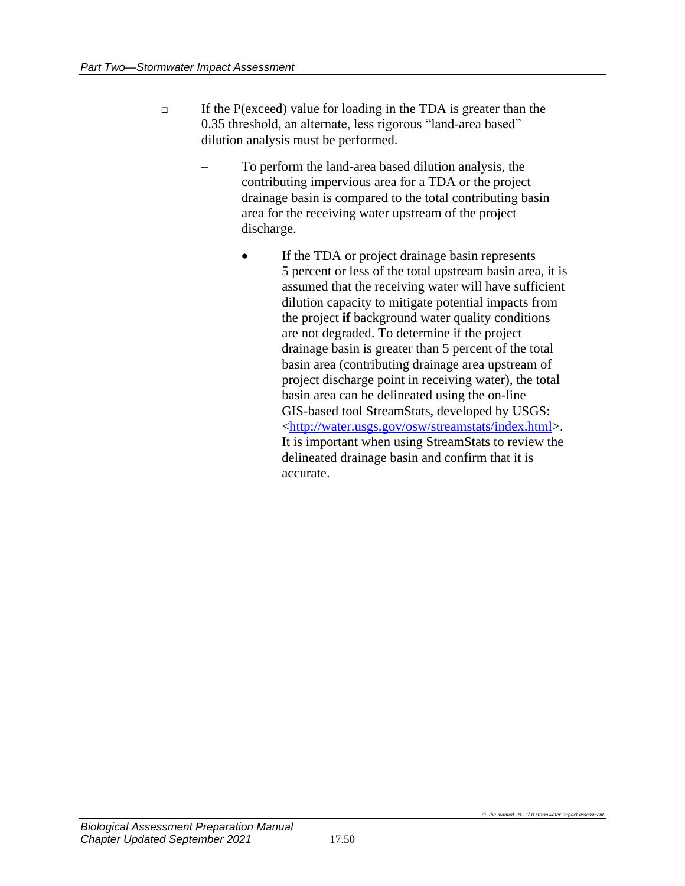- If the P(exceed) value for loading in the TDA is greater than the 0.35 threshold, an alternate, less rigorous "land-area based" dilution analysis must be performed.

  - To perform the land-area based dilution analysis, the contributing impervious area for a TDA or the project drainage basin is compared to the total contributing basin area for the receiving water upstream of the project discharge.

    - If the TDA or project drainage basin represents 5 percent or less of the total upstream basin area, it is assumed that the receiving water will have sufficient dilution capacity to mitigate potential impacts from the project **if** background water quality conditions are not degraded. To determine if the project drainage basin is greater than 5 percent of the total basin area (contributing drainage area upstream of project discharge point in receiving water), the total basin area can be delineated using the on-line GIS-based tool StreamStats, developed by USGS: <http://water.usgs.gov/osw/streamstats/index.html>. It is important when using StreamStats to review the delineated drainage basin and confirm that it is accurate.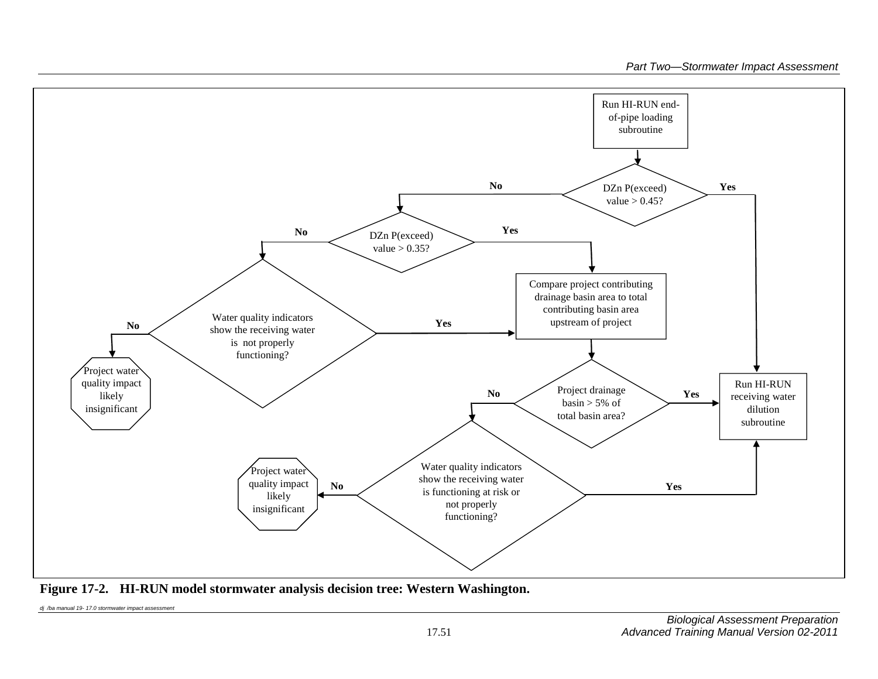Run HI-RUN end-of-pipe loading subroutine

DZn P(exceed) value > 0.45?

**No**

**Yes**

DZn P(exceed) value > 0.35?

**No**

**Yes**

Water quality indicators show the receiving water is not properly functioning?

**No**

**Yes**

Project water quality impact likely insignificant

Compare project contributing drainage basin area to total contributing basin area upstream of project

Project drainage basin > 5% of total basin area?

**No**

**Yes**

Run HI-RUN receiving water dilution subroutine

Water quality indicators show the receiving water is functioning at risk or not properly functioning?

**No**

**Yes**

Project water quality impact likely insignificant

**Figure 17-2. HI-RUN model stormwater analysis decision tree: Western Washington.**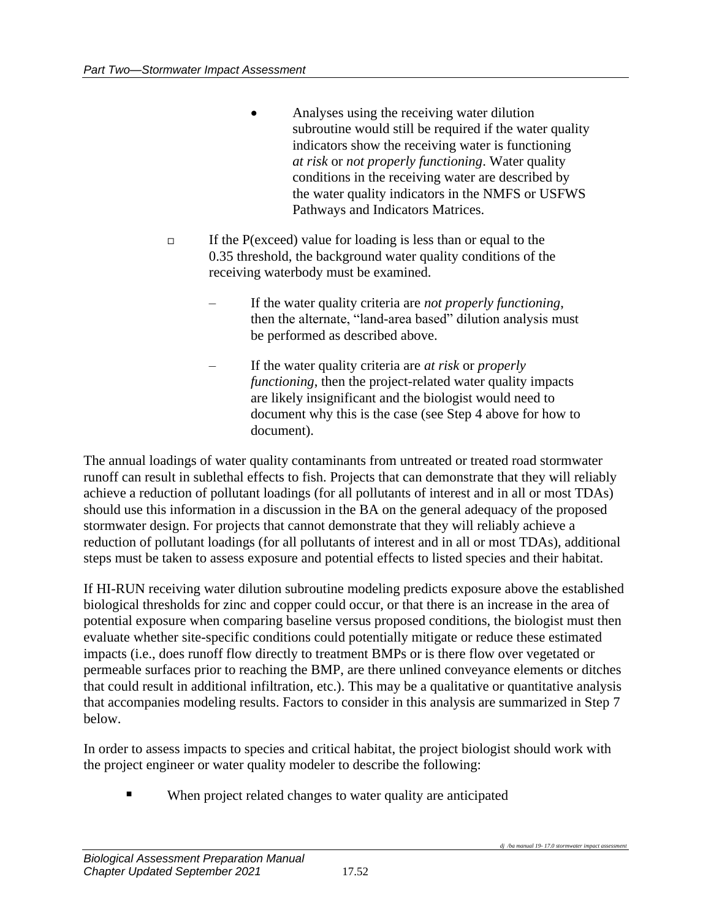- Analyses using the receiving water dilution subroutine would still be required if the water quality indicators show the receiving water is functioning *at risk* or *not properly functioning*. Water quality conditions in the receiving water are described by the water quality indicators in the NMFS or USFWS Pathways and Indicators Matrices.

    - If the P(exceed) value for loading is less than or equal to the 0.35 threshold, the background water quality conditions of the receiving waterbody must be examined.

        - If the water quality criteria are *not properly functioning*, then the alternate, “land-area based” dilution analysis must be performed as described above.

        - If the water quality criteria are *at risk* or *properly functioning*, then the project-related water quality impacts are likely insignificant and the biologist would need to document why this is the case (see Step 4 above for how to document).

The annual loadings of water quality contaminants from untreated or treated road stormwater runoff can result in sublethal effects to fish. Projects that can demonstrate that they will reliably achieve a reduction of pollutant loadings (for all pollutants of interest and in all or most TDAs) should use this information in a discussion in the BA on the general adequacy of the proposed stormwater design. For projects that cannot demonstrate that they will reliably achieve a reduction of pollutant loadings (for all pollutants of interest and in all or most TDAs), additional steps must be taken to assess exposure and potential effects to listed species and their habitat.

If HI-RUN receiving water dilution subroutine modeling predicts exposure above the established biological thresholds for zinc and copper could occur, or that there is an increase in the area of potential exposure when comparing baseline versus proposed conditions, the biologist must then evaluate whether site-specific conditions could potentially mitigate or reduce these estimated impacts (i.e., does runoff flow directly to treatment BMPs or is there flow over vegetated or permeable surfaces prior to reaching the BMP, are there unlined conveyance elements or ditches that could result in additional infiltration, etc.). This may be a qualitative or quantitative analysis that accompanies modeling results. Factors to consider in this analysis are summarized in Step 7 below.

In order to assess impacts to species and critical habitat, the project biologist should work with the project engineer or water quality modeler to describe the following:

- When project related changes to water quality are anticipated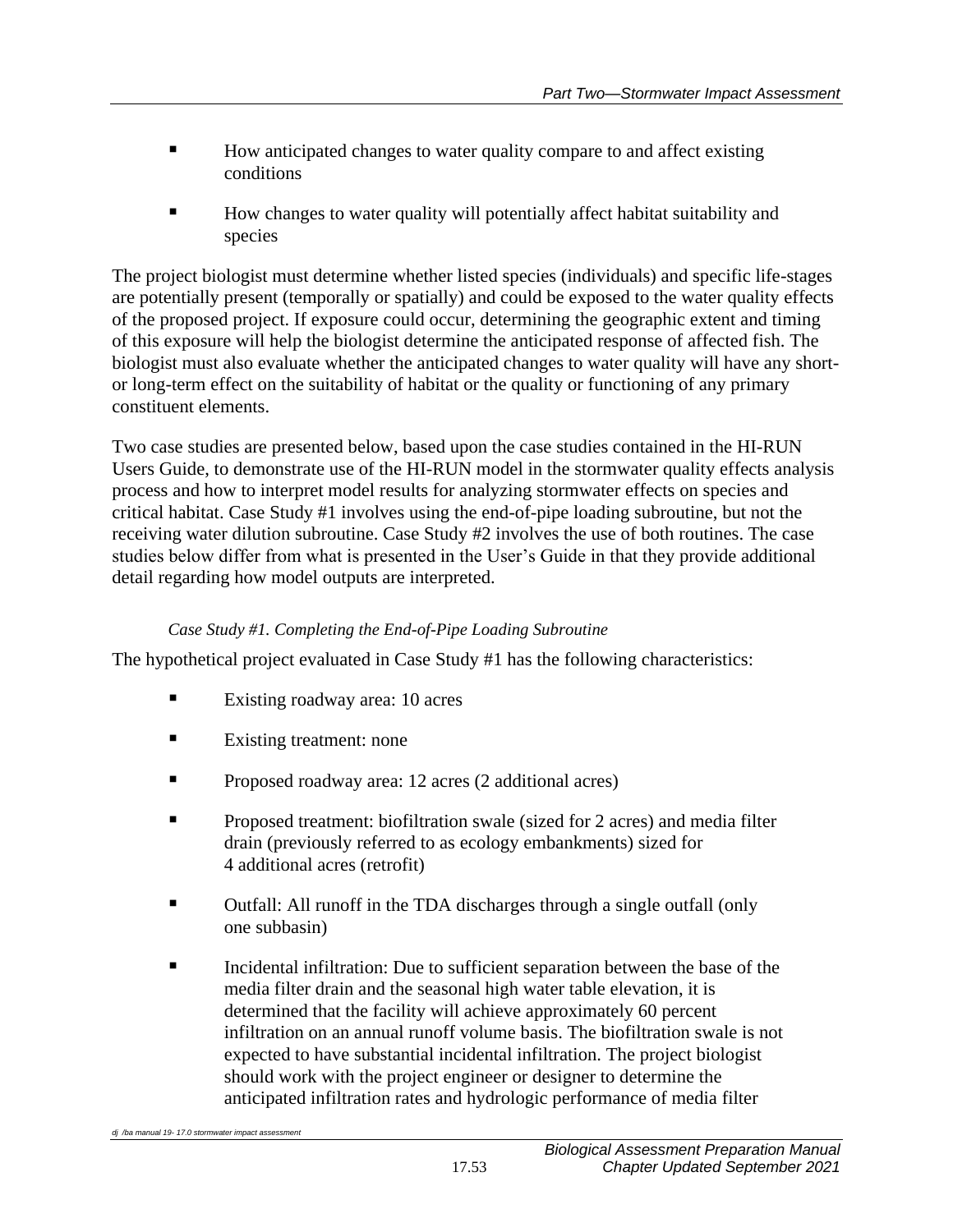- How anticipated changes to water quality compare to and affect existing conditions
- How changes to water quality will potentially affect habitat suitability and species

The project biologist must determine whether listed species (individuals) and specific life-stages are potentially present (temporally or spatially) and could be exposed to the water quality effects of the proposed project. If exposure could occur, determining the geographic extent and timing of this exposure will help the biologist determine the anticipated response of affected fish. The biologist must also evaluate whether the anticipated changes to water quality will have any short- or long-term effect on the suitability of habitat or the quality or functioning of any primary constituent elements.

Two case studies are presented below, based upon the case studies contained in the HI-RUN Users Guide, to demonstrate use of the HI-RUN model in the stormwater quality effects analysis process and how to interpret model results for analyzing stormwater effects on species and critical habitat. Case Study #1 involves using the end-of-pipe loading subroutine, but not the receiving water dilution subroutine. Case Study #2 involves the use of both routines. The case studies below differ from what is presented in the User's Guide in that they provide additional detail regarding how model outputs are interpreted.

*Case Study #1. Completing the End-of-Pipe Loading Subroutine*

The hypothetical project evaluated in Case Study #1 has the following characteristics:

- Existing roadway area: 10 acres
- Existing treatment: none
- Proposed roadway area: 12 acres (2 additional acres)
- Proposed treatment: biofiltration swale (sized for 2 acres) and media filter drain (previously referred to as ecology embankments) sized for 4 additional acres (retrofit)
- Outfall: All runoff in the TDA discharges through a single outfall (only one subbasin)
- Incidental infiltration: Due to sufficient separation between the base of the media filter drain and the seasonal high water table elevation, it is determined that the facility will achieve approximately 60 percent infiltration on an annual runoff volume basis. The biofiltration swale is not expected to have substantial incidental infiltration. The project biologist should work with the project engineer or designer to determine the anticipated infiltration rates and hydrologic performance of media filter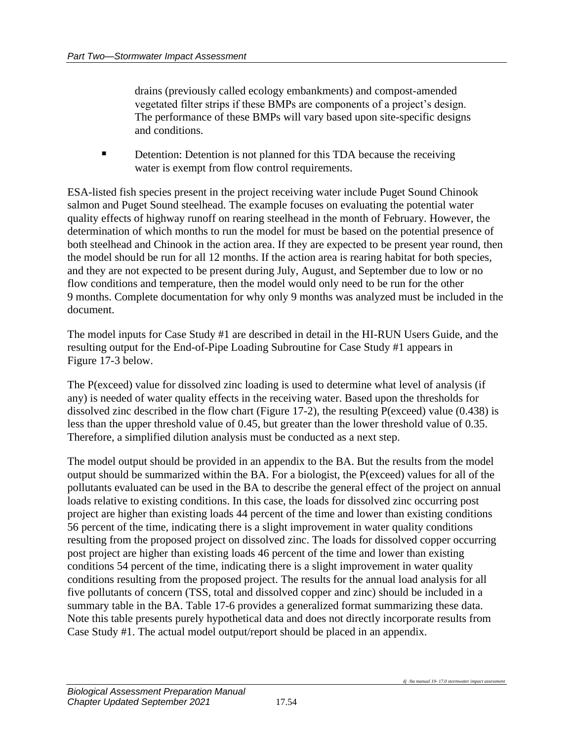drains (previously called ecology embankments) and compost-amended vegetated filter strips if these BMPs are components of a project's design. The performance of these BMPs will vary based upon site-specific designs and conditions.

- Detention: Detention is not planned for this TDA because the receiving water is exempt from flow control requirements.

ESA-listed fish species present in the project receiving water include Puget Sound Chinook salmon and Puget Sound steelhead. The example focuses on evaluating the potential water quality effects of highway runoff on rearing steelhead in the month of February. However, the determination of which months to run the model for must be based on the potential presence of both steelhead and Chinook in the action area. If they are expected to be present year round, then the model should be run for all 12 months. If the action area is rearing habitat for both species, and they are not expected to be present during July, August, and September due to low or no flow conditions and temperature, then the model would only need to be run for the other 9 months. Complete documentation for why only 9 months was analyzed must be included in the document.

The model inputs for Case Study #1 are described in detail in the HI-RUN Users Guide, and the resulting output for the End-of-Pipe Loading Subroutine for Case Study #1 appears in Figure 17-3 below.

The P(exceed) value for dissolved zinc loading is used to determine what level of analysis (if any) is needed of water quality effects in the receiving water. Based upon the thresholds for dissolved zinc described in the flow chart (Figure 17-2), the resulting P(exceed) value (0.438) is less than the upper threshold value of 0.45, but greater than the lower threshold value of 0.35. Therefore, a simplified dilution analysis must be conducted as a next step.

The model output should be provided in an appendix to the BA. But the results from the model output should be summarized within the BA. For a biologist, the P(exceed) values for all of the pollutants evaluated can be used in the BA to describe the general effect of the project on annual loads relative to existing conditions. In this case, the loads for dissolved zinc occurring post project are higher than existing loads 44 percent of the time and lower than existing conditions 56 percent of the time, indicating there is a slight improvement in water quality conditions resulting from the proposed project on dissolved zinc. The loads for dissolved copper occurring post project are higher than existing loads 46 percent of the time and lower than existing conditions 54 percent of the time, indicating there is a slight improvement in water quality conditions resulting from the proposed project. The results for the annual load analysis for all five pollutants of concern (TSS, total and dissolved copper and zinc) should be included in a summary table in the BA. Table 17-6 provides a generalized format summarizing these data. Note this table presents purely hypothetical data and does not directly incorporate results from Case Study #1. The actual model output/report should be placed in an appendix.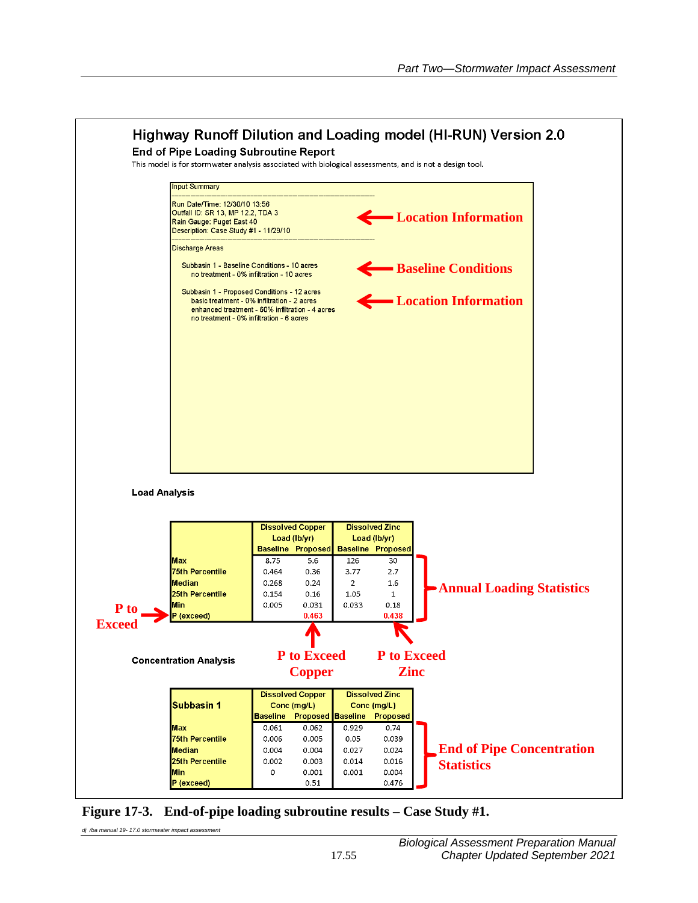## Highway Runoff Dilution and Loading model (HI-RUN) Version 2.0

### End of Pipe Loading Subroutine Report

This model is for stormwater analysis associated with biological assessments, and is not a design tool.

Input Summary

Run Date/Time: 12/30/10 13:56
Outfall ID: SR 13, MP 12.2, TDA 3
Rain Gauge: Puget East 40
Description: Case Study #1 - 11/29/10

← **Location Information**

Discharge Areas

Subbasin 1 - Baseline Conditions - 10 acres
no treatment - 0% infiltration - 10 acres

← **Baseline Conditions**

Subbasin 1 - Proposed Conditions - 12 acres
basic treatment - 0% infiltration - 2 acres
enhanced treatment - 60% infiltration - 4 acres
no treatment - 0% infiltration - 6 acres

← **Location Information**

**Load Analysis**

| | Dissolved Copper Load (lb/yr) | | Dissolved Zinc Load (lb/yr) | |
|---|---|---|---|---|
| | Baseline | Proposed | Baseline | Proposed |
| Max | 8.75 | 5.6 | 126 | 30 |
| 75th Percentile | 0.464 | 0.36 | 3.77 | 2.7 |
| Median | 0.268 | 0.24 | 2 | 1.6 |
| 25th Percentile | 0.154 | 0.16 | 1.05 | 1 |
| Min | 0.005 | 0.031 | 0.033 | 0.18 |
| P (exceed) | | 0.463 | | 0.438 |

**P to Exceed** (P (exceed) row); **Annual Loading Statistics** (Max through P (exceed) rows); **P to Exceed Copper** (0.463); **P to Exceed Zinc** (0.438)

**Concentration Analysis**

| Subbasin 1 | Dissolved Copper Conc (mg/L) | | Dissolved Zinc Conc (mg/L) | |
|---|---|---|---|---|
| | Baseline | Proposed | Baseline | Proposed |
| Max | 0.061 | 0.062 | 0.929 | 0.74 |
| 75th Percentile | 0.006 | 0.005 | 0.05 | 0.039 |
| Median | 0.004 | 0.004 | 0.027 | 0.024 |
| 25th Percentile | 0.002 | 0.003 | 0.014 | 0.016 |
| Min | 0 | 0.001 | 0.001 | 0.004 |
| P (exceed) | | 0.51 | | 0.476 |

**End of Pipe Concentration Statistics**

**Figure 17-3. End-of-pipe loading subroutine results – Case Study #1.**

*dj /ba manual 19- 17.0 stormwater impact assessment*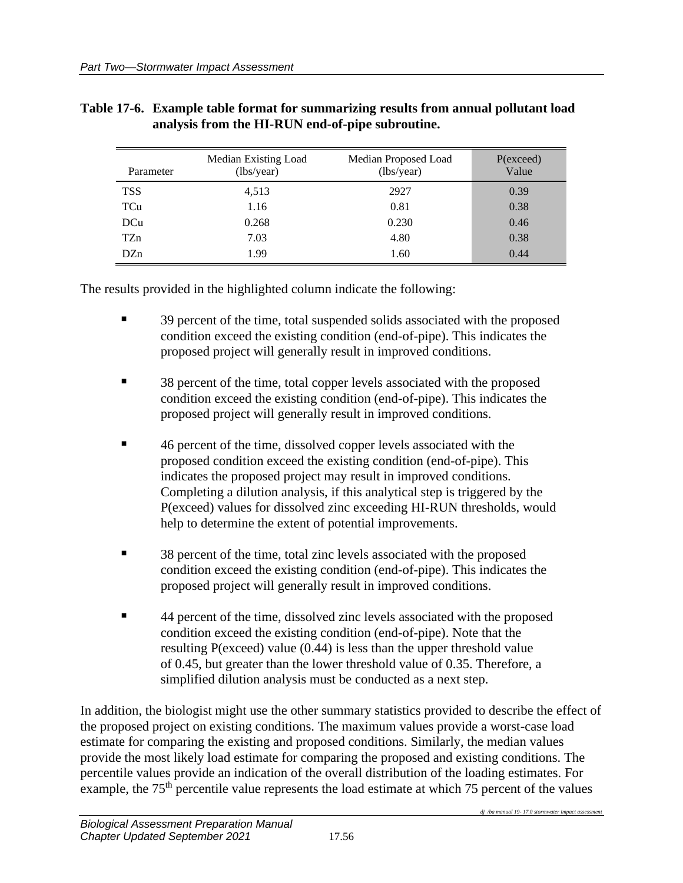**Table 17-6. Example table format for summarizing results from annual pollutant load analysis from the HI-RUN end-of-pipe subroutine.**

| Parameter | Median Existing Load (lbs/year) | Median Proposed Load (lbs/year) | P(exceed) Value |
|---|---|---|---|
| TSS | 4,513 | 2927 | 0.39 |
| TCu | 1.16 | 0.81 | 0.38 |
| DCu | 0.268 | 0.230 | 0.46 |
| TZn | 7.03 | 4.80 | 0.38 |
| DZn | 1.99 | 1.60 | 0.44 |

The results provided in the highlighted column indicate the following:

- 39 percent of the time, total suspended solids associated with the proposed condition exceed the existing condition (end-of-pipe). This indicates the proposed project will generally result in improved conditions.
- 38 percent of the time, total copper levels associated with the proposed condition exceed the existing condition (end-of-pipe). This indicates the proposed project will generally result in improved conditions.
- 46 percent of the time, dissolved copper levels associated with the proposed condition exceed the existing condition (end-of-pipe). This indicates the proposed project may result in improved conditions. Completing a dilution analysis, if this analytical step is triggered by the P(exceed) values for dissolved zinc exceeding HI-RUN thresholds, would help to determine the extent of potential improvements.
- 38 percent of the time, total zinc levels associated with the proposed condition exceed the existing condition (end-of-pipe). This indicates the proposed project will generally result in improved conditions.
- 44 percent of the time, dissolved zinc levels associated with the proposed condition exceed the existing condition (end-of-pipe). Note that the resulting P(exceed) value (0.44) is less than the upper threshold value of 0.45, but greater than the lower threshold value of 0.35. Therefore, a simplified dilution analysis must be conducted as a next step.

In addition, the biologist might use the other summary statistics provided to describe the effect of the proposed project on existing conditions. The maximum values provide a worst-case load estimate for comparing the existing and proposed conditions. Similarly, the median values provide the most likely load estimate for comparing the proposed and existing conditions. The percentile values provide an indication of the overall distribution of the loading estimates. For example, the 75th percentile value represents the load estimate at which 75 percent of the values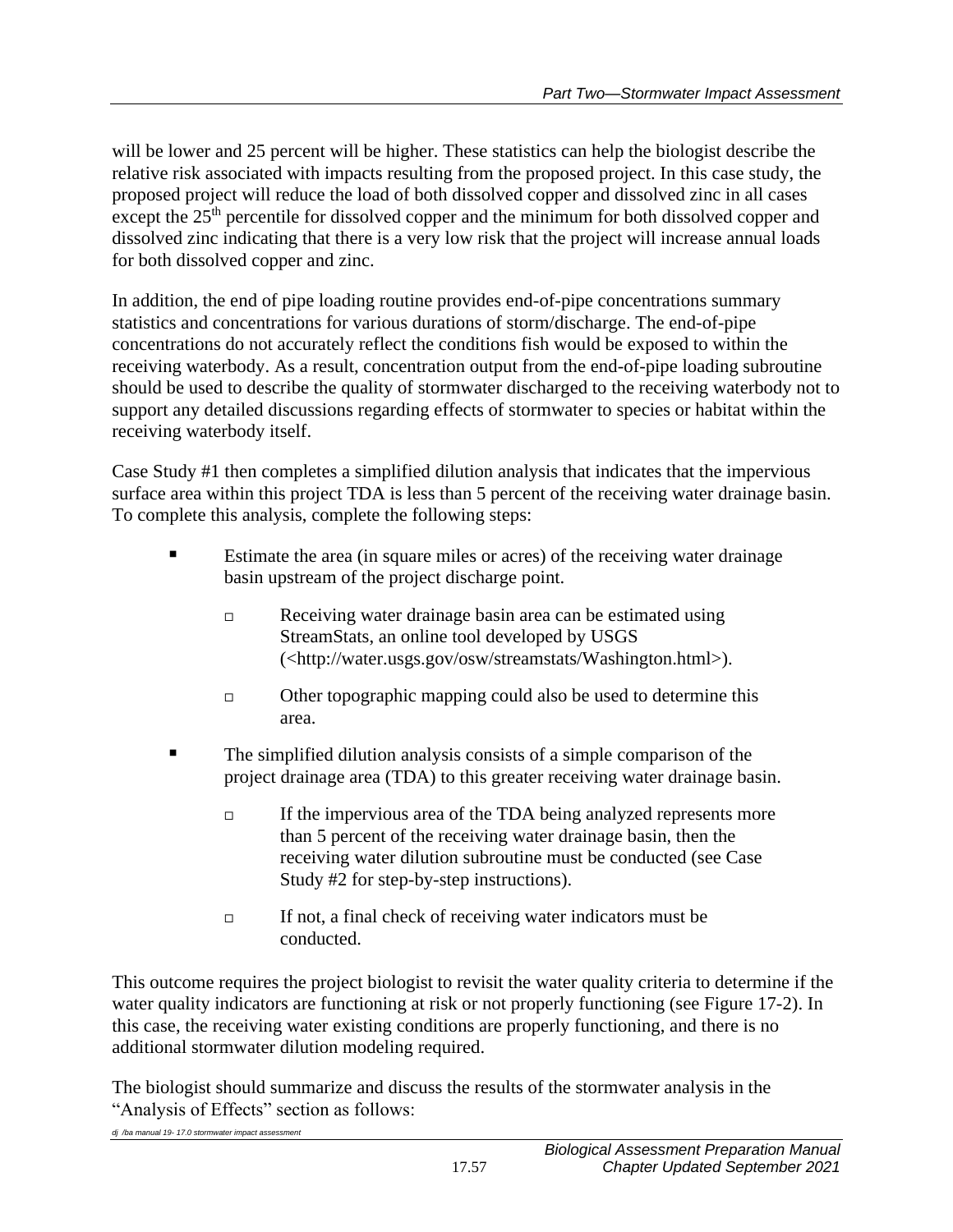will be lower and 25 percent will be higher. These statistics can help the biologist describe the relative risk associated with impacts resulting from the proposed project. In this case study, the proposed project will reduce the load of both dissolved copper and dissolved zinc in all cases except the 25th percentile for dissolved copper and the minimum for both dissolved copper and dissolved zinc indicating that there is a very low risk that the project will increase annual loads for both dissolved copper and zinc.

In addition, the end of pipe loading routine provides end-of-pipe concentrations summary statistics and concentrations for various durations of storm/discharge. The end-of-pipe concentrations do not accurately reflect the conditions fish would be exposed to within the receiving waterbody. As a result, concentration output from the end-of-pipe loading subroutine should be used to describe the quality of stormwater discharged to the receiving waterbody not to support any detailed discussions regarding effects of stormwater to species or habitat within the receiving waterbody itself.

Case Study #1 then completes a simplified dilution analysis that indicates that the impervious surface area within this project TDA is less than 5 percent of the receiving water drainage basin. To complete this analysis, complete the following steps:

- Estimate the area (in square miles or acres) of the receiving water drainage basin upstream of the project discharge point.
  - Receiving water drainage basin area can be estimated using StreamStats, an online tool developed by USGS (<http://water.usgs.gov/osw/streamstats/Washington.html>).
  - Other topographic mapping could also be used to determine this area.
- The simplified dilution analysis consists of a simple comparison of the project drainage area (TDA) to this greater receiving water drainage basin.
  - If the impervious area of the TDA being analyzed represents more than 5 percent of the receiving water drainage basin, then the receiving water dilution subroutine must be conducted (see Case Study #2 for step-by-step instructions).
  - If not, a final check of receiving water indicators must be conducted.

This outcome requires the project biologist to revisit the water quality criteria to determine if the water quality indicators are functioning at risk or not properly functioning (see Figure 17-2). In this case, the receiving water existing conditions are properly functioning, and there is no additional stormwater dilution modeling required.

The biologist should summarize and discuss the results of the stormwater analysis in the "Analysis of Effects" section as follows: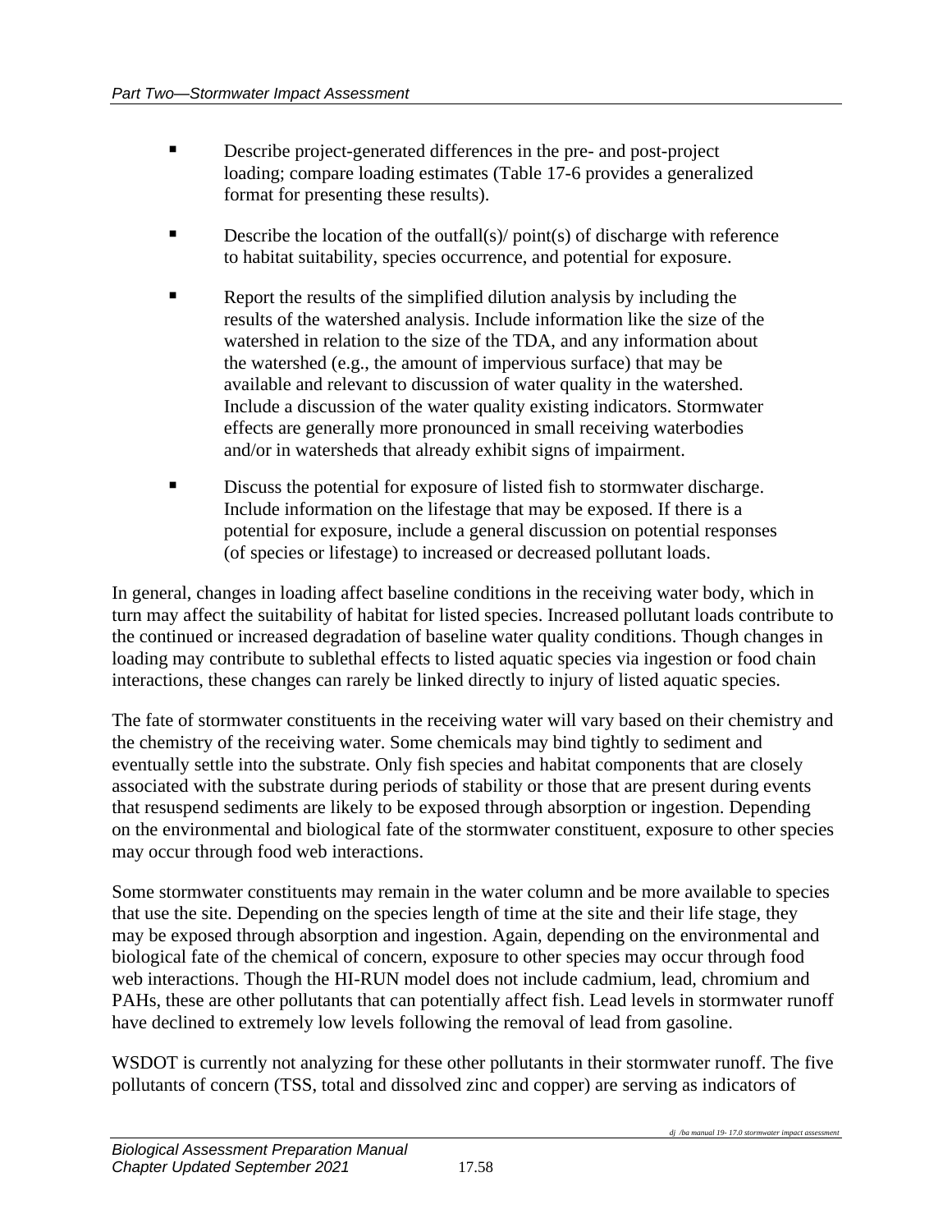- Describe project-generated differences in the pre- and post-project loading; compare loading estimates (Table 17-6 provides a generalized format for presenting these results).

- Describe the location of the outfall(s)/ point(s) of discharge with reference to habitat suitability, species occurrence, and potential for exposure.

- Report the results of the simplified dilution analysis by including the results of the watershed analysis. Include information like the size of the watershed in relation to the size of the TDA, and any information about the watershed (e.g., the amount of impervious surface) that may be available and relevant to discussion of water quality in the watershed. Include a discussion of the water quality existing indicators. Stormwater effects are generally more pronounced in small receiving waterbodies and/or in watersheds that already exhibit signs of impairment.

- Discuss the potential for exposure of listed fish to stormwater discharge. Include information on the lifestage that may be exposed. If there is a potential for exposure, include a general discussion on potential responses (of species or lifestage) to increased or decreased pollutant loads.

In general, changes in loading affect baseline conditions in the receiving water body, which in turn may affect the suitability of habitat for listed species. Increased pollutant loads contribute to the continued or increased degradation of baseline water quality conditions. Though changes in loading may contribute to sublethal effects to listed aquatic species via ingestion or food chain interactions, these changes can rarely be linked directly to injury of listed aquatic species.

The fate of stormwater constituents in the receiving water will vary based on their chemistry and the chemistry of the receiving water. Some chemicals may bind tightly to sediment and eventually settle into the substrate. Only fish species and habitat components that are closely associated with the substrate during periods of stability or those that are present during events that resuspend sediments are likely to be exposed through absorption or ingestion. Depending on the environmental and biological fate of the stormwater constituent, exposure to other species may occur through food web interactions.

Some stormwater constituents may remain in the water column and be more available to species that use the site. Depending on the species length of time at the site and their life stage, they may be exposed through absorption and ingestion. Again, depending on the environmental and biological fate of the chemical of concern, exposure to other species may occur through food web interactions. Though the HI-RUN model does not include cadmium, lead, chromium and PAHs, these are other pollutants that can potentially affect fish. Lead levels in stormwater runoff have declined to extremely low levels following the removal of lead from gasoline.

WSDOT is currently not analyzing for these other pollutants in their stormwater runoff. The five pollutants of concern (TSS, total and dissolved zinc and copper) are serving as indicators of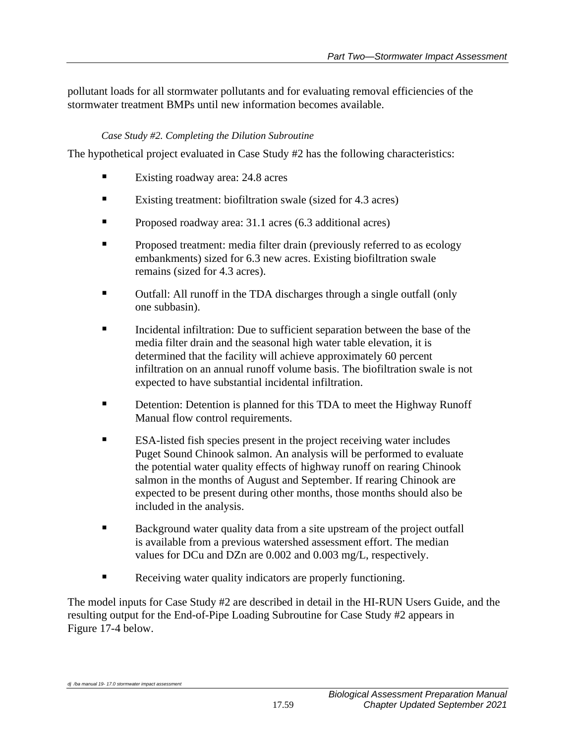pollutant loads for all stormwater pollutants and for evaluating removal efficiencies of the stormwater treatment BMPs until new information becomes available.

*Case Study #2. Completing the Dilution Subroutine*

The hypothetical project evaluated in Case Study #2 has the following characteristics:

- Existing roadway area: 24.8 acres
- Existing treatment: biofiltration swale (sized for 4.3 acres)
- Proposed roadway area: 31.1 acres (6.3 additional acres)
- Proposed treatment: media filter drain (previously referred to as ecology embankments) sized for 6.3 new acres. Existing biofiltration swale remains (sized for 4.3 acres).
- Outfall: All runoff in the TDA discharges through a single outfall (only one subbasin).
- Incidental infiltration: Due to sufficient separation between the base of the media filter drain and the seasonal high water table elevation, it is determined that the facility will achieve approximately 60 percent infiltration on an annual runoff volume basis. The biofiltration swale is not expected to have substantial incidental infiltration.
- Detention: Detention is planned for this TDA to meet the Highway Runoff Manual flow control requirements.
- ESA-listed fish species present in the project receiving water includes Puget Sound Chinook salmon. An analysis will be performed to evaluate the potential water quality effects of highway runoff on rearing Chinook salmon in the months of August and September. If rearing Chinook are expected to be present during other months, those months should also be included in the analysis.
- Background water quality data from a site upstream of the project outfall is available from a previous watershed assessment effort. The median values for DCu and DZn are 0.002 and 0.003 mg/L, respectively.
- Receiving water quality indicators are properly functioning.

The model inputs for Case Study #2 are described in detail in the HI-RUN Users Guide, and the resulting output for the End-of-Pipe Loading Subroutine for Case Study #2 appears in Figure 17-4 below.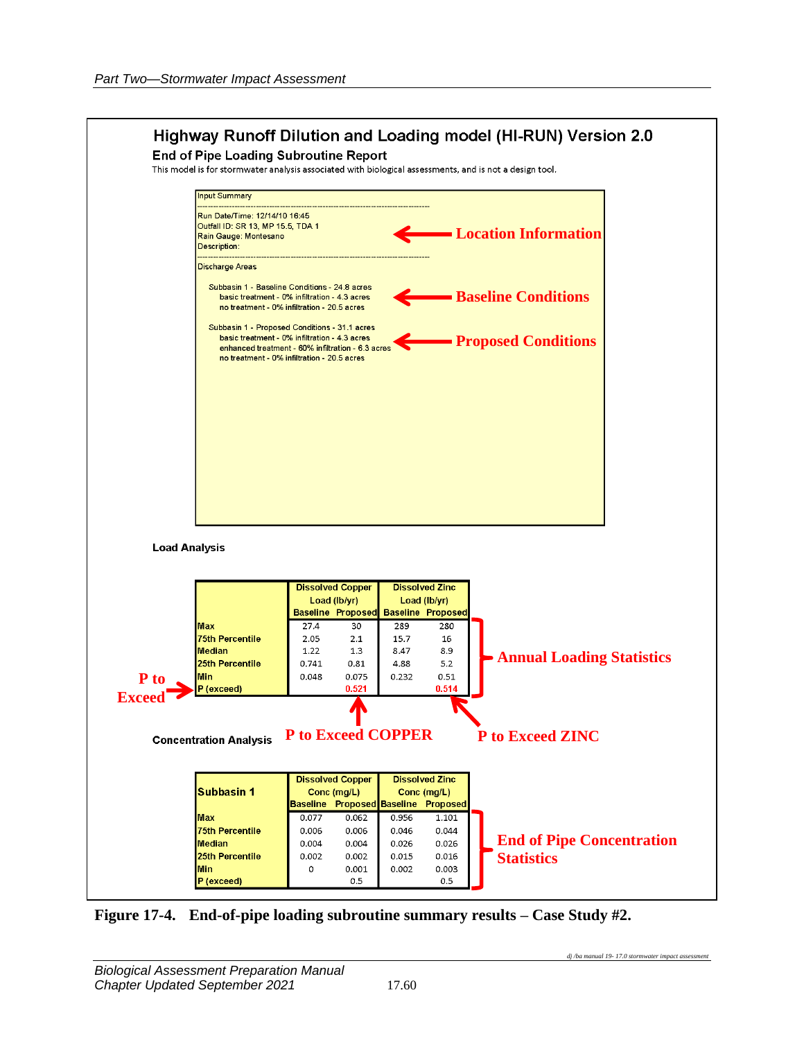# Highway Runoff Dilution and Loading model (HI-RUN) Version 2.0

## End of Pipe Loading Subroutine Report

This model is for stormwater analysis associated with biological assessments, and is not a design tool.

Input Summary

Run Date/Time: 12/14/10 16:45
Outfall ID: SR 13, MP 15.5, TDA 1
Rain Gauge: Montesano
Description:

← **Location Information**

Discharge Areas

Subbasin 1 - Baseline Conditions - 24.8 acres
- basic treatment - 0% infiltration - 4.3 acres
- no treatment - 0% infiltration - 20.5 acres

← **Baseline Conditions**

Subbasin 1 - Proposed Conditions - 31.1 acres
- basic treatment - 0% infiltration - 4.3 acres
- enhanced treatment - 60% infiltration - 6.3 acres
- no treatment - 0% infiltration - 20.5 acres

← **Proposed Conditions**

### Load Analysis

| | Dissolved Copper Load (lb/yr) | | Dissolved Zinc Load (lb/yr) | |
|---|---|---|---|---|
| | Baseline | Proposed | Baseline | Proposed |
| Max | 27.4 | 30 | 289 | 280 |
| 75th Percentile | 2.05 | 2.1 | 15.7 | 16 |
| Median | 1.22 | 1.3 | 8.47 | 8.9 |
| 25th Percentile | 0.741 | 0.81 | 4.88 | 5.2 |
| Min | 0.048 | 0.075 | 0.232 | 0.51 |
| P (exceed) | | 0.521 | | 0.514 |

**Annual Loading Statistics**

**P to Exceed** → P (exceed)

**P to Exceed COPPER** (0.521)

**P to Exceed ZINC** (0.514)

### Concentration Analysis

| Subbasin 1 | Dissolved Copper Conc (mg/L) | | Dissolved Zinc Conc (mg/L) | |
|---|---|---|---|---|
| | Baseline | Proposed | Baseline | Proposed |
| Max | 0.077 | 0.062 | 0.956 | 1.101 |
| 75th Percentile | 0.006 | 0.006 | 0.046 | 0.044 |
| Median | 0.004 | 0.004 | 0.026 | 0.026 |
| 25th Percentile | 0.002 | 0.002 | 0.015 | 0.016 |
| Min | 0 | 0.001 | 0.002 | 0.003 |
| P (exceed) | | 0.5 | | 0.5 |

**End of Pipe Concentration Statistics**

**Figure 17-4. End-of-pipe loading subroutine summary results – Case Study #2.**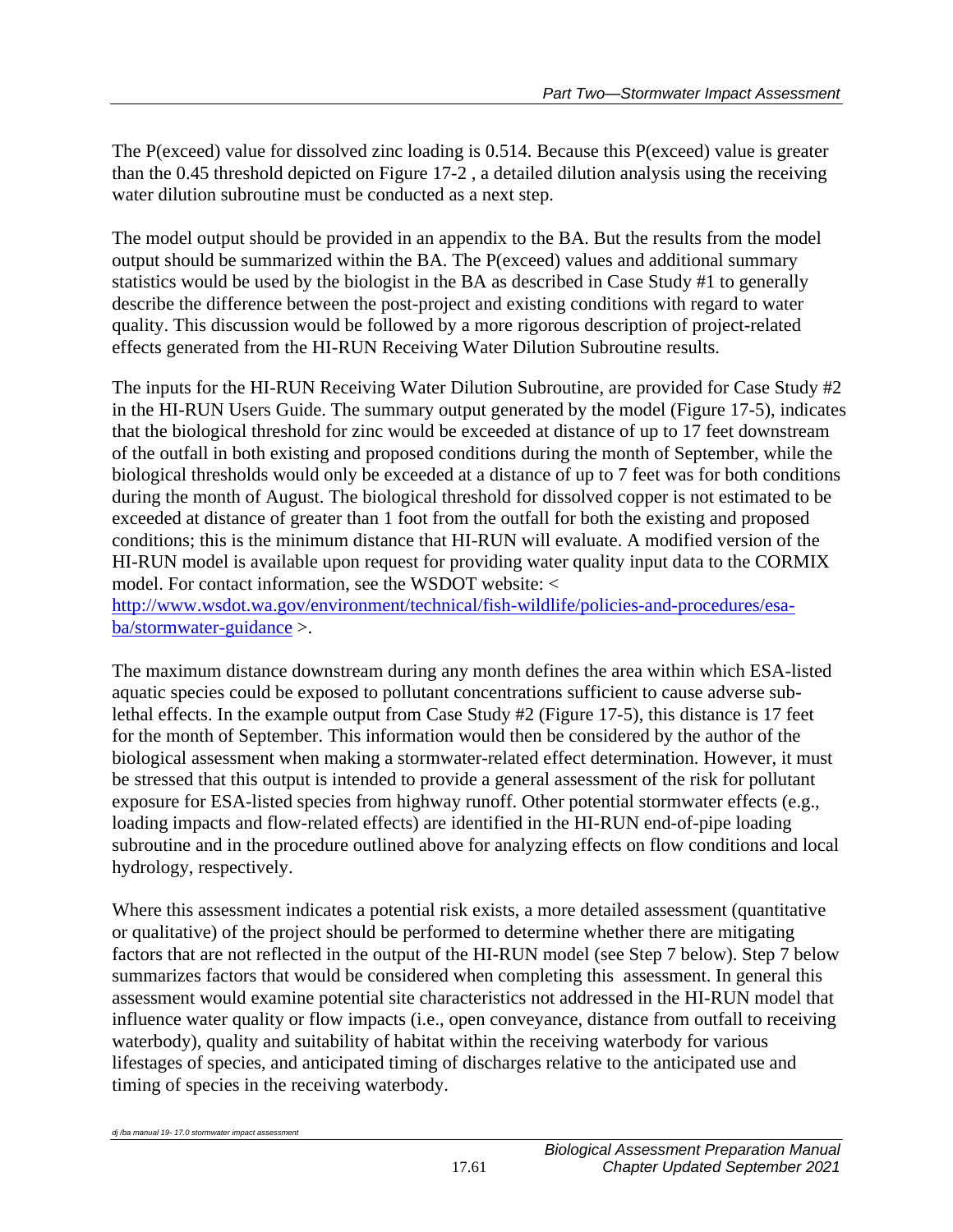The P(exceed) value for dissolved zinc loading is 0.514. Because this P(exceed) value is greater than the 0.45 threshold depicted on Figure 17-2 , a detailed dilution analysis using the receiving water dilution subroutine must be conducted as a next step.

The model output should be provided in an appendix to the BA. But the results from the model output should be summarized within the BA. The P(exceed) values and additional summary statistics would be used by the biologist in the BA as described in Case Study #1 to generally describe the difference between the post-project and existing conditions with regard to water quality. This discussion would be followed by a more rigorous description of project-related effects generated from the HI-RUN Receiving Water Dilution Subroutine results.

The inputs for the HI-RUN Receiving Water Dilution Subroutine, are provided for Case Study #2 in the HI-RUN Users Guide. The summary output generated by the model (Figure 17-5), indicates that the biological threshold for zinc would be exceeded at distance of up to 17 feet downstream of the outfall in both existing and proposed conditions during the month of September, while the biological thresholds would only be exceeded at a distance of up to 7 feet was for both conditions during the month of August. The biological threshold for dissolved copper is not estimated to be exceeded at distance of greater than 1 foot from the outfall for both the existing and proposed conditions; this is the minimum distance that HI-RUN will evaluate. A modified version of the HI-RUN model is available upon request for providing water quality input data to the CORMIX model. For contact information, see the WSDOT website: < [http://www.wsdot.wa.gov/environment/technical/fish-wildlife/policies-and-procedures/esa-ba/stormwater-guidance](http://www.wsdot.wa.gov/environment/technical/fish-wildlife/policies-and-procedures/esa-ba/stormwater-guidance) >.

The maximum distance downstream during any month defines the area within which ESA-listed aquatic species could be exposed to pollutant concentrations sufficient to cause adverse sub-lethal effects. In the example output from Case Study #2 (Figure 17-5), this distance is 17 feet for the month of September. This information would then be considered by the author of the biological assessment when making a stormwater-related effect determination. However, it must be stressed that this output is intended to provide a general assessment of the risk for pollutant exposure for ESA-listed species from highway runoff. Other potential stormwater effects (e.g., loading impacts and flow-related effects) are identified in the HI-RUN end-of-pipe loading subroutine and in the procedure outlined above for analyzing effects on flow conditions and local hydrology, respectively.

Where this assessment indicates a potential risk exists, a more detailed assessment (quantitative or qualitative) of the project should be performed to determine whether there are mitigating factors that are not reflected in the output of the HI-RUN model (see Step 7 below). Step 7 below summarizes factors that would be considered when completing this assessment. In general this assessment would examine potential site characteristics not addressed in the HI-RUN model that influence water quality or flow impacts (i.e., open conveyance, distance from outfall to receiving waterbody), quality and suitability of habitat within the receiving waterbody for various lifestages of species, and anticipated timing of discharges relative to the anticipated use and timing of species in the receiving waterbody.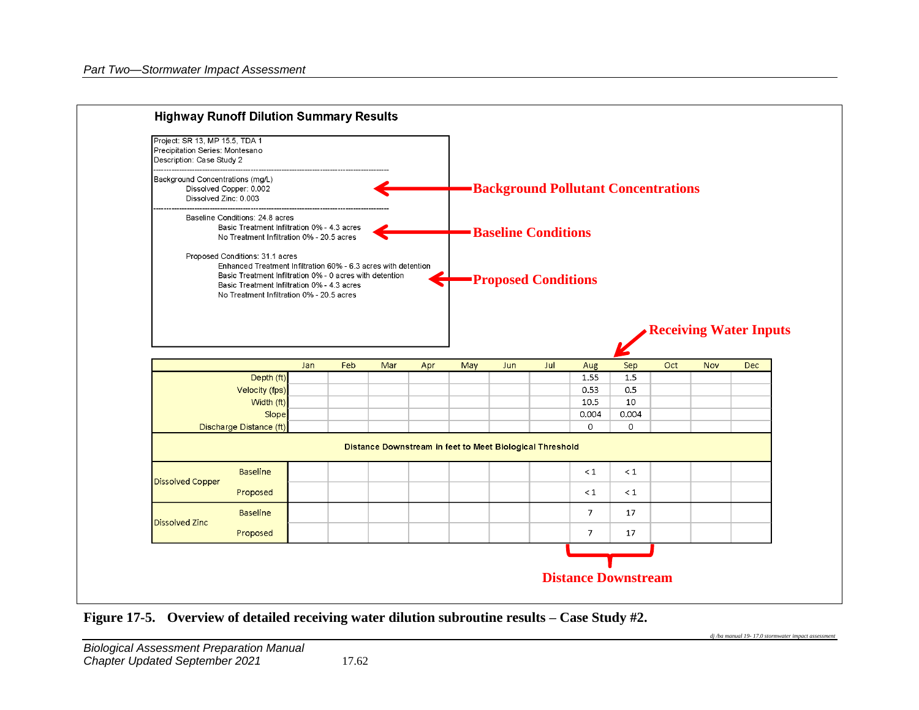## Highway Runoff Dilution Summary Results

Project: SR 13, MP 15.5, TDA 1
Precipitation Series: Montesano
Description: Case Study 2

Background Concentrations (mg/L)
Dissolved Copper: 0.002
Dissolved Zinc: 0.003

Baseline Conditions: 24.8 acres
Basic Treatment Infiltration 0% - 4.3 acres
No Treatment Infiltration 0% - 20.5 acres

Proposed Conditions: 31.1 acres
Enhanced Treatment Infiltration 60% - 6.3 acres with detention
Basic Treatment Infiltration 0% - 0 acres with detention
Basic Treatment Infiltration 0% - 4.3 acres
No Treatment Infiltration 0% - 20.5 acres

**Background Pollutant Concentrations**

**Baseline Conditions**

**Proposed Conditions**

**Receiving Water Inputs**

| | | Jan | Feb | Mar | Apr | May | Jun | Jul | Aug | Sep | Oct | Nov | Dec |
|---|---|---|---|---|---|---|---|---|---|---|---|---|---|
| Depth (ft) | | | | | | | | | 1.55 | 1.5 | | | |
| Velocity (fps) | | | | | | | | | 0.53 | 0.5 | | | |
| Width (ft) | | | | | | | | | 10.5 | 10 | | | |
| Slope | | | | | | | | | 0.004 | 0.004 | | | |
| Discharge Distance (ft) | | | | | | | | | 0 | 0 | | | |
| Distance Downstream in feet to Meet Biological Threshold | | | | | | | | | | | | | |
| Dissolved Copper | Baseline | | | | | | | | < 1 | < 1 | | | |
| | Proposed | | | | | | | | < 1 | < 1 | | | |
| Dissolved Zinc | Baseline | | | | | | | | 7 | 17 | | | |
| | Proposed | | | | | | | | 7 | 17 | | | |

**Distance Downstream**

**Figure 17-5. Overview of detailed receiving water dilution subroutine results – Case Study #2.**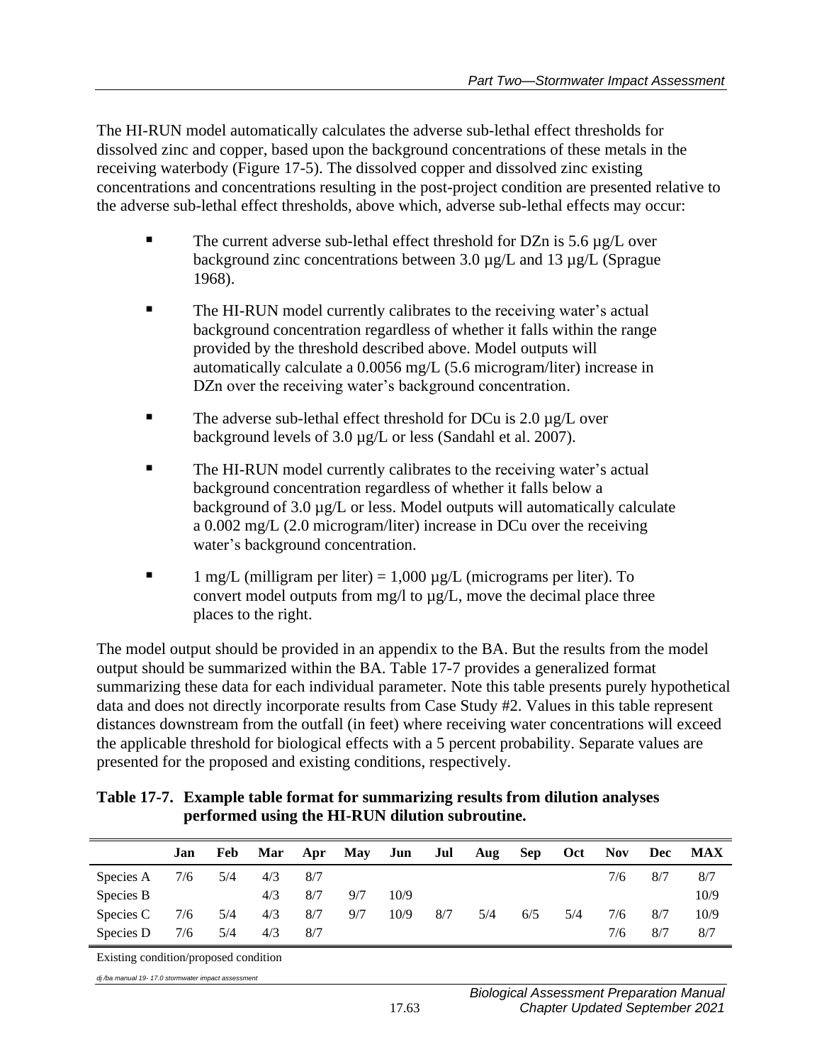The HI-RUN model automatically calculates the adverse sub-lethal effect thresholds for dissolved zinc and copper, based upon the background concentrations of these metals in the receiving waterbody (Figure 17-5). The dissolved copper and dissolved zinc existing concentrations and concentrations resulting in the post-project condition are presented relative to the adverse sub-lethal effect thresholds, above which, adverse sub-lethal effects may occur:

- The current adverse sub-lethal effect threshold for DZn is 5.6 µg/L over background zinc concentrations between 3.0 µg/L and 13 µg/L (Sprague 1968).
- The HI-RUN model currently calibrates to the receiving water's actual background concentration regardless of whether it falls within the range provided by the threshold described above. Model outputs will automatically calculate a 0.0056 mg/L (5.6 microgram/liter) increase in DZn over the receiving water's background concentration.
- The adverse sub-lethal effect threshold for DCu is 2.0 µg/L over background levels of 3.0 µg/L or less (Sandahl et al. 2007).
- The HI-RUN model currently calibrates to the receiving water's actual background concentration regardless of whether it falls below a background of 3.0 µg/L or less. Model outputs will automatically calculate a 0.002 mg/L (2.0 microgram/liter) increase in DCu over the receiving water's background concentration.
- 1 mg/L (milligram per liter) = 1,000 µg/L (micrograms per liter). To convert model outputs from mg/l to µg/L, move the decimal place three places to the right.

The model output should be provided in an appendix to the BA. But the results from the model output should be summarized within the BA. Table 17-7 provides a generalized format summarizing these data for each individual parameter. Note this table presents purely hypothetical data and does not directly incorporate results from Case Study #2. Values in this table represent distances downstream from the outfall (in feet) where receiving water concentrations will exceed the applicable threshold for biological effects with a 5 percent probability. Separate values are presented for the proposed and existing conditions, respectively.

**Table 17-7. Example table format for summarizing results from dilution analyses performed using the HI-RUN dilution subroutine.**

| | Jan | Feb | Mar | Apr | May | Jun | Jul | Aug | Sep | Oct | Nov | Dec | MAX |
|---|---|---|---|---|---|---|---|---|---|---|---|---|---|
| Species A | 7/6 | 5/4 | 4/3 | 8/7 | | | | | | | 7/6 | 8/7 | 8/7 |
| Species B | | | 4/3 | 8/7 | 9/7 | 10/9 | | | | | | | 10/9 |
| Species C | 7/6 | 5/4 | 4/3 | 8/7 | 9/7 | 10/9 | 8/7 | 5/4 | 6/5 | 5/4 | 7/6 | 8/7 | 10/9 |
| Species D | 7/6 | 5/4 | 4/3 | 8/7 | | | | | | | 7/6 | 8/7 | 8/7 |

Existing condition/proposed condition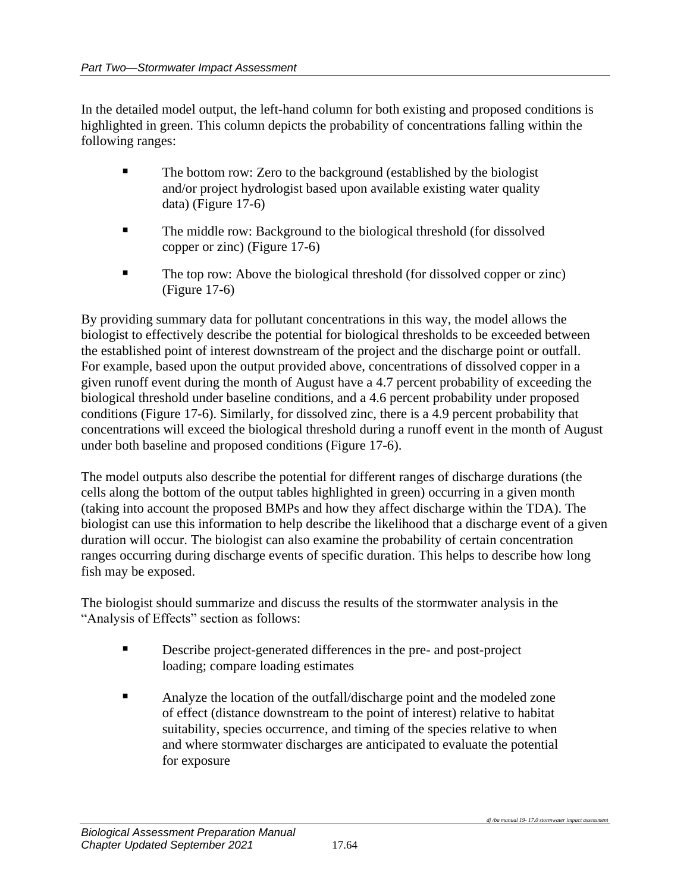In the detailed model output, the left-hand column for both existing and proposed conditions is highlighted in green. This column depicts the probability of concentrations falling within the following ranges:

- The bottom row: Zero to the background (established by the biologist and/or project hydrologist based upon available existing water quality data) (Figure 17-6)
- The middle row: Background to the biological threshold (for dissolved copper or zinc) (Figure 17-6)
- The top row: Above the biological threshold (for dissolved copper or zinc) (Figure 17-6)

By providing summary data for pollutant concentrations in this way, the model allows the biologist to effectively describe the potential for biological thresholds to be exceeded between the established point of interest downstream of the project and the discharge point or outfall. For example, based upon the output provided above, concentrations of dissolved copper in a given runoff event during the month of August have a 4.7 percent probability of exceeding the biological threshold under baseline conditions, and a 4.6 percent probability under proposed conditions (Figure 17-6). Similarly, for dissolved zinc, there is a 4.9 percent probability that concentrations will exceed the biological threshold during a runoff event in the month of August under both baseline and proposed conditions (Figure 17-6).

The model outputs also describe the potential for different ranges of discharge durations (the cells along the bottom of the output tables highlighted in green) occurring in a given month (taking into account the proposed BMPs and how they affect discharge within the TDA). The biologist can use this information to help describe the likelihood that a discharge event of a given duration will occur. The biologist can also examine the probability of certain concentration ranges occurring during discharge events of specific duration. This helps to describe how long fish may be exposed.

The biologist should summarize and discuss the results of the stormwater analysis in the "Analysis of Effects" section as follows:

- Describe project-generated differences in the pre- and post-project loading; compare loading estimates
- Analyze the location of the outfall/discharge point and the modeled zone of effect (distance downstream to the point of interest) relative to habitat suitability, species occurrence, and timing of the species relative to when and where stormwater discharges are anticipated to evaluate the potential for exposure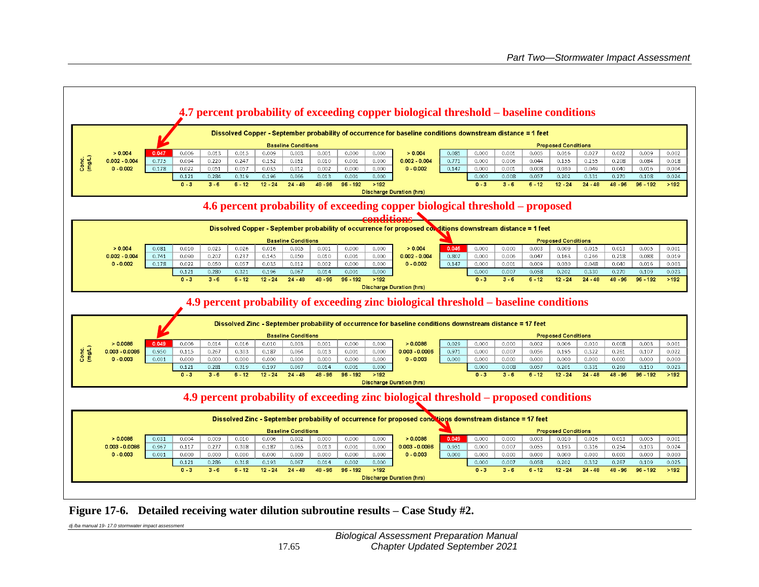**4.7 percent probability of exceeding copper biological threshold – baseline conditions**

Dissolved Copper - September probability of occurrence for baseline conditions downstream distance = 1 feet

| Conc. (mg/L) | | Baseline Conditions | | | | | | | | | | | Proposed Conditions | | | | | | | | |
|---|---|---|---|---|---|---|---|---|---|---|---|---|---|---|---|---|---|---|---|---|---|
| > 0.004 | 0.047 | 0.006 | 0.013 | 0.015 | 0.009 | 0.003 | 0.001 | 0.000 | 0.000 | > 0.004 | 0.081 | 0.000 | 0.001 | 0.005 | 0.016 | 0.027 | 0.022 | 0.009 | 0.002 |
| 0.002 - 0.004 | 0.775 | 0.094 | 0.220 | 0.247 | 0.152 | 0.051 | 0.010 | 0.001 | 0.000 | 0.002 - 0.004 | 0.771 | 0.000 | 0.006 | 0.044 | 0.155 | 0.255 | 0.208 | 0.084 | 0.018 |
| 0 - 0.002 | 0.178 | 0.022 | 0.051 | 0.057 | 0.035 | 0.012 | 0.002 | 0.000 | 0.000 | 0 - 0.002 | 0.147 | 0.000 | 0.001 | 0.008 | 0.030 | 0.049 | 0.040 | 0.016 | 0.004 |
| | | 0.121 | 0.284 | 0.319 | 0.196 | 0.066 | 0.013 | 0.001 | 0.000 | | | 0.000 | 0.008 | 0.057 | 0.202 | 0.331 | 0.270 | 0.108 | 0.024 |
| | | 0 - 3 | 3 - 6 | 6 - 12 | 12 - 24 | 24 - 48 | 48 - 96 | 96 - 192 | >192 | | | 0 - 3 | 3 - 6 | 6 - 12 | 12 - 24 | 24 - 48 | 48 - 96 | 96 - 192 | >192 |

Discharge Duration (hrs)

**4.6 percent probability of exceeding copper biological threshold – proposed conditions**

Dissolved Copper - September probability of occurrence for proposed conditions downstream distance = 1 feet

| | | Baseline Conditions | | | | | | | | | | | Proposed Conditions | | | | | | | |
|---|---|---|---|---|---|---|---|---|---|---|---|---|---|---|---|---|---|---|---|
| > 0.004 | 0.081 | 0.010 | 0.023 | 0.026 | 0.016 | 0.005 | 0.001 | 0.000 | 0.000 | > 0.004 | 0.046 | 0.000 | 0.000 | 0.003 | 0.009 | 0.015 | 0.013 | 0.005 | 0.001 |
| 0.002 - 0.004 | 0.741 | 0.090 | 0.207 | 0.237 | 0.145 | 0.050 | 0.010 | 0.001 | 0.000 | 0.002 - 0.004 | 0.807 | 0.000 | 0.006 | 0.047 | 0.163 | 0.266 | 0.218 | 0.088 | 0.019 |
| 0 - 0.002 | 0.178 | 0.022 | 0.050 | 0.057 | 0.035 | 0.012 | 0.002 | 0.000 | 0.000 | 0 - 0.002 | 0.147 | 0.000 | 0.001 | 0.009 | 0.030 | 0.048 | 0.040 | 0.016 | 0.003 |
| | | 0.121 | 0.280 | 0.321 | 0.196 | 0.067 | 0.014 | 0.001 | 0.000 | | | 0.000 | 0.007 | 0.058 | 0.202 | 0.330 | 0.270 | 0.109 | 0.023 |
| | | 0 - 3 | 3 - 6 | 6 - 12 | 12 - 24 | 24 - 48 | 48 - 96 | 96 - 192 | >192 | | | 0 - 3 | 3 - 6 | 6 - 12 | 12 - 24 | 24 - 48 | 48 - 96 | 96 - 192 | >192 |

Discharge Duration (hrs)

**4.9 percent probability of exceeding zinc biological threshold – baseline conditions**

Dissolved Zinc - September probability of occurrence for baseline conditions downstream distance = 17 feet

| Conc. (mg/L) | | Baseline Conditions | | | | | | | | | | | Proposed Conditions | | | | | | | |
|---|---|---|---|---|---|---|---|---|---|---|---|---|---|---|---|---|---|---|---|
| > 0.0086 | 0.049 | 0.006 | 0.014 | 0.016 | 0.010 | 0.003 | 0.001 | 0.000 | 0.000 | > 0.0086 | 0.029 | 0.000 | 0.000 | 0.002 | 0.006 | 0.010 | 0.008 | 0.003 | 0.001 |
| 0.003 - 0.0086 | 0.950 | 0.115 | 0.267 | 0.303 | 0.187 | 0.064 | 0.013 | 0.001 | 0.000 | 0.003 - 0.0086 | 0.971 | 0.000 | 0.007 | 0.056 | 0.195 | 0.322 | 0.261 | 0.107 | 0.022 |
| 0 - 0.003 | 0.001 | 0.000 | 0.000 | 0.000 | 0.000 | 0.000 | 0.000 | 0.000 | 0.000 | 0 - 0.003 | 0.000 | 0.000 | 0.000 | 0.000 | 0.000 | 0.000 | 0.000 | 0.000 | 0.000 |
| | | 0.121 | 0.281 | 0.319 | 0.197 | 0.067 | 0.014 | 0.001 | 0.000 | | | 0.000 | 0.008 | 0.057 | 0.201 | 0.331 | 0.269 | 0.110 | 0.023 |
| | | 0 - 3 | 3 - 6 | 6 - 12 | 12 - 24 | 24 - 48 | 48 - 96 | 96 - 192 | >192 | | | 0 - 3 | 3 - 6 | 6 - 12 | 12 - 24 | 24 - 48 | 48 - 96 | 96 - 192 | >192 |

Discharge Duration (hrs)

**4.9 percent probability of exceeding zinc biological threshold – proposed conditions**

Dissolved Zinc - September probability of occurrence for proposed conditions downstream distance = 17 feet

| | | Baseline Conditions | | | | | | | | | | | Proposed Conditions | | | | | | | |
|---|---|---|---|---|---|---|---|---|---|---|---|---|---|---|---|---|---|---|---|
| > 0.0086 | 0.031 | 0.004 | 0.009 | 0.010 | 0.006 | 0.002 | 0.000 | 0.000 | 0.000 | > 0.0086 | 0.049 | 0.000 | 0.000 | 0.003 | 0.010 | 0.016 | 0.013 | 0.005 | 0.001 |
| 0.003 - 0.0086 | 0.967 | 0.117 | 0.277 | 0.308 | 0.187 | 0.065 | 0.013 | 0.001 | 0.000 | 0.003 - 0.0086 | 0.951 | 0.000 | 0.007 | 0.055 | 0.193 | 0.316 | 0.254 | 0.103 | 0.024 |
| 0 - 0.003 | 0.001 | 0.000 | 0.000 | 0.000 | 0.000 | 0.000 | 0.000 | 0.000 | 0.000 | 0 - 0.003 | 0.000 | 0.000 | 0.000 | 0.000 | 0.000 | 0.000 | 0.000 | 0.000 | 0.000 |
| | | 0.121 | 0.286 | 0.318 | 0.193 | 0.067 | 0.014 | 0.002 | 0.000 | | | 0.000 | 0.007 | 0.058 | 0.202 | 0.332 | 0.267 | 0.109 | 0.025 |
| | | 0 - 3 | 3 - 6 | 6 - 12 | 12 - 24 | 24 - 48 | 48 - 96 | 96 - 192 | >192 | | | 0 - 3 | 3 - 6 | 6 - 12 | 12 - 24 | 24 - 48 | 48 - 96 | 96 - 192 | >192 |

Discharge Duration (hrs)

**Figure 17-6. Detailed receiving water dilution subroutine results – Case Study #2.**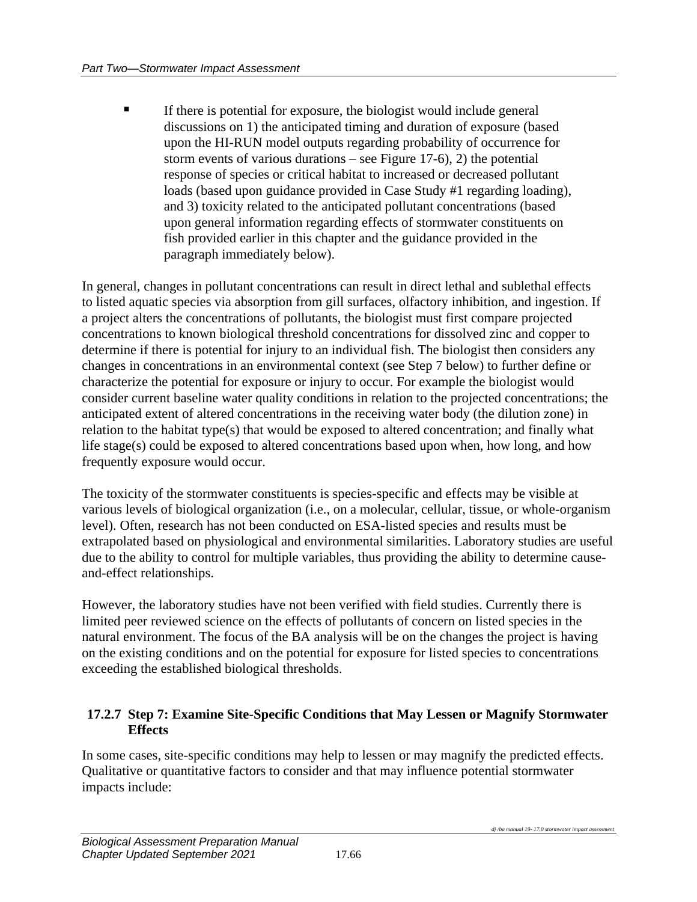- If there is potential for exposure, the biologist would include general discussions on 1) the anticipated timing and duration of exposure (based upon the HI-RUN model outputs regarding probability of occurrence for storm events of various durations – see Figure 17-6), 2) the potential response of species or critical habitat to increased or decreased pollutant loads (based upon guidance provided in Case Study #1 regarding loading), and 3) toxicity related to the anticipated pollutant concentrations (based upon general information regarding effects of stormwater constituents on fish provided earlier in this chapter and the guidance provided in the paragraph immediately below).

In general, changes in pollutant concentrations can result in direct lethal and sublethal effects to listed aquatic species via absorption from gill surfaces, olfactory inhibition, and ingestion. If a project alters the concentrations of pollutants, the biologist must first compare projected concentrations to known biological threshold concentrations for dissolved zinc and copper to determine if there is potential for injury to an individual fish. The biologist then considers any changes in concentrations in an environmental context (see Step 7 below) to further define or characterize the potential for exposure or injury to occur. For example the biologist would consider current baseline water quality conditions in relation to the projected concentrations; the anticipated extent of altered concentrations in the receiving water body (the dilution zone) in relation to the habitat type(s) that would be exposed to altered concentration; and finally what life stage(s) could be exposed to altered concentrations based upon when, how long, and how frequently exposure would occur.

The toxicity of the stormwater constituents is species-specific and effects may be visible at various levels of biological organization (i.e., on a molecular, cellular, tissue, or whole-organism level). Often, research has not been conducted on ESA-listed species and results must be extrapolated based on physiological and environmental similarities. Laboratory studies are useful due to the ability to control for multiple variables, thus providing the ability to determine cause-and-effect relationships.

However, the laboratory studies have not been verified with field studies. Currently there is limited peer reviewed science on the effects of pollutants of concern on listed species in the natural environment. The focus of the BA analysis will be on the changes the project is having on the existing conditions and on the potential for exposure for listed species to concentrations exceeding the established biological thresholds.

### 17.2.7 Step 7: Examine Site-Specific Conditions that May Lessen or Magnify Stormwater Effects

In some cases, site-specific conditions may help to lessen or may magnify the predicted effects. Qualitative or quantitative factors to consider and that may influence potential stormwater impacts include: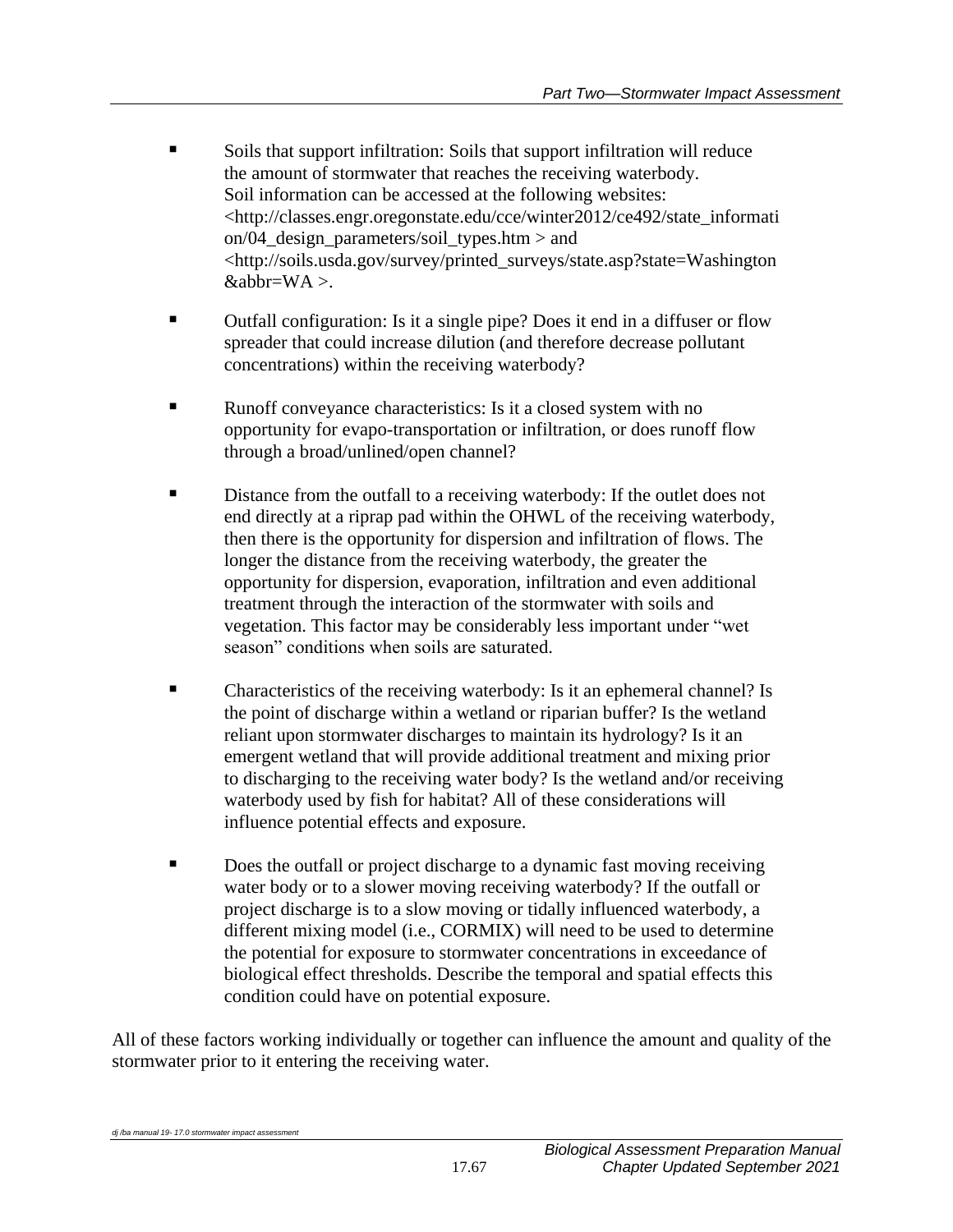- Soils that support infiltration: Soils that support infiltration will reduce the amount of stormwater that reaches the receiving waterbody. Soil information can be accessed at the following websites: <http://classes.engr.oregonstate.edu/cce/winter2012/ce492/state_information/04_design_parameters/soil_types.htm > and <http://soils.usda.gov/survey/printed_surveys/state.asp?state=Washington&abbr=WA >.

- Outfall configuration: Is it a single pipe? Does it end in a diffuser or flow spreader that could increase dilution (and therefore decrease pollutant concentrations) within the receiving waterbody?

- Runoff conveyance characteristics: Is it a closed system with no opportunity for evapo-transportation or infiltration, or does runoff flow through a broad/unlined/open channel?

- Distance from the outfall to a receiving waterbody: If the outlet does not end directly at a riprap pad within the OHWL of the receiving waterbody, then there is the opportunity for dispersion and infiltration of flows. The longer the distance from the receiving waterbody, the greater the opportunity for dispersion, evaporation, infiltration and even additional treatment through the interaction of the stormwater with soils and vegetation. This factor may be considerably less important under “wet season” conditions when soils are saturated.

- Characteristics of the receiving waterbody: Is it an ephemeral channel? Is the point of discharge within a wetland or riparian buffer? Is the wetland reliant upon stormwater discharges to maintain its hydrology? Is it an emergent wetland that will provide additional treatment and mixing prior to discharging to the receiving water body? Is the wetland and/or receiving waterbody used by fish for habitat? All of these considerations will influence potential effects and exposure.

- Does the outfall or project discharge to a dynamic fast moving receiving water body or to a slower moving receiving waterbody? If the outfall or project discharge is to a slow moving or tidally influenced waterbody, a different mixing model (i.e., CORMIX) will need to be used to determine the potential for exposure to stormwater concentrations in exceedance of biological effect thresholds. Describe the temporal and spatial effects this condition could have on potential exposure.

All of these factors working individually or together can influence the amount and quality of the stormwater prior to it entering the receiving water.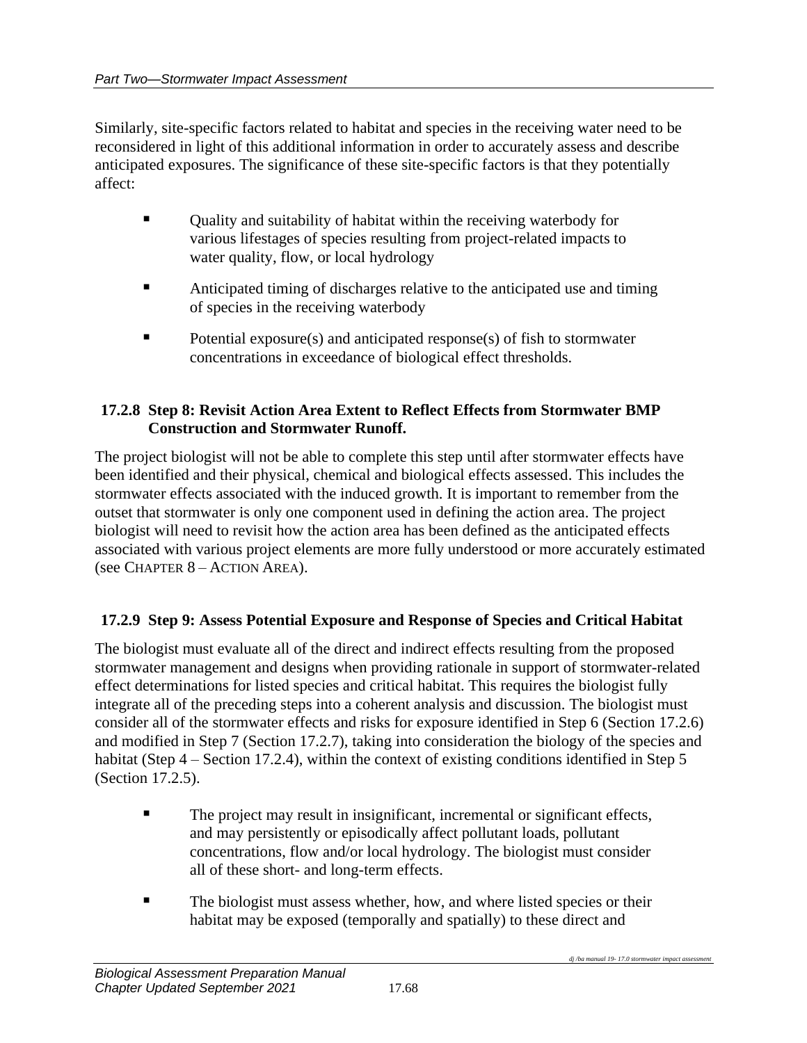Similarly, site-specific factors related to habitat and species in the receiving water need to be reconsidered in light of this additional information in order to accurately assess and describe anticipated exposures. The significance of these site-specific factors is that they potentially affect:

- Quality and suitability of habitat within the receiving waterbody for various lifestages of species resulting from project-related impacts to water quality, flow, or local hydrology
- Anticipated timing of discharges relative to the anticipated use and timing of species in the receiving waterbody
- Potential exposure(s) and anticipated response(s) of fish to stormwater concentrations in exceedance of biological effect thresholds.

### 17.2.8 Step 8: Revisit Action Area Extent to Reflect Effects from Stormwater BMP Construction and Stormwater Runoff.

The project biologist will not be able to complete this step until after stormwater effects have been identified and their physical, chemical and biological effects assessed. This includes the stormwater effects associated with the induced growth. It is important to remember from the outset that stormwater is only one component used in defining the action area. The project biologist will need to revisit how the action area has been defined as the anticipated effects associated with various project elements are more fully understood or more accurately estimated (see CHAPTER 8 – ACTION AREA).

### 17.2.9 Step 9: Assess Potential Exposure and Response of Species and Critical Habitat

The biologist must evaluate all of the direct and indirect effects resulting from the proposed stormwater management and designs when providing rationale in support of stormwater-related effect determinations for listed species and critical habitat. This requires the biologist fully integrate all of the preceding steps into a coherent analysis and discussion. The biologist must consider all of the stormwater effects and risks for exposure identified in Step 6 (Section 17.2.6) and modified in Step 7 (Section 17.2.7), taking into consideration the biology of the species and habitat (Step 4 – Section 17.2.4), within the context of existing conditions identified in Step 5 (Section 17.2.5).

- The project may result in insignificant, incremental or significant effects, and may persistently or episodically affect pollutant loads, pollutant concentrations, flow and/or local hydrology. The biologist must consider all of these short- and long-term effects.
- The biologist must assess whether, how, and where listed species or their habitat may be exposed (temporally and spatially) to these direct and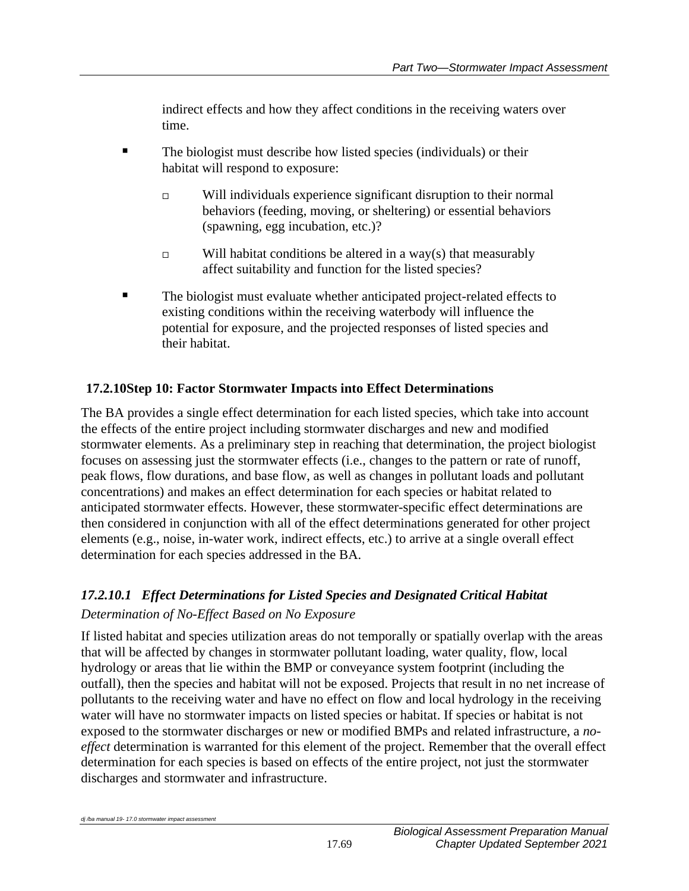indirect effects and how they affect conditions in the receiving waters over time.

- The biologist must describe how listed species (individuals) or their habitat will respond to exposure:
  - Will individuals experience significant disruption to their normal behaviors (feeding, moving, or sheltering) or essential behaviors (spawning, egg incubation, etc.)?
  - Will habitat conditions be altered in a way(s) that measurably affect suitability and function for the listed species?
- The biologist must evaluate whether anticipated project-related effects to existing conditions within the receiving waterbody will influence the potential for exposure, and the projected responses of listed species and their habitat.

### 17.2.10 Step 10: Factor Stormwater Impacts into Effect Determinations

The BA provides a single effect determination for each listed species, which take into account the effects of the entire project including stormwater discharges and new and modified stormwater elements. As a preliminary step in reaching that determination, the project biologist focuses on assessing just the stormwater effects (i.e., changes to the pattern or rate of runoff, peak flows, flow durations, and base flow, as well as changes in pollutant loads and pollutant concentrations) and makes an effect determination for each species or habitat related to anticipated stormwater effects. However, these stormwater-specific effect determinations are then considered in conjunction with all of the effect determinations generated for other project elements (e.g., noise, in-water work, indirect effects, etc.) to arrive at a single overall effect determination for each species addressed in the BA.

#### *17.2.10.1 Effect Determinations for Listed Species and Designated Critical Habitat*

*Determination of No-Effect Based on No Exposure*

If listed habitat and species utilization areas do not temporally or spatially overlap with the areas that will be affected by changes in stormwater pollutant loading, water quality, flow, local hydrology or areas that lie within the BMP or conveyance system footprint (including the outfall), then the species and habitat will not be exposed. Projects that result in no net increase of pollutants to the receiving water and have no effect on flow and local hydrology in the receiving water will have no stormwater impacts on listed species or habitat. If species or habitat is not exposed to the stormwater discharges or new or modified BMPs and related infrastructure, a *no-effect* determination is warranted for this element of the project. Remember that the overall effect determination for each species is based on effects of the entire project, not just the stormwater discharges and stormwater and infrastructure.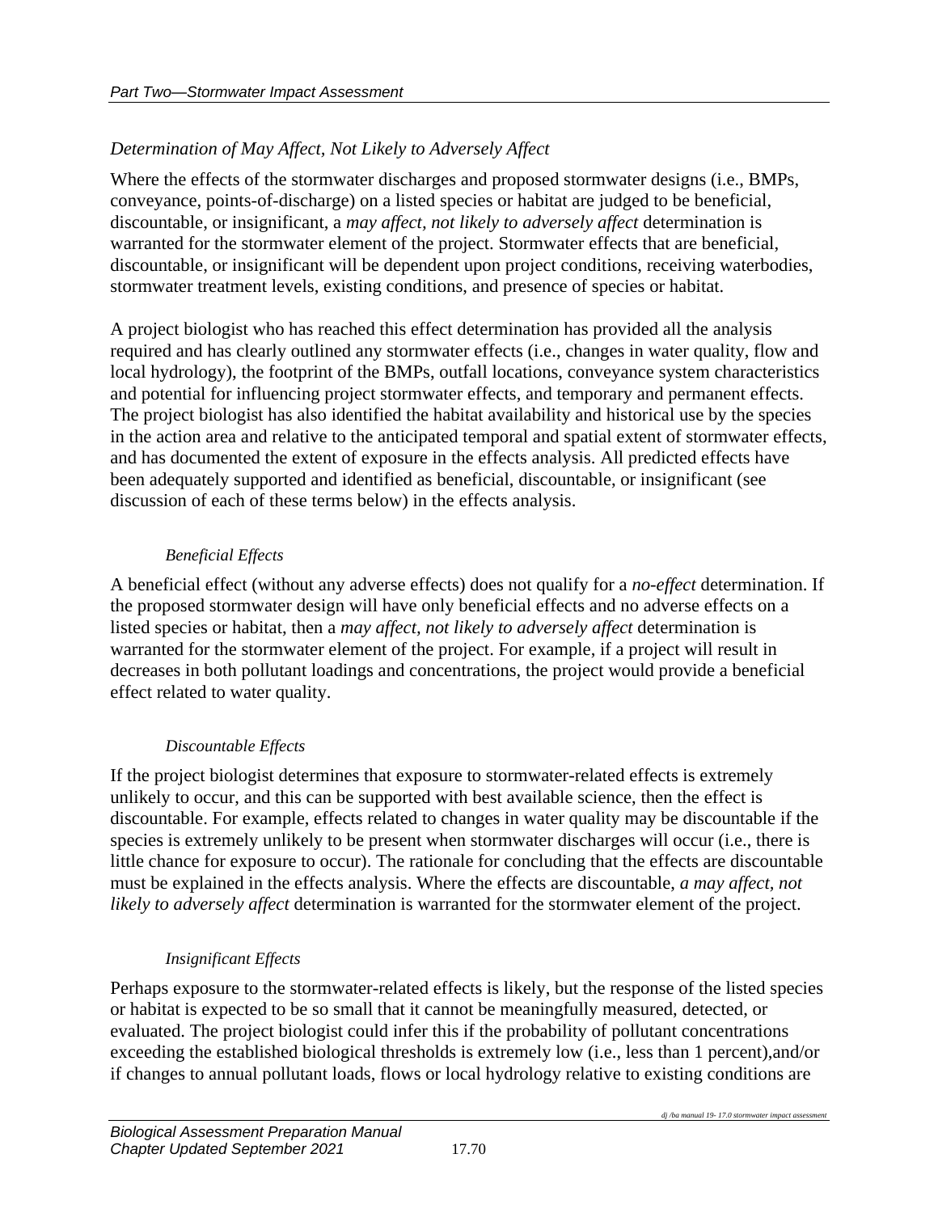### *Determination of May Affect, Not Likely to Adversely Affect*

Where the effects of the stormwater discharges and proposed stormwater designs (i.e., BMPs, conveyance, points-of-discharge) on a listed species or habitat are judged to be beneficial, discountable, or insignificant, a *may affect, not likely to adversely affect* determination is warranted for the stormwater element of the project. Stormwater effects that are beneficial, discountable, or insignificant will be dependent upon project conditions, receiving waterbodies, stormwater treatment levels, existing conditions, and presence of species or habitat.

A project biologist who has reached this effect determination has provided all the analysis required and has clearly outlined any stormwater effects (i.e., changes in water quality, flow and local hydrology), the footprint of the BMPs, outfall locations, conveyance system characteristics and potential for influencing project stormwater effects, and temporary and permanent effects. The project biologist has also identified the habitat availability and historical use by the species in the action area and relative to the anticipated temporal and spatial extent of stormwater effects, and has documented the extent of exposure in the effects analysis. All predicted effects have been adequately supported and identified as beneficial, discountable, or insignificant (see discussion of each of these terms below) in the effects analysis.

#### *Beneficial Effects*

A beneficial effect (without any adverse effects) does not qualify for a *no-effect* determination. If the proposed stormwater design will have only beneficial effects and no adverse effects on a listed species or habitat, then a *may affect, not likely to adversely affect* determination is warranted for the stormwater element of the project. For example, if a project will result in decreases in both pollutant loadings and concentrations, the project would provide a beneficial effect related to water quality.

#### *Discountable Effects*

If the project biologist determines that exposure to stormwater-related effects is extremely unlikely to occur, and this can be supported with best available science, then the effect is discountable. For example, effects related to changes in water quality may be discountable if the species is extremely unlikely to be present when stormwater discharges will occur (i.e., there is little chance for exposure to occur). The rationale for concluding that the effects are discountable must be explained in the effects analysis. Where the effects are discountable, *a may affect, not likely to adversely affect* determination is warranted for the stormwater element of the project.

#### *Insignificant Effects*

Perhaps exposure to the stormwater-related effects is likely, but the response of the listed species or habitat is expected to be so small that it cannot be meaningfully measured, detected, or evaluated. The project biologist could infer this if the probability of pollutant concentrations exceeding the established biological thresholds is extremely low (i.e., less than 1 percent),and/or if changes to annual pollutant loads, flows or local hydrology relative to existing conditions are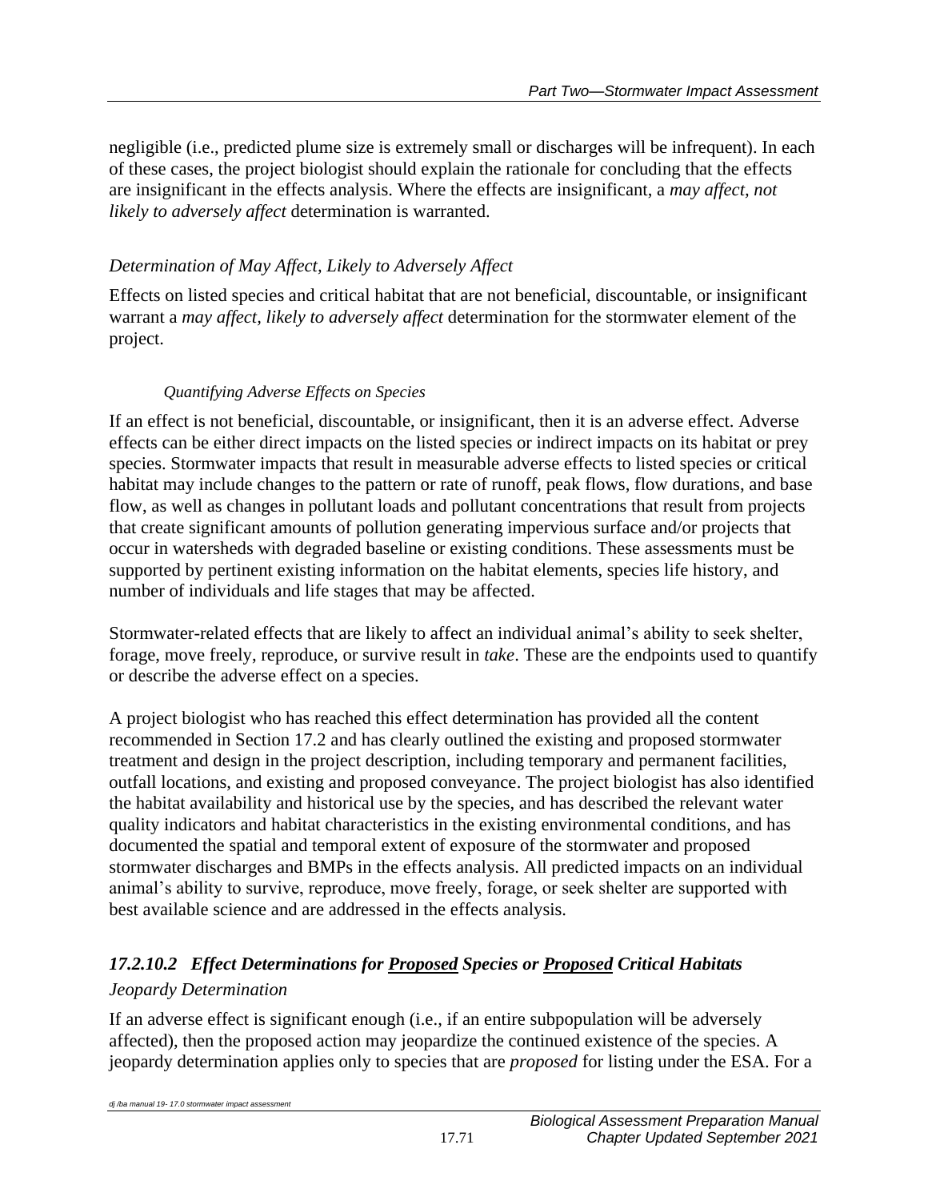negligible (i.e., predicted plume size is extremely small or discharges will be infrequent). In each of these cases, the project biologist should explain the rationale for concluding that the effects are insignificant in the effects analysis. Where the effects are insignificant, a *may affect, not likely to adversely affect* determination is warranted.

*Determination of May Affect, Likely to Adversely Affect*

Effects on listed species and critical habitat that are not beneficial, discountable, or insignificant warrant a *may affect, likely to adversely affect* determination for the stormwater element of the project.

*Quantifying Adverse Effects on Species*

If an effect is not beneficial, discountable, or insignificant, then it is an adverse effect. Adverse effects can be either direct impacts on the listed species or indirect impacts on its habitat or prey species. Stormwater impacts that result in measurable adverse effects to listed species or critical habitat may include changes to the pattern or rate of runoff, peak flows, flow durations, and base flow, as well as changes in pollutant loads and pollutant concentrations that result from projects that create significant amounts of pollution generating impervious surface and/or projects that occur in watersheds with degraded baseline or existing conditions. These assessments must be supported by pertinent existing information on the habitat elements, species life history, and number of individuals and life stages that may be affected.

Stormwater-related effects that are likely to affect an individual animal's ability to seek shelter, forage, move freely, reproduce, or survive result in *take*. These are the endpoints used to quantify or describe the adverse effect on a species.

A project biologist who has reached this effect determination has provided all the content recommended in Section 17.2 and has clearly outlined the existing and proposed stormwater treatment and design in the project description, including temporary and permanent facilities, outfall locations, and existing and proposed conveyance. The project biologist has also identified the habitat availability and historical use by the species, and has described the relevant water quality indicators and habitat characteristics in the existing environmental conditions, and has documented the spatial and temporal extent of exposure of the stormwater and proposed stormwater discharges and BMPs in the effects analysis. All predicted impacts on an individual animal's ability to survive, reproduce, move freely, forage, or seek shelter are supported with best available science and are addressed in the effects analysis.

### *17.2.10.2 Effect Determinations for Proposed Species or Proposed Critical Habitats*

*Jeopardy Determination*

If an adverse effect is significant enough (i.e., if an entire subpopulation will be adversely affected), then the proposed action may jeopardize the continued existence of the species. A jeopardy determination applies only to species that are *proposed* for listing under the ESA. For a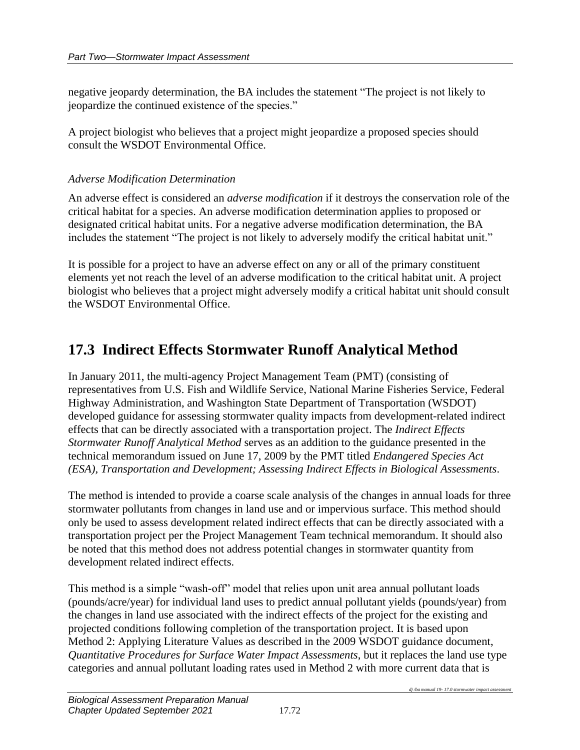negative jeopardy determination, the BA includes the statement "The project is not likely to jeopardize the continued existence of the species."

A project biologist who believes that a project might jeopardize a proposed species should consult the WSDOT Environmental Office.

*Adverse Modification Determination*

An adverse effect is considered an *adverse modification* if it destroys the conservation role of the critical habitat for a species. An adverse modification determination applies to proposed or designated critical habitat units. For a negative adverse modification determination, the BA includes the statement "The project is not likely to adversely modify the critical habitat unit."

It is possible for a project to have an adverse effect on any or all of the primary constituent elements yet not reach the level of an adverse modification to the critical habitat unit. A project biologist who believes that a project might adversely modify a critical habitat unit should consult the WSDOT Environmental Office.

## 17.3 Indirect Effects Stormwater Runoff Analytical Method

In January 2011, the multi-agency Project Management Team (PMT) (consisting of representatives from U.S. Fish and Wildlife Service, National Marine Fisheries Service, Federal Highway Administration, and Washington State Department of Transportation (WSDOT) developed guidance for assessing stormwater quality impacts from development-related indirect effects that can be directly associated with a transportation project. The *Indirect Effects Stormwater Runoff Analytical Method* serves as an addition to the guidance presented in the technical memorandum issued on June 17, 2009 by the PMT titled *Endangered Species Act (ESA), Transportation and Development; Assessing Indirect Effects in Biological Assessments*.

The method is intended to provide a coarse scale analysis of the changes in annual loads for three stormwater pollutants from changes in land use and or impervious surface. This method should only be used to assess development related indirect effects that can be directly associated with a transportation project per the Project Management Team technical memorandum. It should also be noted that this method does not address potential changes in stormwater quantity from development related indirect effects.

This method is a simple "wash-off" model that relies upon unit area annual pollutant loads (pounds/acre/year) for individual land uses to predict annual pollutant yields (pounds/year) from the changes in land use associated with the indirect effects of the project for the existing and projected conditions following completion of the transportation project. It is based upon Method 2: Applying Literature Values as described in the 2009 WSDOT guidance document, *Quantitative Procedures for Surface Water Impact Assessments*, but it replaces the land use type categories and annual pollutant loading rates used in Method 2 with more current data that is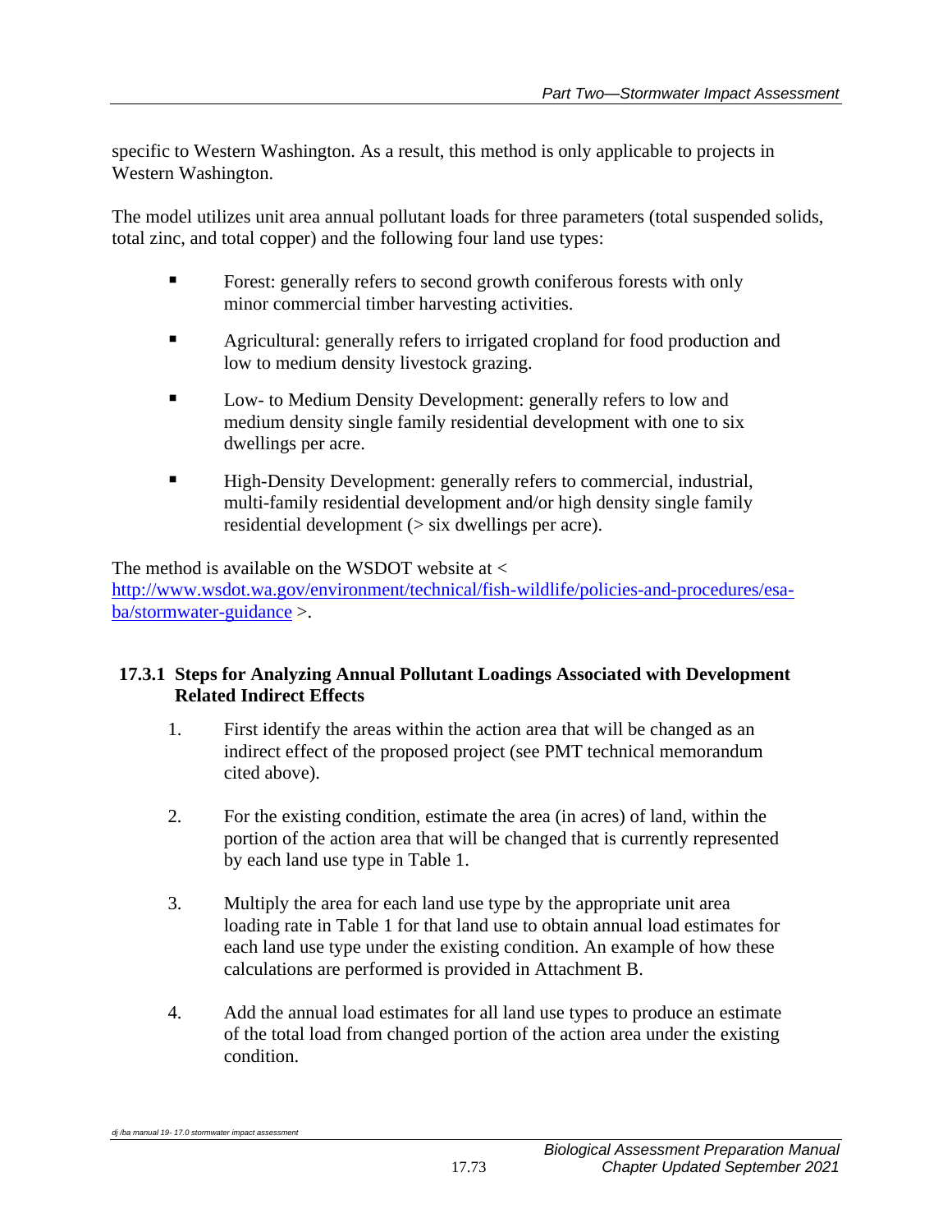specific to Western Washington. As a result, this method is only applicable to projects in Western Washington.

The model utilizes unit area annual pollutant loads for three parameters (total suspended solids, total zinc, and total copper) and the following four land use types:

- Forest: generally refers to second growth coniferous forests with only minor commercial timber harvesting activities.
- Agricultural: generally refers to irrigated cropland for food production and low to medium density livestock grazing.
- Low- to Medium Density Development: generally refers to low and medium density single family residential development with one to six dwellings per acre.
- High-Density Development: generally refers to commercial, industrial, multi-family residential development and/or high density single family residential development (> six dwellings per acre).

The method is available on the WSDOT website at < [http://www.wsdot.wa.gov/environment/technical/fish-wildlife/policies-and-procedures/esa-ba/stormwater-guidance](http://www.wsdot.wa.gov/environment/technical/fish-wildlife/policies-and-procedures/esa-ba/stormwater-guidance) >.

### 17.3.1 Steps for Analyzing Annual Pollutant Loadings Associated with Development Related Indirect Effects

1. First identify the areas within the action area that will be changed as an indirect effect of the proposed project (see PMT technical memorandum cited above).

2. For the existing condition, estimate the area (in acres) of land, within the portion of the action area that will be changed that is currently represented by each land use type in Table 1.

3. Multiply the area for each land use type by the appropriate unit area loading rate in Table 1 for that land use to obtain annual load estimates for each land use type under the existing condition. An example of how these calculations are performed is provided in Attachment B.

4. Add the annual load estimates for all land use types to produce an estimate of the total load from changed portion of the action area under the existing condition.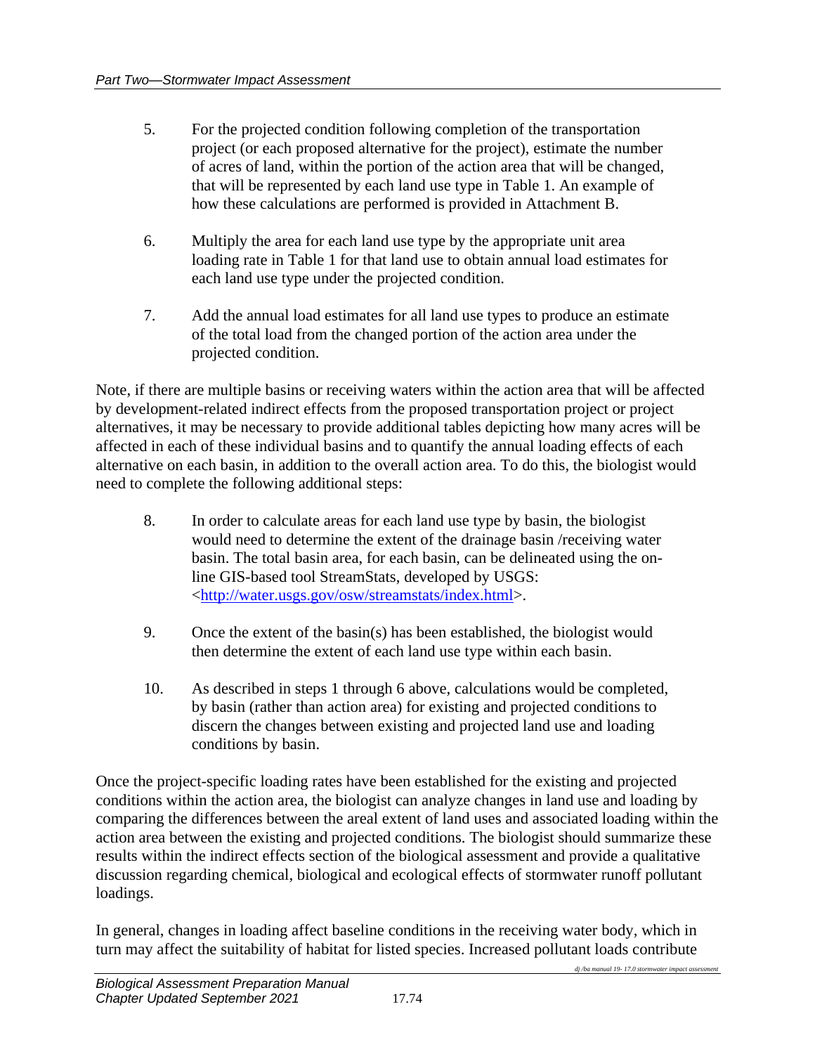5. For the projected condition following completion of the transportation project (or each proposed alternative for the project), estimate the number of acres of land, within the portion of the action area that will be changed, that will be represented by each land use type in Table 1. An example of how these calculations are performed is provided in Attachment B.

6. Multiply the area for each land use type by the appropriate unit area loading rate in Table 1 for that land use to obtain annual load estimates for each land use type under the projected condition.

7. Add the annual load estimates for all land use types to produce an estimate of the total load from the changed portion of the action area under the projected condition.

Note, if there are multiple basins or receiving waters within the action area that will be affected by development-related indirect effects from the proposed transportation project or project alternatives, it may be necessary to provide additional tables depicting how many acres will be affected in each of these individual basins and to quantify the annual loading effects of each alternative on each basin, in addition to the overall action area. To do this, the biologist would need to complete the following additional steps:

8. In order to calculate areas for each land use type by basin, the biologist would need to determine the extent of the drainage basin /receiving water basin. The total basin area, for each basin, can be delineated using the on-line GIS-based tool StreamStats, developed by USGS: <http://water.usgs.gov/osw/streamstats/index.html>.

9. Once the extent of the basin(s) has been established, the biologist would then determine the extent of each land use type within each basin.

10. As described in steps 1 through 6 above, calculations would be completed, by basin (rather than action area) for existing and projected conditions to discern the changes between existing and projected land use and loading conditions by basin.

Once the project-specific loading rates have been established for the existing and projected conditions within the action area, the biologist can analyze changes in land use and loading by comparing the differences between the areal extent of land uses and associated loading within the action area between the existing and projected conditions. The biologist should summarize these results within the indirect effects section of the biological assessment and provide a qualitative discussion regarding chemical, biological and ecological effects of stormwater runoff pollutant loadings.

In general, changes in loading affect baseline conditions in the receiving water body, which in turn may affect the suitability of habitat for listed species. Increased pollutant loads contribute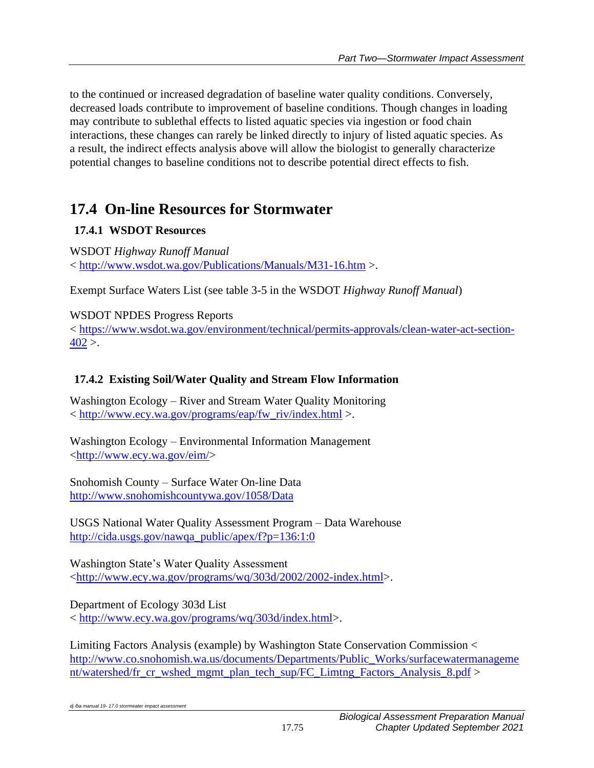to the continued or increased degradation of baseline water quality conditions. Conversely, decreased loads contribute to improvement of baseline conditions. Though changes in loading may contribute to sublethal effects to listed aquatic species via ingestion or food chain interactions, these changes can rarely be linked directly to injury of listed aquatic species. As a result, the indirect effects analysis above will allow the biologist to generally characterize potential changes to baseline conditions not to describe potential direct effects to fish.

## 17.4 On-line Resources for Stormwater

### 17.4.1 WSDOT Resources

WSDOT *Highway Runoff Manual*
< http://www.wsdot.wa.gov/Publications/Manuals/M31-16.htm >.

Exempt Surface Waters List (see table 3-5 in the WSDOT *Highway Runoff Manual*)

WSDOT NPDES Progress Reports
< https://www.wsdot.wa.gov/environment/technical/permits-approvals/clean-water-act-section-402 >.

### 17.4.2 Existing Soil/Water Quality and Stream Flow Information

Washington Ecology – River and Stream Water Quality Monitoring
< http://www.ecy.wa.gov/programs/eap/fw_riv/index.html >.

Washington Ecology – Environmental Information Management
<http://www.ecy.wa.gov/eim/>

Snohomish County – Surface Water On-line Data
http://www.snohomishcountywa.gov/1058/Data

USGS National Water Quality Assessment Program – Data Warehouse
http://cida.usgs.gov/nawqa_public/apex/f?p=136:1:0

Washington State's Water Quality Assessment
<http://www.ecy.wa.gov/programs/wq/303d/2002/2002-index.html>.

Department of Ecology 303d List
< http://www.ecy.wa.gov/programs/wq/303d/index.html>.

Limiting Factors Analysis (example) by Washington State Conservation Commission < http://www.co.snohomish.wa.us/documents/Departments/Public_Works/surfacewatermanagement/watershed/fr_cr_wshed_mgmt_plan_tech_sup/FC_Limtng_Factors_Analysis_8.pdf >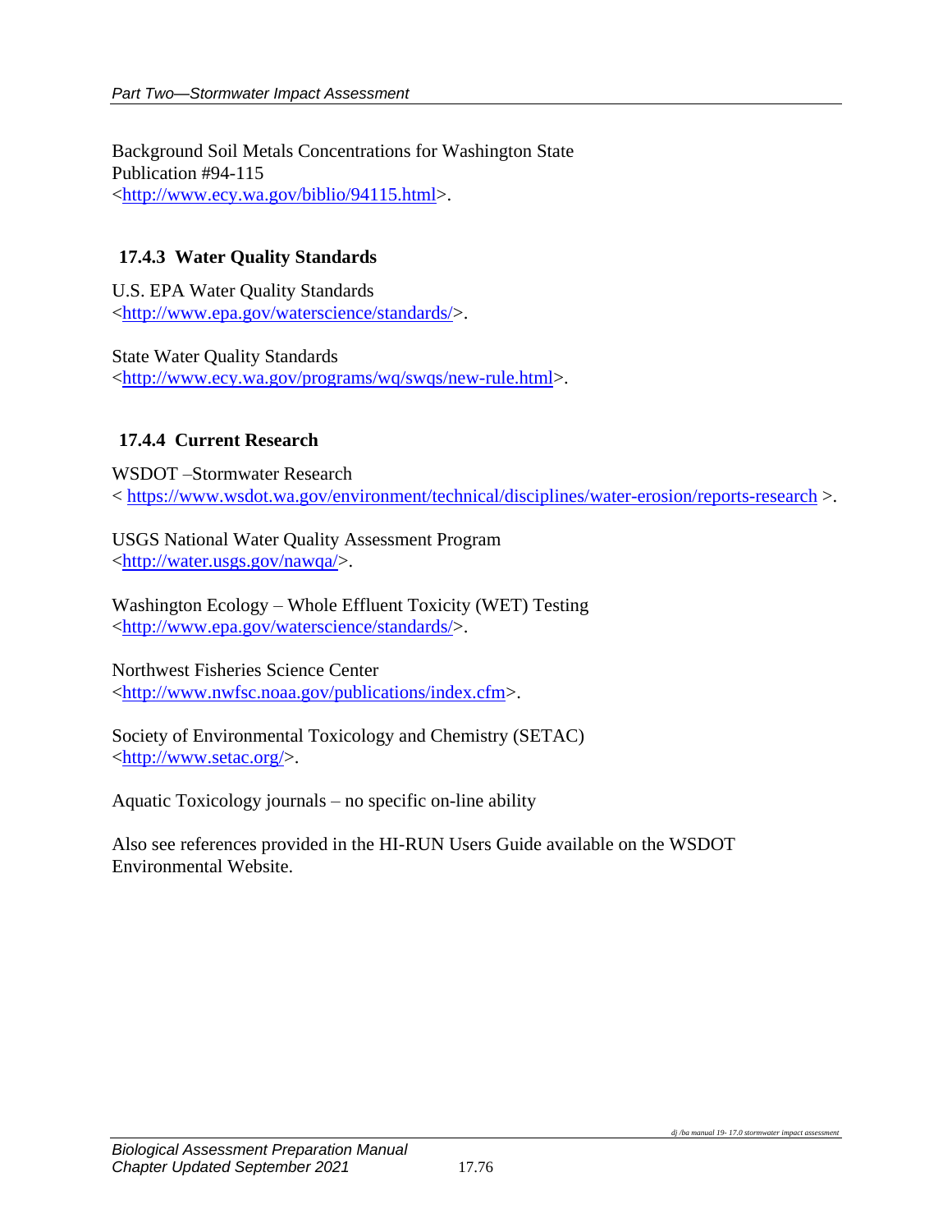Background Soil Metals Concentrations for Washington State
Publication #94-115
<http://www.ecy.wa.gov/biblio/94115.html>.

### 17.4.3 Water Quality Standards

U.S. EPA Water Quality Standards
<http://www.epa.gov/waterscience/standards/>.

State Water Quality Standards
<http://www.ecy.wa.gov/programs/wq/swqs/new-rule.html>.

### 17.4.4 Current Research

WSDOT –Stormwater Research
< https://www.wsdot.wa.gov/environment/technical/disciplines/water-erosion/reports-research >.

USGS National Water Quality Assessment Program
<http://water.usgs.gov/nawqa/>.

Washington Ecology – Whole Effluent Toxicity (WET) Testing
<http://www.epa.gov/waterscience/standards/>.

Northwest Fisheries Science Center
<http://www.nwfsc.noaa.gov/publications/index.cfm>.

Society of Environmental Toxicology and Chemistry (SETAC)
<http://www.setac.org/>.

Aquatic Toxicology journals – no specific on-line ability

Also see references provided in the HI-RUN Users Guide available on the WSDOT Environmental Website.